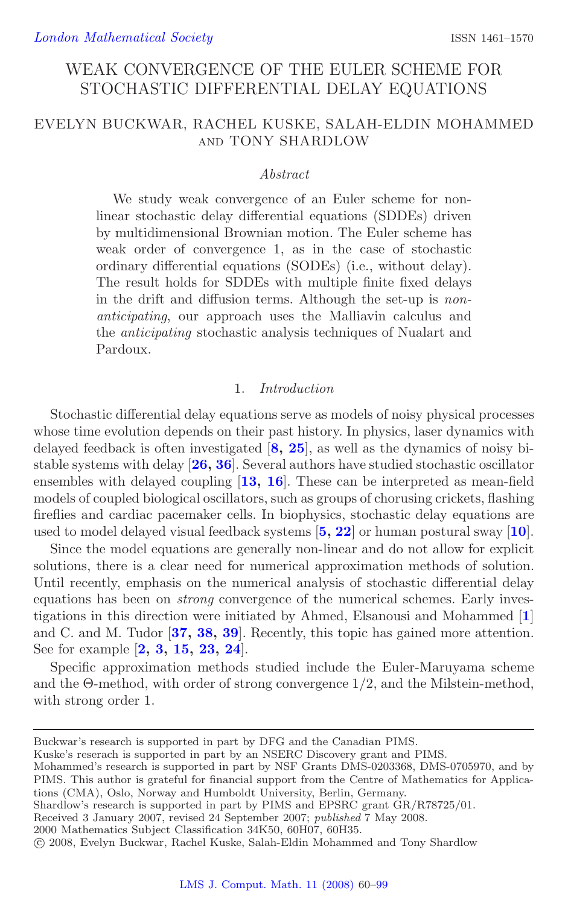London Mathematical Society ISSN 1461–1570

# WEAK CONVERGENCE OF THE EULER SCHEME FOR STOCHASTIC DIFFERENTIAL DELAY EQUATIONS

EVELYN BUCKWAR, RACHEL KUSKE, SALAH-ELDIN MOHAMMED AND TONY SHARDLOW

*Abstract*

We study weak convergence of an Euler scheme for non-linear stochastic delay differential equations (SDDEs) driven by multidimensional Brownian motion. The Euler scheme has weak order of convergence 1, as in the case of stochastic ordinary differential equations (SODEs) (i.e., without delay). The result holds for SDDEs with multiple finite fixed delays in the drift and diffusion terms. Although the set-up is *non-anticipating*, our approach uses the Malliavin calculus and the *anticipating* stochastic analysis techniques of Nualart and Pardoux.

## 1. *Introduction*

Stochastic differential delay equations serve as models of noisy physical processes whose time evolution depends on their past history. In physics, laser dynamics with delayed feedback is often investigated [**8, 25**], as well as the dynamics of noisy bi-stable systems with delay [**26, 36**]. Several authors have studied stochastic oscillator ensembles with delayed coupling [**13, 16**]. These can be interpreted as mean-field models of coupled biological oscillators, such as groups of chorusing crickets, flashing fireflies and cardiac pacemaker cells. In biophysics, stochastic delay equations are used to model delayed visual feedback systems [**5, 22**] or human postural sway [**10**].

Since the model equations are generally non-linear and do not allow for explicit solutions, there is a clear need for numerical approximation methods of solution. Until recently, emphasis on the numerical analysis of stochastic differential delay equations has been on *strong* convergence of the numerical schemes. Early investigations in this direction were initiated by Ahmed, Elsanousi and Mohammed [**1**] and C. and M. Tudor [**37, 38, 39**]. Recently, this topic has gained more attention. See for example [**2, 3, 15, 23, 24**].

Specific approximation methods studied include the Euler-Maruyama scheme and the Θ-method, with order of strong convergence 1/2, and the Milstein-method, with strong order 1.

---

Buckwar's research is supported in part by DFG and the Canadian PIMS.

Kuske's reserach is supported in part by an NSERC Discovery grant and PIMS.

Mohammed's research is supported in part by NSF Grants DMS-0203368, DMS-0705970, and by PIMS. This author is grateful for financial support from the Centre of Mathematics for Applications (CMA), Oslo, Norway and Humboldt University, Berlin, Germany.

Shardlow's research is supported in part by PIMS and EPSRC grant GR/R78725/01.

Received 3 January 2007, revised 24 September 2007; *published* 7 May 2008.

2000 Mathematics Subject Classification 34K50, 60H07, 60H35.

© 2008, Evelyn Buckwar, Rachel Kuske, Salah-Eldin Mohammed and Tony Shardlow

LMS J. Comput. Math. 11 (2008) 60–99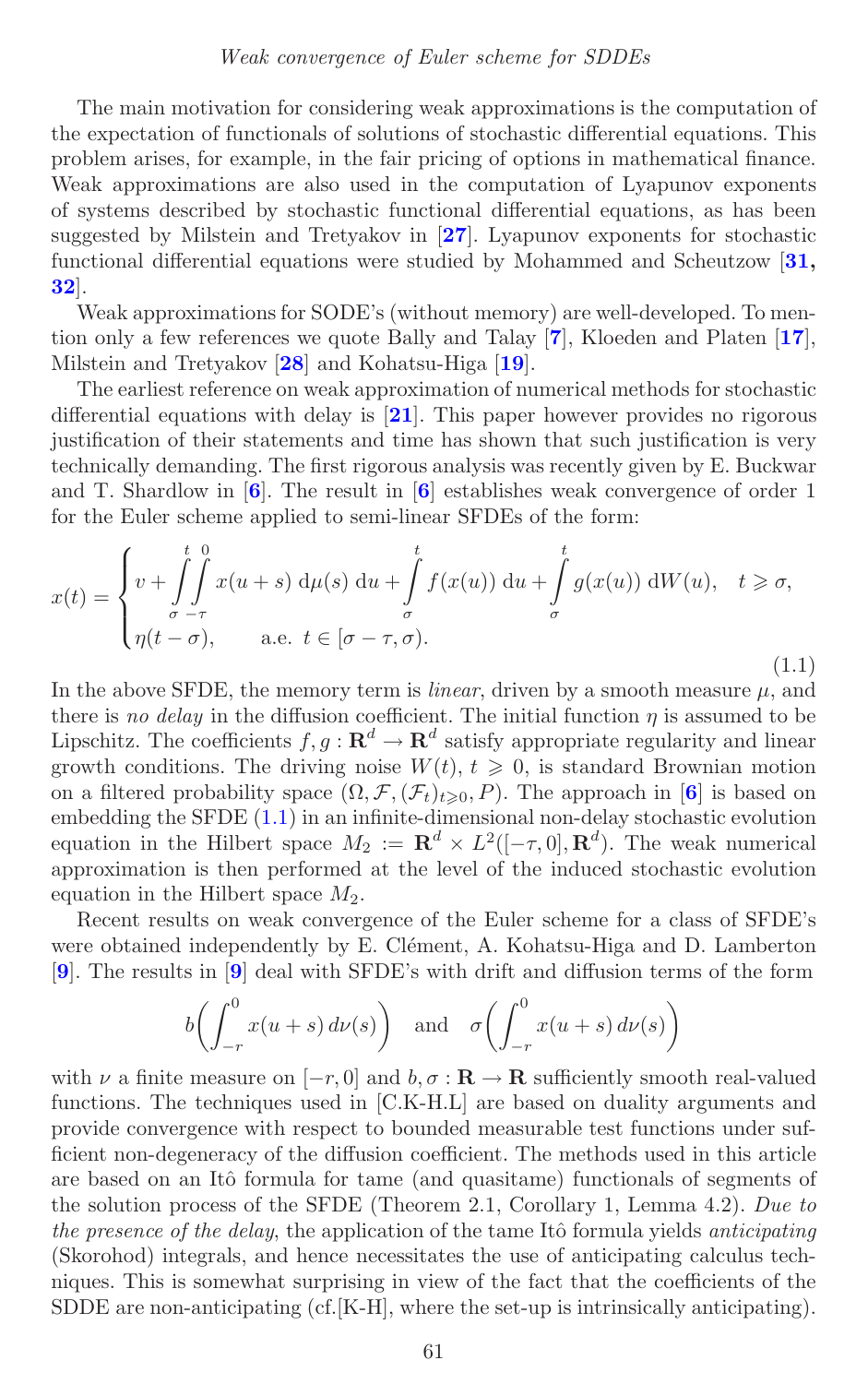The main motivation for considering weak approximations is the computation of the expectation of functionals of solutions of stochastic differential equations. This problem arises, for example, in the fair pricing of options in mathematical finance. Weak approximations are also used in the computation of Lyapunov exponents of systems described by stochastic functional differential equations, as has been suggested by Milstein and Tretyakov in [**27**]. Lyapunov exponents for stochastic functional differential equations were studied by Mohammed and Scheutzow [**31, 32**].

Weak approximations for SODE's (without memory) are well-developed. To mention only a few references we quote Bally and Talay [**7**], Kloeden and Platen [**17**], Milstein and Tretyakov [**28**] and Kohatsu-Higa [**19**].

The earliest reference on weak approximation of numerical methods for stochastic differential equations with delay is [**21**]. This paper however provides no rigorous justification of their statements and time has shown that such justification is very technically demanding. The first rigorous analysis was recently given by E. Buckwar and T. Shardlow in [**6**]. The result in [**6**] establishes weak convergence of order 1 for the Euler scheme applied to semi-linear SFDEs of the form:

$$x(t) = \begin{cases} v + \displaystyle\int_{\sigma}^{t}\int_{-\tau}^{0} x(u+s)\,\mathrm{d}\mu(s)\,\mathrm{d}u + \int_{\sigma}^{t} f(x(u))\,\mathrm{d}u + \int_{\sigma}^{t} g(x(u))\,\mathrm{d}W(u), & t \geqslant \sigma, \\ \eta(t-\sigma), \qquad \text{a.e. } t \in [\sigma-\tau, \sigma). \end{cases} \tag{1.1}$$

In the above SFDE, the memory term is *linear*, driven by a smooth measure $\mu$, and there is *no delay* in the diffusion coefficient. The initial function $\eta$ is assumed to be Lipschitz. The coefficients $f, g : \mathbf{R}^d \to \mathbf{R}^d$ satisfy appropriate regularity and linear growth conditions. The driving noise $W(t)$, $t \geqslant 0$, is standard Brownian motion on a filtered probability space $(\Omega, \mathcal{F}, (\mathcal{F}_t)_{t\geqslant 0}, P)$. The approach in [**6**] is based on embedding the SFDE (1.1) in an infinite-dimensional non-delay stochastic evolution equation in the Hilbert space $M_2 := \mathbf{R}^d \times L^2([-\tau, 0], \mathbf{R}^d)$. The weak numerical approximation is then performed at the level of the induced stochastic evolution equation in the Hilbert space $M_2$.

Recent results on weak convergence of the Euler scheme for a class of SFDE's were obtained independently by E. Clément, A. Kohatsu-Higa and D. Lamberton [**9**]. The results in [**9**] deal with SFDE's with drift and diffusion terms of the form

$$b\left(\int_{-r}^{0} x(u+s)\,d\nu(s)\right) \quad \text{and} \quad \sigma\left(\int_{-r}^{0} x(u+s)\,d\nu(s)\right)$$

with $\nu$ a finite measure on $[-r, 0]$ and $b, \sigma : \mathbf{R} \to \mathbf{R}$ sufficiently smooth real-valued functions. The techniques used in [C.K-H.L] are based on duality arguments and provide convergence with respect to bounded measurable test functions under sufficient non-degeneracy of the diffusion coefficient. The methods used in this article are based on an Itô formula for tame (and quasitame) functionals of segments of the solution process of the SFDE (Theorem 2.1, Corollary 1, Lemma 4.2). *Due to the presence of the delay*, the application of the tame Itô formula yields *anticipating* (Skorohod) integrals, and hence necessitates the use of anticipating calculus techniques. This is somewhat surprising in view of the fact that the coefficients of the SDDE are non-anticipating (cf.[K-H], where the set-up is intrinsically anticipating).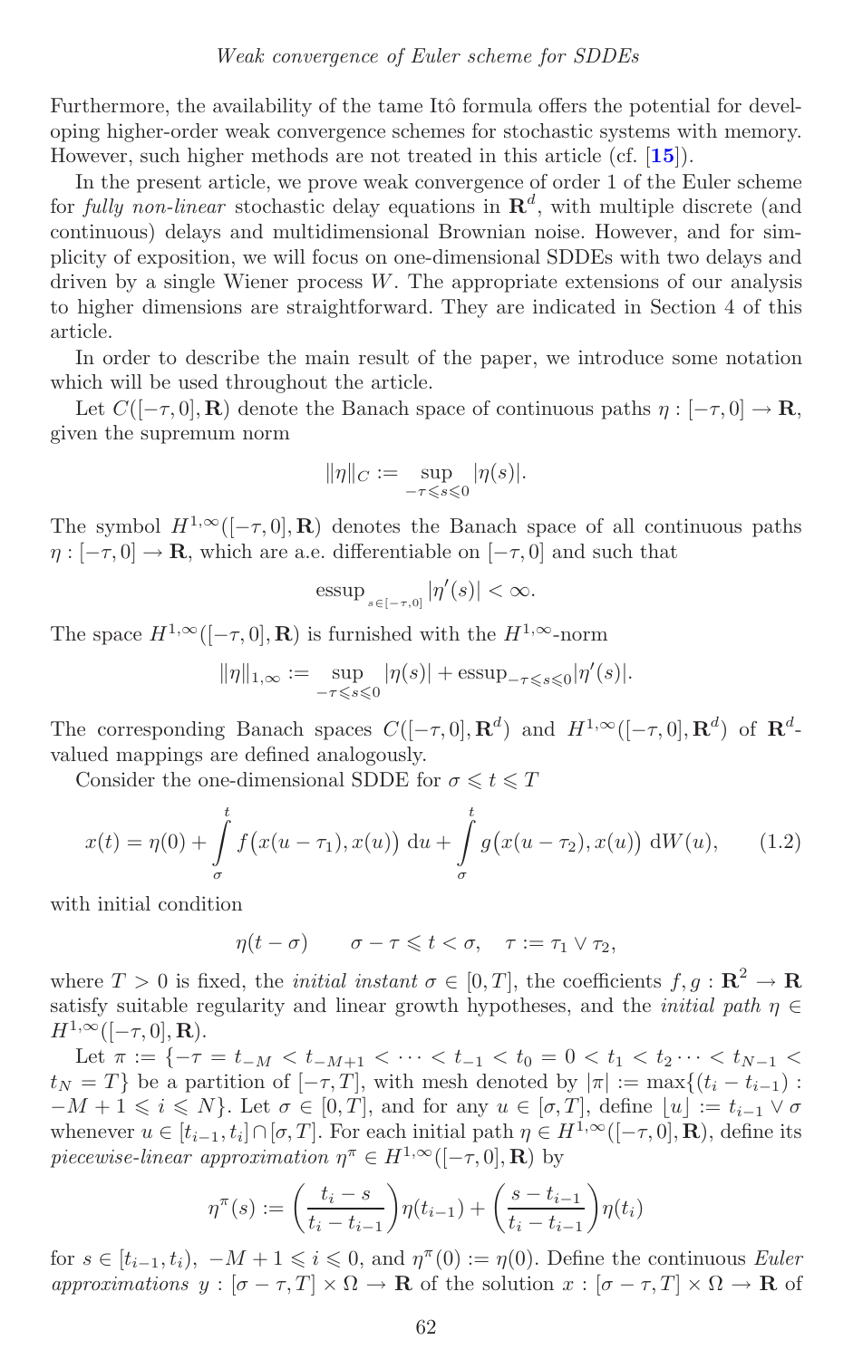Furthermore, the availability of the tame Itô formula offers the potential for developing higher-order weak convergence schemes for stochastic systems with memory. However, such higher methods are not treated in this article (cf. [**15**]).

In the present article, we prove weak convergence of order 1 of the Euler scheme for *fully non-linear* stochastic delay equations in $\mathbf{R}^d$, with multiple discrete (and continuous) delays and multidimensional Brownian noise. However, and for simplicity of exposition, we will focus on one-dimensional SDDEs with two delays and driven by a single Wiener process $W$. The appropriate extensions of our analysis to higher dimensions are straightforward. They are indicated in Section 4 of this article.

In order to describe the main result of the paper, we introduce some notation which will be used throughout the article.

Let $C([-\tau,0],\mathbf{R})$ denote the Banach space of continuous paths $\eta:[-\tau,0]\to\mathbf{R}$, given the supremum norm

$$\|\eta\|_C := \sup_{-\tau\leqslant s\leqslant 0}|\eta(s)|.$$

The symbol $H^{1,\infty}([-\tau,0],\mathbf{R})$ denotes the Banach space of all continuous paths $\eta:[-\tau,0]\to\mathbf{R}$, which are a.e. differentiable on $[-\tau,0]$ and such that

$$\operatorname{essup}_{s\in[-\tau,0]}|\eta'(s)|<\infty.$$

The space $H^{1,\infty}([-\tau,0],\mathbf{R})$ is furnished with the $H^{1,\infty}$-norm

$$\|\eta\|_{1,\infty} := \sup_{-\tau\leqslant s\leqslant 0}|\eta(s)| + \operatorname{essup}_{-\tau\leqslant s\leqslant 0}|\eta'(s)|.$$

The corresponding Banach spaces $C([-\tau,0],\mathbf{R}^d)$ and $H^{1,\infty}([-\tau,0],\mathbf{R}^d)$ of $\mathbf{R}^d$-valued mappings are defined analogously.

Consider the one-dimensional SDDE for $\sigma\leqslant t\leqslant T$

$$x(t)=\eta(0)+\int_\sigma^t f\big(x(u-\tau_1),x(u)\big)\,\mathrm{d}u+\int_\sigma^t g\big(x(u-\tau_2),x(u)\big)\,\mathrm{d}W(u), \tag{1.2}$$

with initial condition

$$\eta(t-\sigma) \qquad \sigma-\tau\leqslant t<\sigma, \quad \tau:=\tau_1\vee\tau_2,$$

where $T>0$ is fixed, the *initial instant* $\sigma\in[0,T]$, the coefficients $f,g:\mathbf{R}^2\to\mathbf{R}$ satisfy suitable regularity and linear growth hypotheses, and the *initial path* $\eta\in H^{1,\infty}([-\tau,0],\mathbf{R})$.

Let $\pi:=\{-\tau=t_{-M}<t_{-M+1}<\cdots<t_{-1}<t_0=0<t_1<t_2\cdots<t_{N-1}<t_N=T\}$ be a partition of $[-\tau,T]$, with mesh denoted by $|\pi|:=\max\{(t_i-t_{i-1}):-M+1\leqslant i\leqslant N\}$. Let $\sigma\in[0,T]$, and for any $u\in[\sigma,T]$, define $\lfloor u\rfloor:=t_{i-1}\vee\sigma$ whenever $u\in[t_{i-1},t_i]\cap[\sigma,T]$. For each initial path $\eta\in H^{1,\infty}([-\tau,0],\mathbf{R})$, define its *piecewise-linear approximation* $\eta^\pi\in H^{1,\infty}([-\tau,0],\mathbf{R})$ by

$$\eta^\pi(s):=\left(\frac{t_i-s}{t_i-t_{i-1}}\right)\eta(t_{i-1})+\left(\frac{s-t_{i-1}}{t_i-t_{i-1}}\right)\eta(t_i)$$

for $s\in[t_{i-1},t_i)$, $-M+1\leqslant i\leqslant 0$, and $\eta^\pi(0):=\eta(0)$. Define the continuous *Euler approximations* $y:[\sigma-\tau,T]\times\Omega\to\mathbf{R}$ of the solution $x:[\sigma-\tau,T]\times\Omega\to\mathbf{R}$ of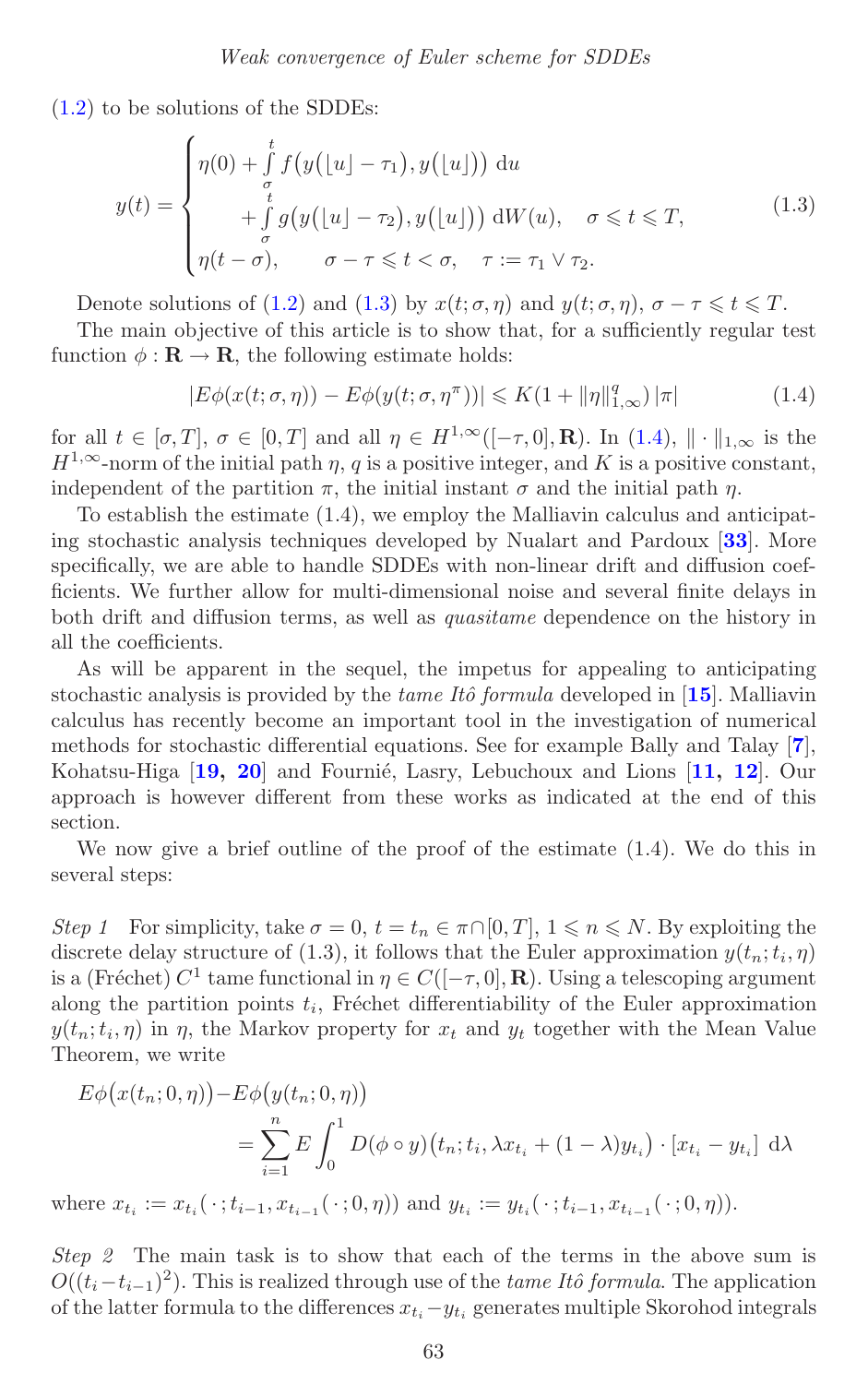(1.2) to be solutions of the SDDEs:

$$
y(t) = \begin{cases} \eta(0) + \int\limits_{\sigma}^{t} f\big(y(\lfloor u \rfloor - \tau_1), y(\lfloor u \rfloor)\big) \, \mathrm{d}u \\ \qquad + \int\limits_{\sigma}^{t} g\big(y(\lfloor u \rfloor - \tau_2), y(\lfloor u \rfloor)\big) \, \mathrm{d}W(u), \quad \sigma \leqslant t \leqslant T, \\ \eta(t - \sigma), \qquad \sigma - \tau \leqslant t < \sigma, \quad \tau := \tau_1 \vee \tau_2. \end{cases} \tag{1.3}
$$

Denote solutions of (1.2) and (1.3) by $x(t; \sigma, \eta)$ and $y(t; \sigma, \eta)$, $\sigma - \tau \leqslant t \leqslant T$.

The main objective of this article is to show that, for a sufficiently regular test function $\phi : \mathbf{R} \to \mathbf{R}$, the following estimate holds:

$$
|E\phi(x(t; \sigma, \eta)) - E\phi(y(t; \sigma, \eta^{\pi}))| \leqslant K(1 + \|\eta\|_{1,\infty}^{q}) \, |\pi| \tag{1.4}
$$

for all $t \in [\sigma, T]$, $\sigma \in [0, T]$ and all $\eta \in H^{1,\infty}([-\tau, 0], \mathbf{R})$. In (1.4), $\|\cdot\|_{1,\infty}$ is the $H^{1,\infty}$-norm of the initial path $\eta$, $q$ is a positive integer, and $K$ is a positive constant, independent of the partition $\pi$, the initial instant $\sigma$ and the initial path $\eta$.

To establish the estimate (1.4), we employ the Malliavin calculus and anticipating stochastic analysis techniques developed by Nualart and Pardoux [**33**]. More specifically, we are able to handle SDDEs with non-linear drift and diffusion coefficients. We further allow for multi-dimensional noise and several finite delays in both drift and diffusion terms, as well as *quasitame* dependence on the history in all the coefficients.

As will be apparent in the sequel, the impetus for appealing to anticipating stochastic analysis is provided by the *tame Itô formula* developed in [**15**]. Malliavin calculus has recently become an important tool in the investigation of numerical methods for stochastic differential equations. See for example Bally and Talay [**7**], Kohatsu-Higa [**19, 20**] and Fournié, Lasry, Lebuchoux and Lions [**11, 12**]. Our approach is however different from these works as indicated at the end of this section.

We now give a brief outline of the proof of the estimate (1.4). We do this in several steps:

*Step 1* For simplicity, take $\sigma = 0$, $t = t_n \in \pi \cap [0, T]$, $1 \leqslant n \leqslant N$. By exploiting the discrete delay structure of (1.3), it follows that the Euler approximation $y(t_n; t_i, \eta)$ is a (Fréchet) $C^1$ tame functional in $\eta \in C([-\tau, 0], \mathbf{R})$. Using a telescoping argument along the partition points $t_i$, Fréchet differentiability of the Euler approximation $y(t_n; t_i, \eta)$ in $\eta$, the Markov property for $x_t$ and $y_t$ together with the Mean Value Theorem, we write

$$
E\phi\big(x(t_n; 0, \eta)\big) - E\phi\big(y(t_n; 0, \eta)\big) = \sum_{i=1}^{n} E \int_0^1 D(\phi \circ y)\big(t_n; t_i, \lambda x_{t_i} + (1 - \lambda) y_{t_i}\big) \cdot [x_{t_i} - y_{t_i}] \, \mathrm{d}\lambda
$$

where $x_{t_i} := x_{t_i}(\,\cdot\,; t_{i-1}, x_{t_{i-1}}(\,\cdot\,; 0, \eta))$ and $y_{t_i} := y_{t_i}(\,\cdot\,; t_{i-1}, x_{t_{i-1}}(\,\cdot\,; 0, \eta))$.

*Step 2* The main task is to show that each of the terms in the above sum is $O((t_i - t_{i-1})^2)$. This is realized through use of the *tame Itô formula*. The application of the latter formula to the differences $x_{t_i} - y_{t_i}$ generates multiple Skorohod integrals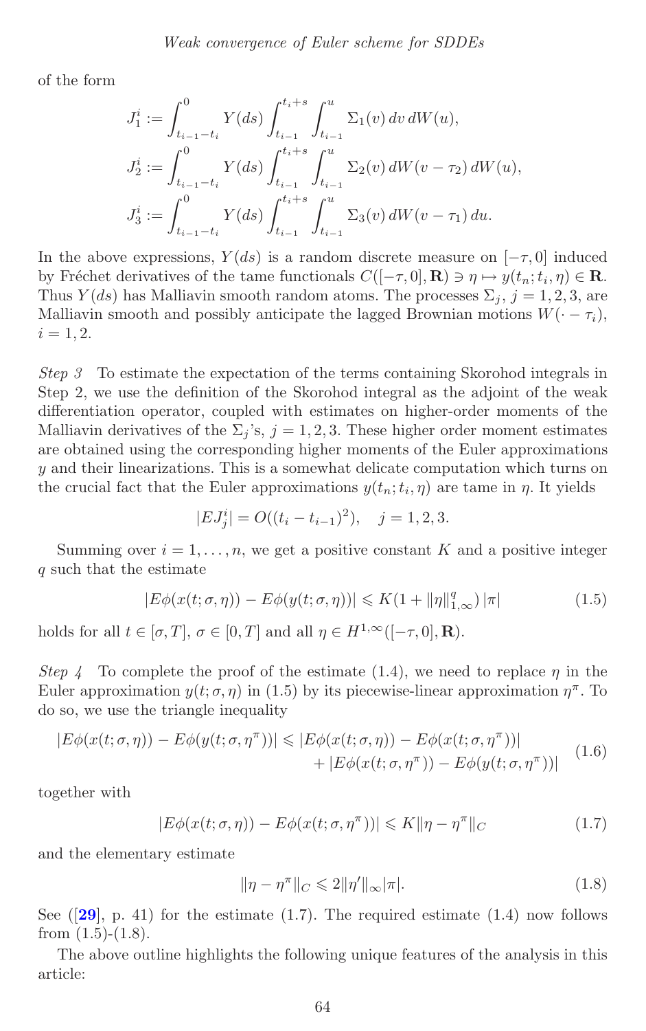of the form

$$J_1^i := \int_{t_{i-1}-t_i}^0 Y(ds) \int_{t_{i-1}}^{t_i+s} \int_{t_{i-1}}^u \Sigma_1(v)\, dv\, dW(u),$$

$$J_2^i := \int_{t_{i-1}-t_i}^0 Y(ds) \int_{t_{i-1}}^{t_i+s} \int_{t_{i-1}}^u \Sigma_2(v)\, dW(v-\tau_2)\, dW(u),$$

$$J_3^i := \int_{t_{i-1}-t_i}^0 Y(ds) \int_{t_{i-1}}^{t_i+s} \int_{t_{i-1}}^u \Sigma_3(v)\, dW(v-\tau_1)\, du.$$

In the above expressions, $Y(ds)$ is a random discrete measure on $[-\tau, 0]$ induced by Fréchet derivatives of the tame functionals $C([-\tau,0],\mathbf{R}) \ni \eta \mapsto y(t_n; t_i, \eta) \in \mathbf{R}$. Thus $Y(ds)$ has Malliavin smooth random atoms. The processes $\Sigma_j$, $j = 1,2,3$, are Malliavin smooth and possibly anticipate the lagged Brownian motions $W(\cdot - \tau_i)$, $i = 1,2$.

*Step 3* To estimate the expectation of the terms containing Skorohod integrals in Step 2, we use the definition of the Skorohod integral as the adjoint of the weak differentiation operator, coupled with estimates on higher-order moments of the Malliavin derivatives of the $\Sigma_j$'s, $j = 1,2,3$. These higher order moment estimates are obtained using the corresponding higher moments of the Euler approximations $y$ and their linearizations. This is a somewhat delicate computation which turns on the crucial fact that the Euler approximations $y(t_n; t_i, \eta)$ are tame in $\eta$. It yields

$$|EJ_j^i| = O((t_i - t_{i-1})^2), \quad j = 1,2,3.$$

Summing over $i = 1, \ldots, n$, we get a positive constant $K$ and a positive integer $q$ such that the estimate

$$|E\phi(x(t;\sigma,\eta)) - E\phi(y(t;\sigma,\eta))| \leqslant K(1 + \|\eta\|_{1,\infty}^q)\,|\pi| \tag{1.5}$$

holds for all $t \in [\sigma, T]$, $\sigma \in [0,T]$ and all $\eta \in H^{1,\infty}([-\tau,0],\mathbf{R})$.

*Step 4* To complete the proof of the estimate (1.4), we need to replace $\eta$ in the Euler approximation $y(t;\sigma,\eta)$ in (1.5) by its piecewise-linear approximation $\eta^\pi$. To do so, we use the triangle inequality

$$\begin{aligned} |E\phi(x(t;\sigma,\eta)) - E\phi(y(t;\sigma,\eta^\pi))| \leqslant\ & |E\phi(x(t;\sigma,\eta)) - E\phi(x(t;\sigma,\eta^\pi))| \\ & + |E\phi(x(t;\sigma,\eta^\pi)) - E\phi(y(t;\sigma,\eta^\pi))| \end{aligned} \tag{1.6}$$

together with

$$|E\phi(x(t;\sigma,\eta)) - E\phi(x(t;\sigma,\eta^\pi))| \leqslant K\|\eta - \eta^\pi\|_C \tag{1.7}$$

and the elementary estimate

$$\|\eta - \eta^\pi\|_C \leqslant 2\|\eta'\|_\infty |\pi|. \tag{1.8}$$

See ([29], p. 41) for the estimate (1.7). The required estimate (1.4) now follows from (1.5)-(1.8).

The above outline highlights the following unique features of the analysis in this article: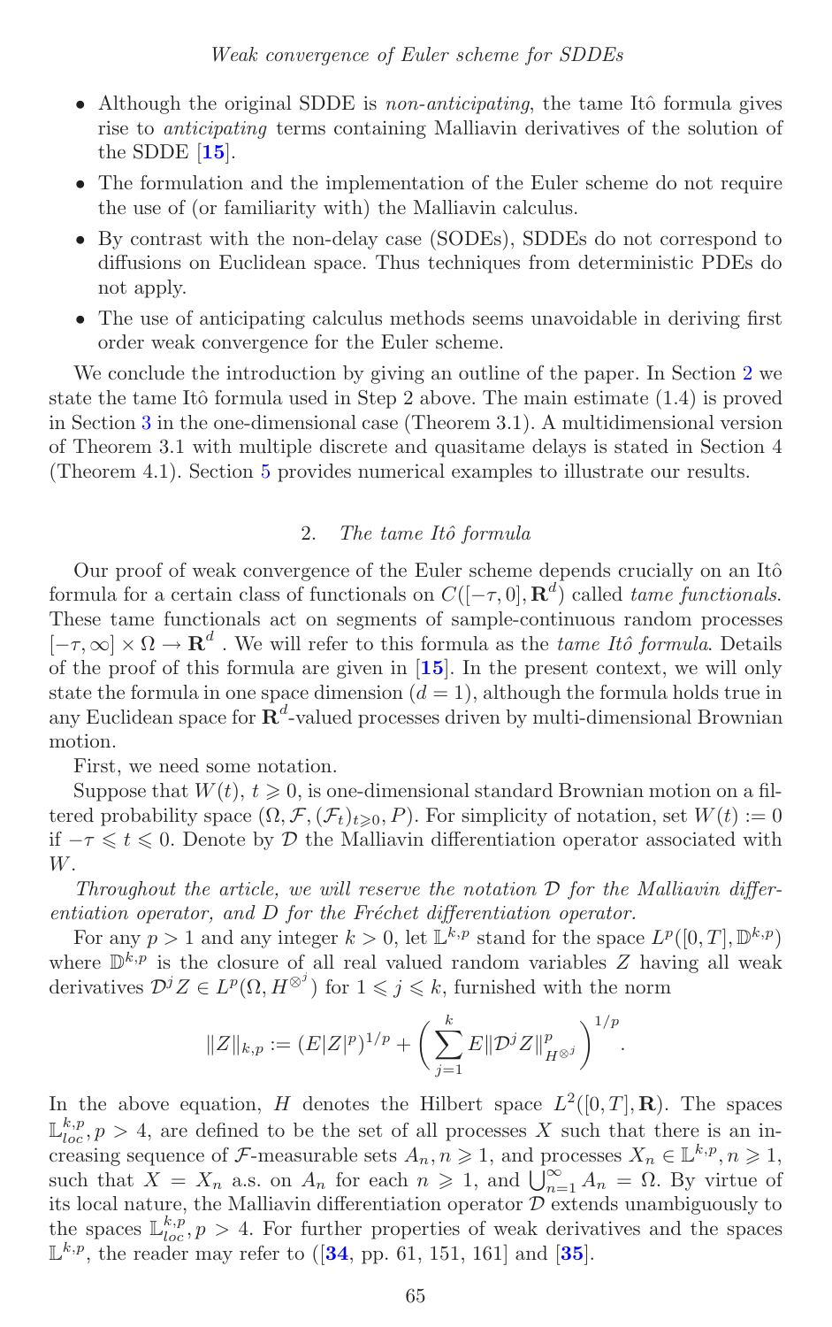- Although the original SDDE is *non-anticipating*, the tame Itô formula gives rise to *anticipating* terms containing Malliavin derivatives of the solution of the SDDE [15].
- The formulation and the implementation of the Euler scheme do not require the use of (or familiarity with) the Malliavin calculus.
- By contrast with the non-delay case (SODEs), SDDEs do not correspond to diffusions on Euclidean space. Thus techniques from deterministic PDEs do not apply.
- The use of anticipating calculus methods seems unavoidable in deriving first order weak convergence for the Euler scheme.

We conclude the introduction by giving an outline of the paper. In Section 2 we state the tame Itô formula used in Step 2 above. The main estimate (1.4) is proved in Section 3 in the one-dimensional case (Theorem 3.1). A multidimensional version of Theorem 3.1 with multiple discrete and quasitame delays is stated in Section 4 (Theorem 4.1). Section 5 provides numerical examples to illustrate our results.

## 2. *The tame Itô formula*

Our proof of weak convergence of the Euler scheme depends crucially on an Itô formula for a certain class of functionals on $C([-\tau,0],\mathbf{R}^d)$ called *tame functionals*. These tame functionals act on segments of sample-continuous random processes $[-\tau,\infty]\times\Omega\to\mathbf{R}^d$ . We will refer to this formula as the *tame Itô formula*. Details of the proof of this formula are given in [15]. In the present context, we will only state the formula in one space dimension ($d=1$), although the formula holds true in any Euclidean space for $\mathbf{R}^d$-valued processes driven by multi-dimensional Brownian motion.

First, we need some notation.

Suppose that $W(t)$, $t\geqslant 0$, is one-dimensional standard Brownian motion on a filtered probability space $(\Omega,\mathcal{F},(\mathcal{F}_t)_{t\geqslant 0},P)$. For simplicity of notation, set $W(t):=0$ if $-\tau\leqslant t\leqslant 0$. Denote by $\mathcal{D}$ the Malliavin differentiation operator associated with $W$.

*Throughout the article, we will reserve the notation $\mathcal{D}$ for the Malliavin differentiation operator, and $D$ for the Fréchet differentiation operator.*

For any $p>1$ and any integer $k>0$, let $\mathbb{L}^{k,p}$ stand for the space $L^p([0,T],\mathbb{D}^{k,p})$ where $\mathbb{D}^{k,p}$ is the closure of all real valued random variables $Z$ having all weak derivatives $\mathcal{D}^jZ\in L^p(\Omega,H^{\otimes^j})$ for $1\leqslant j\leqslant k$, furnished with the norm

$$
\|Z\|_{k,p}:=(E|Z|^p)^{1/p}+\left(\sum_{j=1}^{k}E\|\mathcal{D}^jZ\|^p_{H^{\otimes^j}}\right)^{1/p}.
$$

In the above equation, $H$ denotes the Hilbert space $L^2([0,T],\mathbf{R})$. The spaces $\mathbb{L}^{k,p}_{loc}, p>4$, are defined to be the set of all processes $X$ such that there is an increasing sequence of $\mathcal{F}$-measurable sets $A_n, n\geqslant 1$, and processes $X_n\in\mathbb{L}^{k,p}, n\geqslant 1$, such that $X=X_n$ a.s. on $A_n$ for each $n\geqslant 1$, and $\bigcup_{n=1}^{\infty}A_n=\Omega$. By virtue of its local nature, the Malliavin differentiation operator $\mathcal{D}$ extends unambiguously to the spaces $\mathbb{L}^{k,p}_{loc}, p>4$. For further properties of weak derivatives and the spaces $\mathbb{L}^{k,p}$, the reader may refer to ([34, pp. 61, 151, 161] and [35].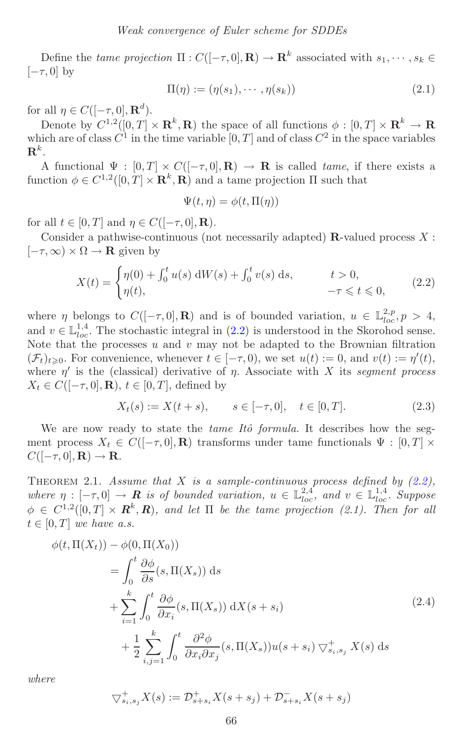Define the *tame projection* $\Pi : C([-\tau, 0], \mathbf{R}) \to \mathbf{R}^k$ associated with $s_1, \cdots, s_k \in [-\tau, 0]$ by

$$\Pi(\eta) := (\eta(s_1), \cdots, \eta(s_k)) \tag{2.1}$$

for all $\eta \in C([-\tau, 0], \mathbf{R}^d)$.

Denote by $C^{1,2}([0,T] \times \mathbf{R}^k, \mathbf{R})$ the space of all functions $\phi : [0,T] \times \mathbf{R}^k \to \mathbf{R}$ which are of class $C^1$ in the time variable $[0,T]$ and of class $C^2$ in the space variables $\mathbf{R}^k$.

A functional $\Psi : [0,T] \times C([-\tau, 0], \mathbf{R}) \to \mathbf{R}$ is called *tame*, if there exists a function $\phi \in C^{1,2}([0,T] \times \mathbf{R}^k, \mathbf{R})$ and a tame projection $\Pi$ such that

$$\Psi(t, \eta) = \phi(t, \Pi(\eta))$$

for all $t \in [0,T]$ and $\eta \in C([-\tau, 0], \mathbf{R})$.

Consider a pathwise-continuous (not necessarily adapted) $\mathbf{R}$-valued process $X : [-\tau, \infty) \times \Omega \to \mathbf{R}$ given by

$$X(t) = \begin{cases} \eta(0) + \int_0^t u(s)\, \mathrm{d}W(s) + \int_0^t v(s)\, \mathrm{d}s, & t > 0, \\ \eta(t), & -\tau \leqslant t \leqslant 0, \end{cases} \tag{2.2}$$

where $\eta$ belongs to $C([-\tau, 0], \mathbf{R})$ and is of bounded variation, $u \in \mathbb{L}^{2,p}_{loc}, p > 4$, and $v \in \mathbb{L}^{1,4}_{loc}$. The stochastic integral in (2.2) is understood in the Skorohod sense. Note that the processes $u$ and $v$ may not be adapted to the Brownian filtration $(\mathcal{F}_t)_{t \geqslant 0}$. For convenience, whenever $t \in [-\tau, 0)$, we set $u(t) := 0$, and $v(t) := \eta'(t)$, where $\eta'$ is the (classical) derivative of $\eta$. Associate with $X$ its *segment process* $X_t \in C([-\tau, 0], \mathbf{R})$, $t \in [0,T]$, defined by

$$X_t(s) := X(t+s), \qquad s \in [-\tau, 0], \quad t \in [0,T]. \tag{2.3}$$

We are now ready to state the *tame Itô formula*. It describes how the segment process $X_t \in C([-\tau, 0], \mathbf{R})$ transforms under tame functionals $\Psi : [0,T] \times C([-\tau, 0], \mathbf{R}) \to \mathbf{R}$.

Theorem 2.1. *Assume that $X$ is a sample-continuous process defined by (2.2), where $\eta : [-\tau, 0] \to \boldsymbol{R}$ is of bounded variation, $u \in \mathbb{L}^{2,4}_{loc}$, and $v \in \mathbb{L}^{1,4}_{loc}$. Suppose $\phi \in C^{1,2}([0,T] \times \boldsymbol{R}^k, \boldsymbol{R})$, and let $\Pi$ be the tame projection (2.1). Then for all $t \in [0,T]$ we have a.s.*

$$\begin{aligned}
\phi(t, \Pi(X_t)) &- \phi(0, \Pi(X_0)) \\
&= \int_0^t \frac{\partial \phi}{\partial s}(s, \Pi(X_s))\, \mathrm{d}s \\
&+ \sum_{i=1}^k \int_0^t \frac{\partial \phi}{\partial x_i}(s, \Pi(X_s))\, \mathrm{d}X(s+s_i) \\
&+ \frac{1}{2} \sum_{i,j=1}^k \int_0^t \frac{\partial^2 \phi}{\partial x_i \partial x_j}(s, \Pi(X_s)) u(s+s_i) \bigtriangledown^+_{s_i, s_j} X(s)\, \mathrm{d}s
\end{aligned} \tag{2.4}$$

*where*

$$\bigtriangledown^+_{s_i, s_j} X(s) := \mathcal{D}^+_{s+s_i} X(s+s_j) + \mathcal{D}^-_{s+s_i} X(s+s_j)$$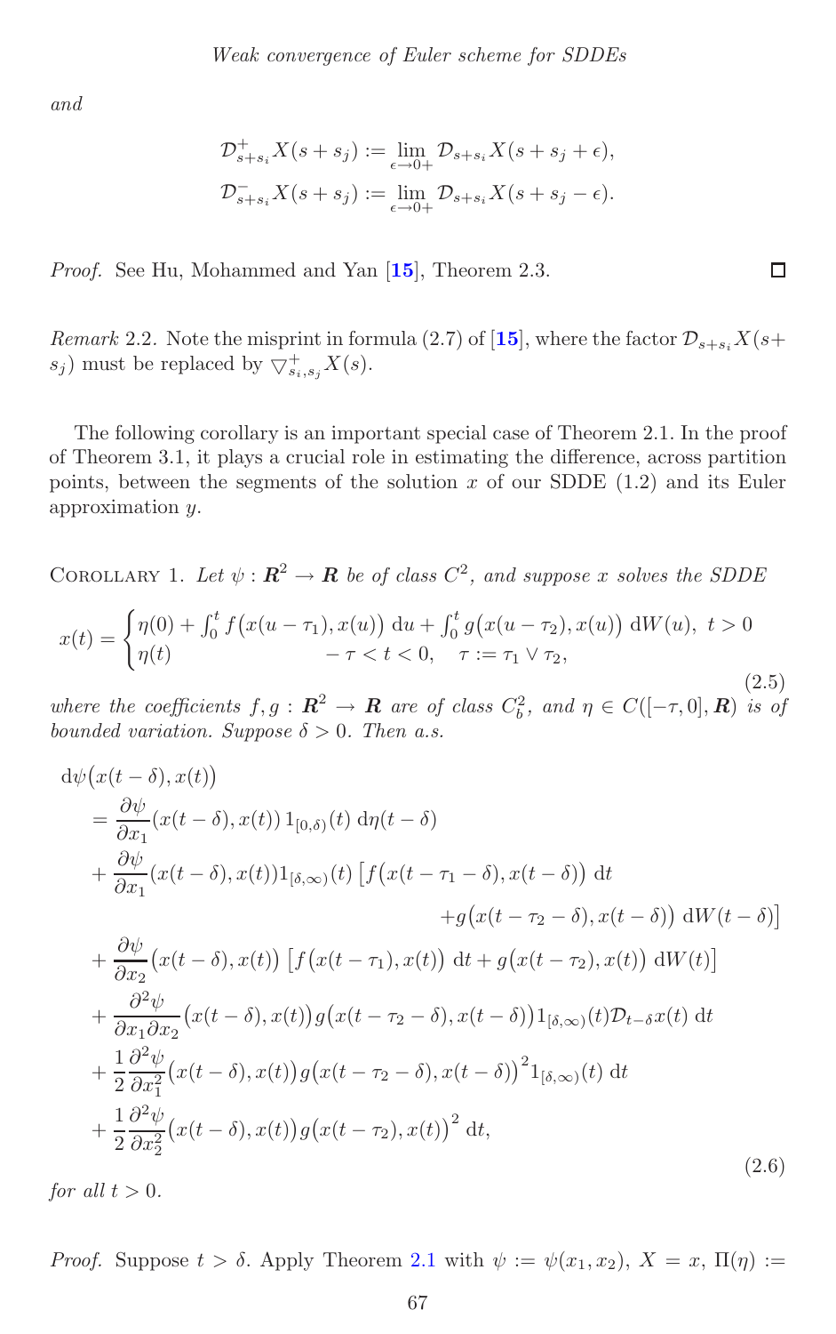and

$$\mathcal{D}^+_{s+s_i} X(s+s_j) := \lim_{\epsilon \to 0+} \mathcal{D}_{s+s_i} X(s+s_j+\epsilon),$$
$$\mathcal{D}^-_{s+s_i} X(s+s_j) := \lim_{\epsilon \to 0+} \mathcal{D}_{s+s_i} X(s+s_j-\epsilon).$$

*Proof.* See Hu, Mohammed and Yan [**15**], Theorem 2.3. □

*Remark* 2.2. Note the misprint in formula (2.7) of [**15**], where the factor $\mathcal{D}_{s+s_i} X(s+s_j)$ must be replaced by $\triangledown^+_{s_i,s_j} X(s)$.

The following corollary is an important special case of Theorem 2.1. In the proof of Theorem 3.1, it plays a crucial role in estimating the difference, across partition points, between the segments of the solution $x$ of our SDDE (1.2) and its Euler approximation $y$.

Corollary 1. *Let $\psi : \boldsymbol{R}^2 \to \boldsymbol{R}$ be of class $C^2$, and suppose $x$ solves the SDDE*

$$x(t) = \begin{cases} \eta(0) + \int_0^t f\big(x(u-\tau_1), x(u)\big)\, \mathrm{d}u + \int_0^t g\big(x(u-\tau_2), x(u)\big)\, \mathrm{d}W(u), & t > 0 \\ \eta(t) \qquad\qquad -\tau < t < 0, \quad \tau := \tau_1 \vee \tau_2, \end{cases} \tag{2.5}$$

*where the coefficients $f, g : \boldsymbol{R}^2 \to \boldsymbol{R}$ are of class $C^2_b$, and $\eta \in C([-\tau, 0], \boldsymbol{R})$ is of bounded variation. Suppose $\delta > 0$. Then a.s.*

$$\begin{aligned}
\mathrm{d}\psi\big(x(t-\delta), x(t)\big)
&= \frac{\partial \psi}{\partial x_1}(x(t-\delta), x(t))\, 1_{[0,\delta)}(t)\, \mathrm{d}\eta(t-\delta) \\
&+ \frac{\partial \psi}{\partial x_1}(x(t-\delta), x(t)) 1_{[\delta,\infty)}(t) \big[f\big(x(t-\tau_1-\delta), x(t-\delta)\big)\, \mathrm{d}t \\
&\qquad\qquad + g\big(x(t-\tau_2-\delta), x(t-\delta)\big)\, \mathrm{d}W(t-\delta)\big] \\
&+ \frac{\partial \psi}{\partial x_2}\big(x(t-\delta), x(t)\big) \big[f\big(x(t-\tau_1), x(t)\big)\, \mathrm{d}t + g\big(x(t-\tau_2), x(t)\big)\, \mathrm{d}W(t)\big] \\
&+ \frac{\partial^2 \psi}{\partial x_1 \partial x_2}\big(x(t-\delta), x(t)\big) g\big(x(t-\tau_2-\delta), x(t-\delta)\big) 1_{[\delta,\infty)}(t) \mathcal{D}_{t-\delta} x(t)\, \mathrm{d}t \\
&+ \frac{1}{2}\frac{\partial^2 \psi}{\partial x_1^2}\big(x(t-\delta), x(t)\big) g\big(x(t-\tau_2-\delta), x(t-\delta)\big)^2 1_{[\delta,\infty)}(t)\, \mathrm{d}t \\
&+ \frac{1}{2}\frac{\partial^2 \psi}{\partial x_2^2}\big(x(t-\delta), x(t)\big) g\big(x(t-\tau_2), x(t)\big)^2\, \mathrm{d}t,
\end{aligned} \tag{2.6}$$

*for all $t > 0$.*

*Proof.* Suppose $t > \delta$. Apply Theorem 2.1 with $\psi := \psi(x_1, x_2)$, $X = x$, $\Pi(\eta) :=$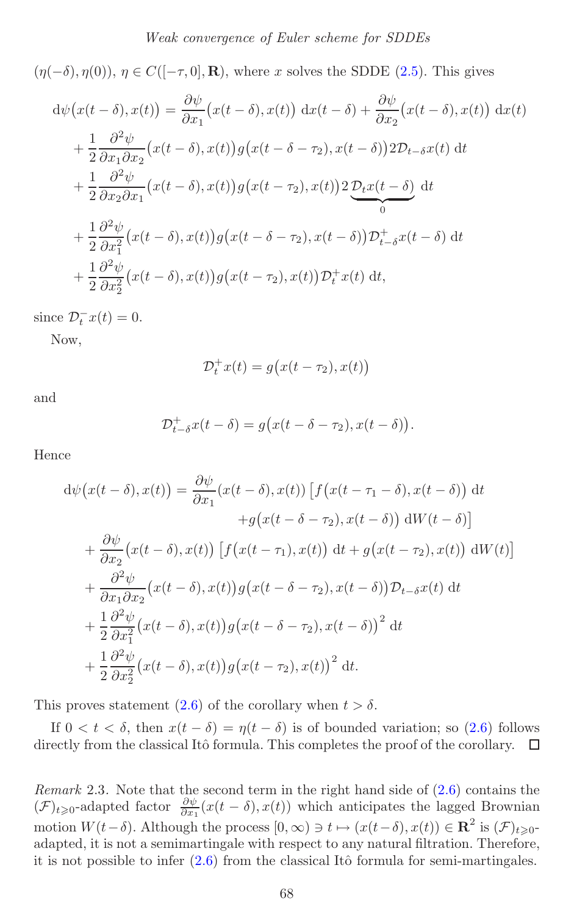$(\eta(-\delta), \eta(0))$, $\eta \in C([-\tau, 0], \mathbf{R})$, where $x$ solves the SDDE (2.5). This gives

$$
\begin{aligned}
\mathrm{d}\psi\big(x(t-\delta), x(t)\big) &= \frac{\partial \psi}{\partial x_1}\big(x(t-\delta), x(t)\big)\ \mathrm{d}x(t-\delta) + \frac{\partial \psi}{\partial x_2}\big(x(t-\delta), x(t)\big)\ \mathrm{d}x(t) \\
&+ \frac{1}{2}\frac{\partial^2 \psi}{\partial x_1 \partial x_2}\big(x(t-\delta), x(t)\big) g\big(x(t-\delta-\tau_2), x(t-\delta)\big) 2\mathcal{D}_{t-\delta}x(t)\ \mathrm{d}t \\
&+ \frac{1}{2}\frac{\partial^2 \psi}{\partial x_2 \partial x_1}\big(x(t-\delta), x(t)\big) g\big(x(t-\tau_2), x(t)\big) 2\underbrace{\mathcal{D}_t x(t-\delta)}_{0}\ \mathrm{d}t \\
&+ \frac{1}{2}\frac{\partial^2 \psi}{\partial x_1^2}\big(x(t-\delta), x(t)\big) g\big(x(t-\delta-\tau_2), x(t-\delta)\big) \mathcal{D}^+_{t-\delta}x(t-\delta)\ \mathrm{d}t \\
&+ \frac{1}{2}\frac{\partial^2 \psi}{\partial x_2^2}\big(x(t-\delta), x(t)\big) g\big(x(t-\tau_2), x(t)\big) \mathcal{D}^+_t x(t)\ \mathrm{d}t,
\end{aligned}
$$

since $\mathcal{D}^-_t x(t) = 0$.

Now,

$$
\mathcal{D}^+_t x(t) = g\big(x(t-\tau_2), x(t)\big)
$$

and

$$
\mathcal{D}^+_{t-\delta} x(t-\delta) = g\big(x(t-\delta-\tau_2), x(t-\delta)\big).
$$

Hence

$$
\begin{aligned}
\mathrm{d}\psi\big(x(t-\delta), x(t)\big) &= \frac{\partial \psi}{\partial x_1}(x(t-\delta), x(t))\ \big[f\big(x(t-\tau_1-\delta), x(t-\delta)\big)\ \mathrm{d}t \\
&\qquad\qquad + g\big(x(t-\delta-\tau_2), x(t-\delta)\big)\ \mathrm{d}W(t-\delta)\big] \\
&+ \frac{\partial \psi}{\partial x_2}\big(x(t-\delta), x(t)\big)\ \big[f\big(x(t-\tau_1), x(t)\big)\ \mathrm{d}t + g\big(x(t-\tau_2), x(t)\big)\ \mathrm{d}W(t)\big] \\
&+ \frac{\partial^2 \psi}{\partial x_1 \partial x_2}\big(x(t-\delta), x(t)\big) g\big(x(t-\delta-\tau_2), x(t-\delta)\big) \mathcal{D}_{t-\delta}x(t)\ \mathrm{d}t \\
&+ \frac{1}{2}\frac{\partial^2 \psi}{\partial x_1^2}\big(x(t-\delta), x(t)\big) g\big(x(t-\delta-\tau_2), x(t-\delta)\big)^2\ \mathrm{d}t \\
&+ \frac{1}{2}\frac{\partial^2 \psi}{\partial x_2^2}\big(x(t-\delta), x(t)\big) g\big(x(t-\tau_2), x(t)\big)^2\ \mathrm{d}t.
\end{aligned}
$$

This proves statement (2.6) of the corollary when $t > \delta$.

If $0 < t < \delta$, then $x(t-\delta) = \eta(t-\delta)$ is of bounded variation; so (2.6) follows directly from the classical Itô formula. This completes the proof of the corollary. □

*Remark* 2.3. Note that the second term in the right hand side of (2.6) contains the $(\mathcal{F})_{t \geqslant 0}$-adapted factor $\frac{\partial \psi}{\partial x_1}(x(t-\delta), x(t))$ which anticipates the lagged Brownian motion $W(t-\delta)$. Although the process $[0, \infty) \ni t \mapsto (x(t-\delta), x(t)) \in \mathbf{R}^2$ is $(\mathcal{F})_{t \geqslant 0}$-adapted, it is not a semimartingale with respect to any natural filtration. Therefore, it is not possible to infer (2.6) from the classical Itô formula for semi-martingales.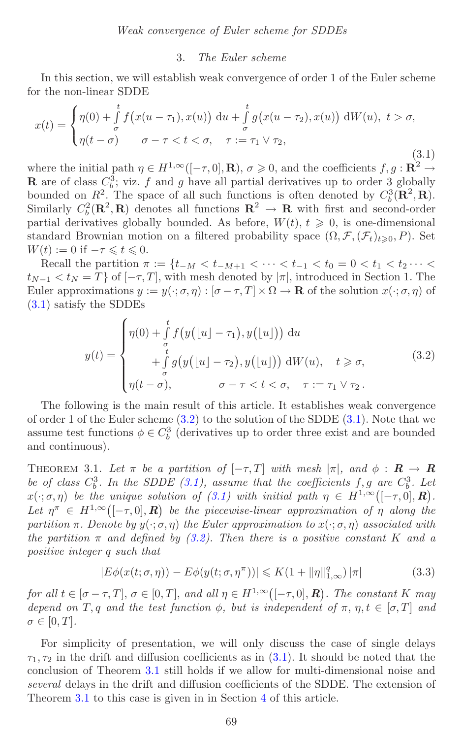## 3. *The Euler scheme*

In this section, we will establish weak convergence of order 1 of the Euler scheme for the non-linear SDDE

$$
x(t) = \begin{cases} \eta(0) + \int\limits_{\sigma}^{t} f\big(x(u-\tau_1), x(u)\big)\, \mathrm{d}u + \int\limits_{\sigma}^{t} g\big(x(u-\tau_2), x(u)\big)\, \mathrm{d}W(u), \ t > \sigma, \\ \eta(t-\sigma) \qquad \sigma - \tau < t < \sigma, \quad \tau := \tau_1 \vee \tau_2, \end{cases} \tag{3.1}
$$

where the initial path $\eta \in H^{1,\infty}([-\tau, 0], \mathbf{R})$, $\sigma \geqslant 0$, and the coefficients $f, g : \mathbf{R}^2 \to \mathbf{R}$ are of class $C_b^3$; viz. $f$ and $g$ have all partial derivatives up to order 3 globally bounded on $R^2$. The space of all such functions is often denoted by $C_b^3(\mathbf{R}^2, \mathbf{R})$. Similarly $C_b^2(\mathbf{R}^2, \mathbf{R})$ denotes all functions $\mathbf{R}^2 \to \mathbf{R}$ with first and second-order partial derivatives globally bounded. As before, $W(t)$, $t \geqslant 0$, is one-dimensional standard Brownian motion on a filtered probability space $(\Omega, \mathcal{F}, (\mathcal{F}_t)_{t \geqslant 0}, P)$. Set $W(t) := 0$ if $-\tau \leqslant t \leqslant 0$.

Recall the partition $\pi := \{t_{-M} < t_{-M+1} < \cdots < t_{-1} < t_0 = 0 < t_1 < t_2 \cdots < t_{N-1} < t_N = T\}$ of $[-\tau, T]$, with mesh denoted by $|\pi|$, introduced in Section 1. The Euler approximations $y := y(\cdot; \sigma, \eta) : [\sigma - \tau, T] \times \Omega \to \mathbf{R}$ of the solution $x(\cdot; \sigma, \eta)$ of (3.1) satisfy the SDDEs

$$
y(t) = \begin{cases} \eta(0) + \int\limits_{\sigma}^{t} f\big(y(\lfloor u \rfloor - \tau_1), y(\lfloor u \rfloor)\big)\, \mathrm{d}u \\ \qquad + \int\limits_{\sigma}^{t} g\big(y(\lfloor u \rfloor - \tau_2), y(\lfloor u \rfloor)\big)\, \mathrm{d}W(u), \quad t \geqslant \sigma, \\ \eta(t - \sigma), \qquad\qquad \sigma - \tau < t < \sigma, \quad \tau := \tau_1 \vee \tau_2 \,. \end{cases} \tag{3.2}
$$

The following is the main result of this article. It establishes weak convergence of order 1 of the Euler scheme (3.2) to the solution of the SDDE (3.1). Note that we assume test functions $\phi \in C_b^3$ (derivatives up to order three exist and are bounded and continuous).

THEOREM 3.1. *Let $\pi$ be a partition of $[-\tau, T]$ with mesh $|\pi|$, and $\phi : \boldsymbol{R} \to \boldsymbol{R}$ be of class $C_b^3$. In the SDDE (3.1), assume that the coefficients $f, g$ are $C_b^3$. Let $x(\cdot; \sigma, \eta)$ be the unique solution of (3.1) with initial path $\eta \in H^{1,\infty}([-\tau, 0], \boldsymbol{R})$. Let $\eta^\pi \in H^{1,\infty}([-\tau, 0], \boldsymbol{R})$ be the piecewise-linear approximation of $\eta$ along the partition $\pi$. Denote by $y(\cdot; \sigma, \eta)$ the Euler approximation to $x(\cdot; \sigma, \eta)$ associated with the partition $\pi$ and defined by (3.2). Then there is a positive constant $K$ and a positive integer $q$ such that*

$$
|E\phi(x(t; \sigma, \eta)) - E\phi(y(t; \sigma, \eta^\pi))| \leqslant K(1 + \|\eta\|_{1,\infty}^q)\, |\pi| \tag{3.3}
$$

*for all $t \in [\sigma - \tau, T]$, $\sigma \in [0, T]$, and all $\eta \in H^{1,\infty}([-\tau, 0], \boldsymbol{R})$. The constant $K$ may depend on $T, q$ and the test function $\phi$, but is independent of $\pi$, $\eta, t \in [\sigma, T]$ and $\sigma \in [0, T]$.*

For simplicity of presentation, we will only discuss the case of single delays $\tau_1, \tau_2$ in the drift and diffusion coefficients as in (3.1). It should be noted that the conclusion of Theorem 3.1 still holds if we allow for multi-dimensional noise and *several* delays in the drift and diffusion coefficients of the SDDE. The extension of Theorem 3.1 to this case is given in in Section 4 of this article.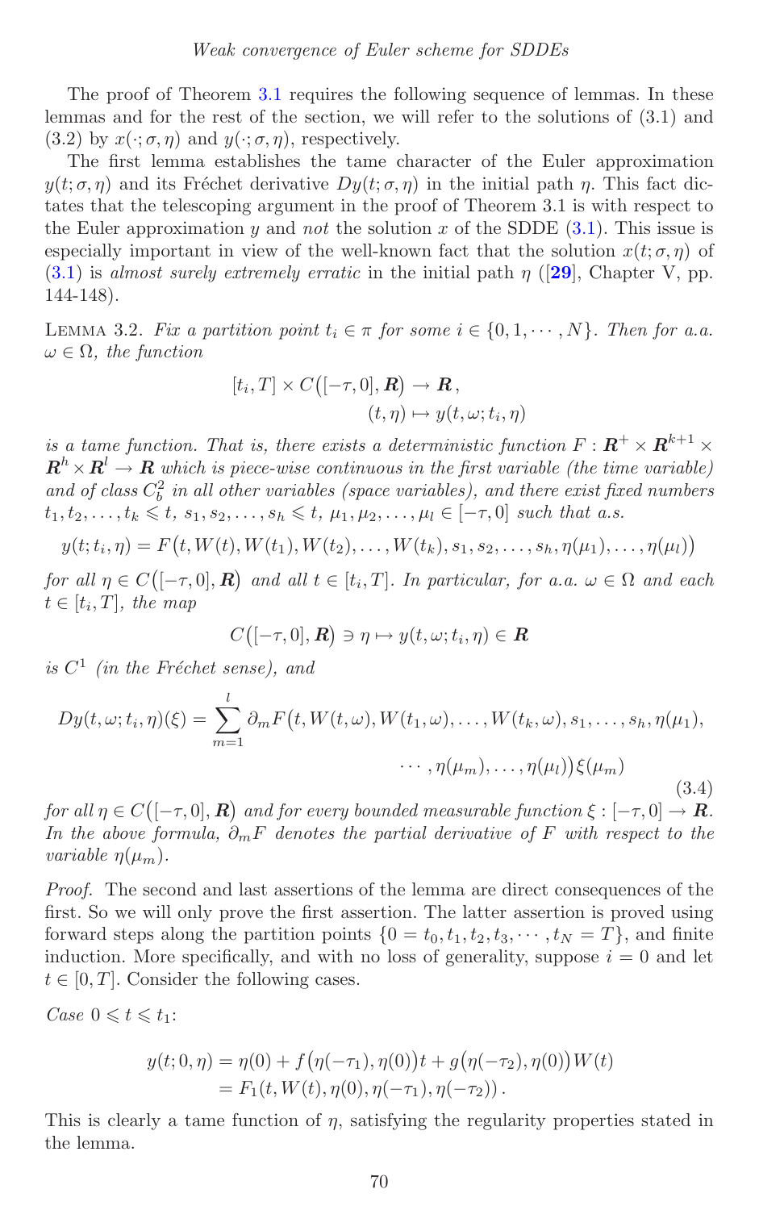The proof of Theorem 3.1 requires the following sequence of lemmas. In these lemmas and for the rest of the section, we will refer to the solutions of (3.1) and (3.2) by $x(\cdot;\sigma,\eta)$ and $y(\cdot;\sigma,\eta)$, respectively.

The first lemma establishes the tame character of the Euler approximation $y(t;\sigma,\eta)$ and its Fréchet derivative $Dy(t;\sigma,\eta)$ in the initial path $\eta$. This fact dictates that the telescoping argument in the proof of Theorem 3.1 is with respect to the Euler approximation $y$ and *not* the solution $x$ of the SDDE (3.1). This issue is especially important in view of the well-known fact that the solution $x(t;\sigma,\eta)$ of (3.1) is *almost surely extremely erratic* in the initial path $\eta$ ([**29**], Chapter V, pp. 144-148).

LEMMA 3.2. *Fix a partition point $t_i \in \pi$ for some $i \in \{0, 1, \cdots, N\}$. Then for a.a. $\omega \in \Omega$, the function*

$$[t_i, T] \times C\big([-\tau, 0], \boldsymbol{R}\big) \to \boldsymbol{R}, \qquad (t,\eta) \mapsto y(t,\omega;t_i,\eta)$$

*is a tame function. That is, there exists a deterministic function $F : \boldsymbol{R}^+ \times \boldsymbol{R}^{k+1} \times \boldsymbol{R}^h \times \boldsymbol{R}^l \to \boldsymbol{R}$ which is piece-wise continuous in the first variable (the time variable) and of class $C_b^2$ in all other variables (space variables), and there exist fixed numbers $t_1, t_2, \ldots, t_k \leqslant t$, $s_1, s_2, \ldots, s_h \leqslant t$, $\mu_1, \mu_2, \ldots, \mu_l \in [-\tau, 0]$ such that a.s.*

$$y(t;t_i,\eta) = F\big(t, W(t), W(t_1), W(t_2), \ldots, W(t_k), s_1, s_2, \ldots, s_h, \eta(\mu_1), \ldots, \eta(\mu_l)\big)$$

*for all $\eta \in C\big([-\tau,0],\boldsymbol{R}\big)$ and all $t \in [t_i, T]$. In particular, for a.a. $\omega \in \Omega$ and each $t \in [t_i, T]$, the map*

$$C\big([-\tau,0],\boldsymbol{R}\big) \ni \eta \mapsto y(t,\omega;t_i,\eta) \in \boldsymbol{R}$$

*is $C^1$ (in the Fréchet sense), and*

$$Dy(t,\omega;t_i,\eta)(\xi) = \sum_{m=1}^{l} \partial_m F\big(t, W(t,\omega), W(t_1,\omega), \ldots, W(t_k,\omega), s_1, \ldots, s_h, \eta(\mu_1), \cdots, \eta(\mu_m), \ldots, \eta(\mu_l)\big)\xi(\mu_m) \tag{3.4}$$

*for all $\eta \in C\big([-\tau,0],\boldsymbol{R}\big)$ and for every bounded measurable function $\xi : [-\tau, 0] \to \boldsymbol{R}$. In the above formula, $\partial_m F$ denotes the partial derivative of $F$ with respect to the variable $\eta(\mu_m)$.*

*Proof.* The second and last assertions of the lemma are direct consequences of the first. So we will only prove the first assertion. The latter assertion is proved using forward steps along the partition points $\{0 = t_0, t_1, t_2, t_3, \cdots, t_N = T\}$, and finite induction. More specifically, and with no loss of generality, suppose $i = 0$ and let $t \in [0, T]$. Consider the following cases.

*Case* $0 \leqslant t \leqslant t_1$:

$$\begin{aligned} y(t;0,\eta) &= \eta(0) + f\big(\eta(-\tau_1),\eta(0)\big)t + g\big(\eta(-\tau_2),\eta(0)\big)W(t) \\ &= F_1(t, W(t), \eta(0), \eta(-\tau_1), \eta(-\tau_2))\,. \end{aligned}$$

This is clearly a tame function of $\eta$, satisfying the regularity properties stated in the lemma.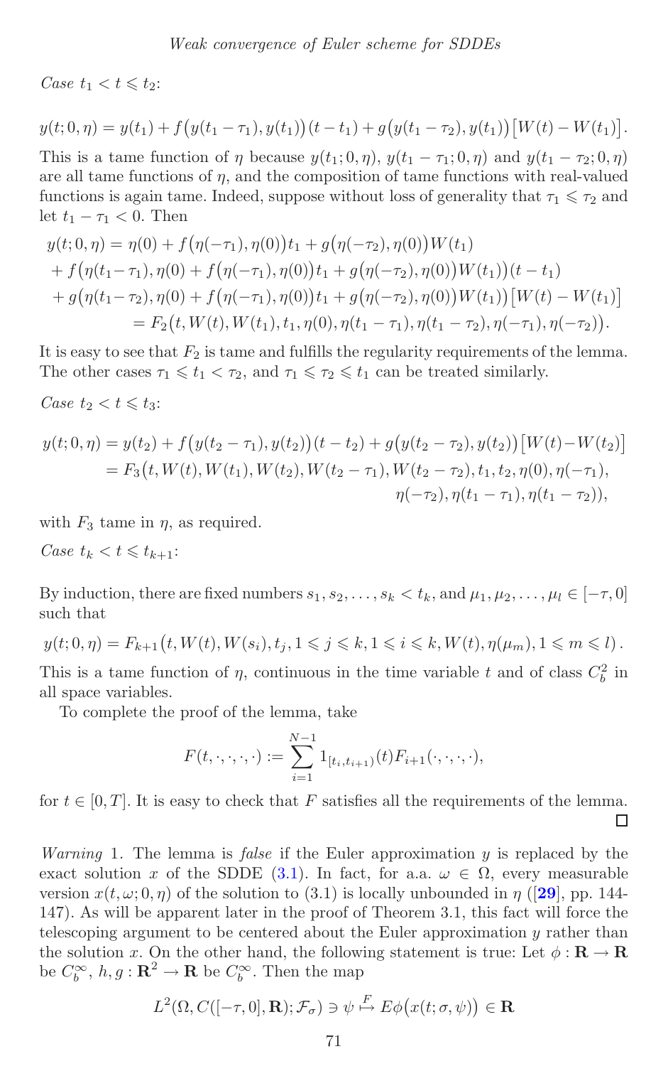*Case* $t_1 < t \leqslant t_2$:

$$y(t;0,\eta) = y(t_1) + f\big(y(t_1-\tau_1), y(t_1)\big)(t-t_1) + g\big(y(t_1-\tau_2), y(t_1)\big)\big[W(t)-W(t_1)\big].$$

This is a tame function of $\eta$ because $y(t_1;0,\eta)$, $y(t_1-\tau_1;0,\eta)$ and $y(t_1-\tau_2;0,\eta)$ are all tame functions of $\eta$, and the composition of tame functions with real-valued functions is again tame. Indeed, suppose without loss of generality that $\tau_1 \leqslant \tau_2$ and let $t_1 - \tau_1 < 0$. Then

$$\begin{aligned}
&y(t;0,\eta) = \eta(0) + f\big(\eta(-\tau_1),\eta(0)\big)t_1 + g\big(\eta(-\tau_2),\eta(0)\big)W(t_1)\\
&+ f\big(\eta(t_1-\tau_1), \eta(0) + f\big(\eta(-\tau_1),\eta(0)\big)t_1 + g\big(\eta(-\tau_2),\eta(0)\big)W(t_1)\big)(t-t_1)\\
&+ g\big(\eta(t_1-\tau_2), \eta(0) + f\big(\eta(-\tau_1),\eta(0)\big)t_1 + g\big(\eta(-\tau_2),\eta(0)\big)W(t_1)\big)\big[W(t)-W(t_1)\big]\\
&\qquad\qquad = F_2\big(t, W(t), W(t_1), t_1, \eta(0), \eta(t_1-\tau_1), \eta(t_1-\tau_2), \eta(-\tau_1), \eta(-\tau_2)\big).
\end{aligned}$$

It is easy to see that $F_2$ is tame and fulfills the regularity requirements of the lemma. The other cases $\tau_1 \leqslant t_1 < \tau_2$, and $\tau_1 \leqslant \tau_2 \leqslant t_1$ can be treated similarly.

*Case* $t_2 < t \leqslant t_3$:

$$\begin{aligned}
y(t;0,\eta) &= y(t_2) + f\big(y(t_2-\tau_1), y(t_2)\big)(t-t_2) + g\big(y(t_2-\tau_2), y(t_2)\big)\big[W(t)-W(t_2)\big]\\
&= F_3\big(t, W(t), W(t_1), W(t_2), W(t_2-\tau_1), W(t_2-\tau_2), t_1, t_2, \eta(0), \eta(-\tau_1),\\
&\qquad\qquad \eta(-\tau_2), \eta(t_1-\tau_1), \eta(t_1-\tau_2)\big),
\end{aligned}$$

with $F_3$ tame in $\eta$, as required.

*Case* $t_k < t \leqslant t_{k+1}$:

By induction, there are fixed numbers $s_1, s_2, \ldots, s_k < t_k$, and $\mu_1, \mu_2, \ldots, \mu_l \in [-\tau, 0]$ such that

$$y(t;0,\eta) = F_{k+1}\big(t, W(t), W(s_i), t_j, 1 \leqslant j \leqslant k, 1 \leqslant i \leqslant k, W(t), \eta(\mu_m), 1 \leqslant m \leqslant l\big).$$

This is a tame function of $\eta$, continuous in the time variable $t$ and of class $C_b^2$ in all space variables.

To complete the proof of the lemma, take

$$F(t,\cdot,\cdot,\cdot,\cdot) := \sum_{i=1}^{N-1} 1_{[t_i,t_{i+1})}(t) F_{i+1}(\cdot,\cdot,\cdot,\cdot),$$

for $t \in [0,T]$. It is easy to check that $F$ satisfies all the requirements of the lemma. □

*Warning* 1. The lemma is *false* if the Euler approximation $y$ is replaced by the exact solution $x$ of the SDDE (3.1). In fact, for a.a. $\omega \in \Omega$, every measurable version $x(t,\omega;0,\eta)$ of the solution to (3.1) is locally unbounded in $\eta$ ([29], pp. 144-147). As will be apparent later in the proof of Theorem 3.1, this fact will force the telescoping argument to be centered about the Euler approximation $y$ rather than the solution $x$. On the other hand, the following statement is true: Let $\phi : \mathbf{R} \to \mathbf{R}$ be $C_b^\infty$, $h, g : \mathbf{R}^2 \to \mathbf{R}$ be $C_b^\infty$. Then the map

$$L^2(\Omega, C([-\tau,0],\mathbf{R}); \mathcal{F}_\sigma) \ni \psi \overset{F}{\mapsto} E\phi\big(x(t;\sigma,\psi)\big) \in \mathbf{R}$$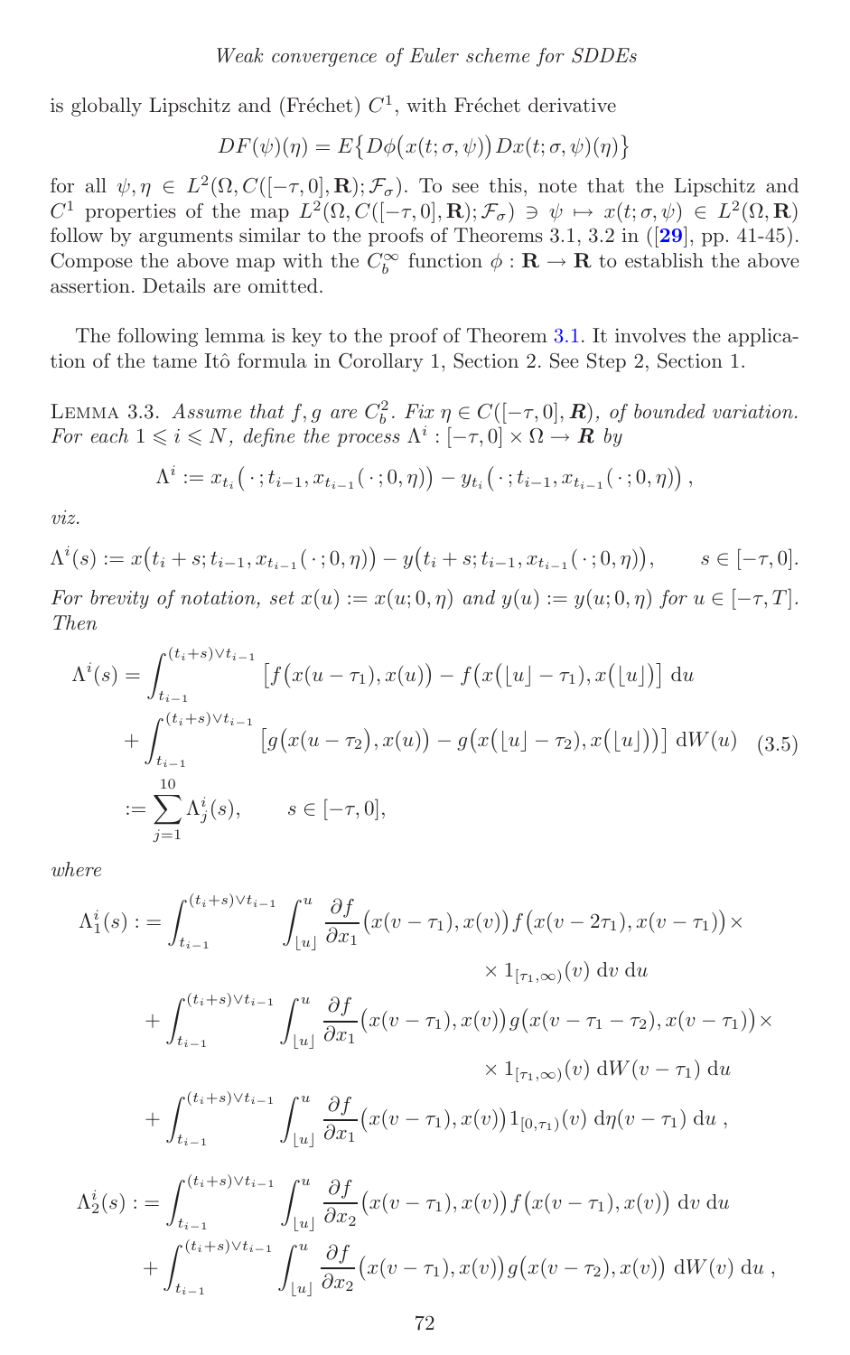is globally Lipschitz and (Fréchet) $C^1$, with Fréchet derivative

$$DF(\psi)(\eta) = E\{D\phi\big(x(t;\sigma,\psi)\big)Dx(t;\sigma,\psi)(\eta)\}$$

for all $\psi, \eta \in L^2(\Omega, C([-\tau,0],\mathbf{R});\mathcal{F}_\sigma)$. To see this, note that the Lipschitz and $C^1$ properties of the map $L^2(\Omega, C([-\tau,0],\mathbf{R});\mathcal{F}_\sigma) \ni \psi \mapsto x(t;\sigma,\psi) \in L^2(\Omega,\mathbf{R})$ follow by arguments similar to the proofs of Theorems 3.1, 3.2 in ([29], pp. 41-45). Compose the above map with the $C_b^\infty$ function $\phi : \mathbf{R} \to \mathbf{R}$ to establish the above assertion. Details are omitted.

The following lemma is key to the proof of Theorem 3.1. It involves the application of the tame Itô formula in Corollary 1, Section 2. See Step 2, Section 1.

Lemma 3.3. *Assume that $f, g$ are $C_b^2$. Fix $\eta \in C([-\tau,0],\boldsymbol{R})$, of bounded variation. For each $1 \leqslant i \leqslant N$, define the process $\Lambda^i : [-\tau,0]\times\Omega \to \boldsymbol{R}$ by*

$$\Lambda^i := x_{t_i}\big(\cdot\,; t_{i-1}, x_{t_{i-1}}(\cdot\,;0,\eta)\big) - y_{t_i}\big(\cdot\,; t_{i-1}, x_{t_{i-1}}(\cdot\,;0,\eta)\big),$$

*viz.*

$$\Lambda^i(s) := x\big(t_i+s; t_{i-1}, x_{t_{i-1}}(\cdot\,;0,\eta)\big) - y\big(t_i+s; t_{i-1}, x_{t_{i-1}}(\cdot\,;0,\eta)\big), \qquad s\in[-\tau,0].$$

*For brevity of notation, set $x(u) := x(u;0,\eta)$ and $y(u) := y(u;0,\eta)$ for $u\in[-\tau,T]$. Then*

$$\begin{aligned}\Lambda^i(s) &= \int_{t_{i-1}}^{(t_i+s)\vee t_{i-1}} \big[f\big(x(u-\tau_1),x(u)\big) - f\big(x(\lfloor u\rfloor-\tau_1),x(\lfloor u\rfloor)\big)\big]\,\mathrm{d}u \\ &\quad + \int_{t_{i-1}}^{(t_i+s)\vee t_{i-1}} \big[g\big(x(u-\tau_2),x(u)\big) - g\big(x(\lfloor u\rfloor-\tau_2),x(\lfloor u\rfloor)\big)\big]\,\mathrm{d}W(u) \qquad (3.5)\\ &:= \sum_{j=1}^{10}\Lambda^i_j(s), \qquad s\in[-\tau,0],\end{aligned}$$

*where*

$$\begin{aligned}\Lambda^i_1(s) &:= \int_{t_{i-1}}^{(t_i+s)\vee t_{i-1}}\int_{\lfloor u\rfloor}^{u} \frac{\partial f}{\partial x_1}\big(x(v-\tau_1),x(v)\big) f\big(x(v-2\tau_1),x(v-\tau_1)\big)\times \\ &\qquad\qquad\qquad\qquad\qquad\qquad \times 1_{[\tau_1,\infty)}(v)\,\mathrm{d}v\,\mathrm{d}u \\ &\quad + \int_{t_{i-1}}^{(t_i+s)\vee t_{i-1}}\int_{\lfloor u\rfloor}^{u} \frac{\partial f}{\partial x_1}\big(x(v-\tau_1),x(v)\big) g\big(x(v-\tau_1-\tau_2),x(v-\tau_1)\big)\times \\ &\qquad\qquad\qquad\qquad\qquad\qquad \times 1_{[\tau_1,\infty)}(v)\,\mathrm{d}W(v-\tau_1)\,\mathrm{d}u \\ &\quad + \int_{t_{i-1}}^{(t_i+s)\vee t_{i-1}}\int_{\lfloor u\rfloor}^{u} \frac{\partial f}{\partial x_1}\big(x(v-\tau_1),x(v)\big) 1_{[0,\tau_1)}(v)\,\mathrm{d}\eta(v-\tau_1)\,\mathrm{d}u\,,\end{aligned}$$

$$\begin{aligned}\Lambda^i_2(s) &:= \int_{t_{i-1}}^{(t_i+s)\vee t_{i-1}}\int_{\lfloor u\rfloor}^{u} \frac{\partial f}{\partial x_2}\big(x(v-\tau_1),x(v)\big) f\big(x(v-\tau_1),x(v)\big)\,\mathrm{d}v\,\mathrm{d}u \\ &\quad + \int_{t_{i-1}}^{(t_i+s)\vee t_{i-1}}\int_{\lfloor u\rfloor}^{u} \frac{\partial f}{\partial x_2}\big(x(v-\tau_1),x(v)\big) g\big(x(v-\tau_2),x(v)\big)\,\mathrm{d}W(v)\,\mathrm{d}u\,,\end{aligned}$$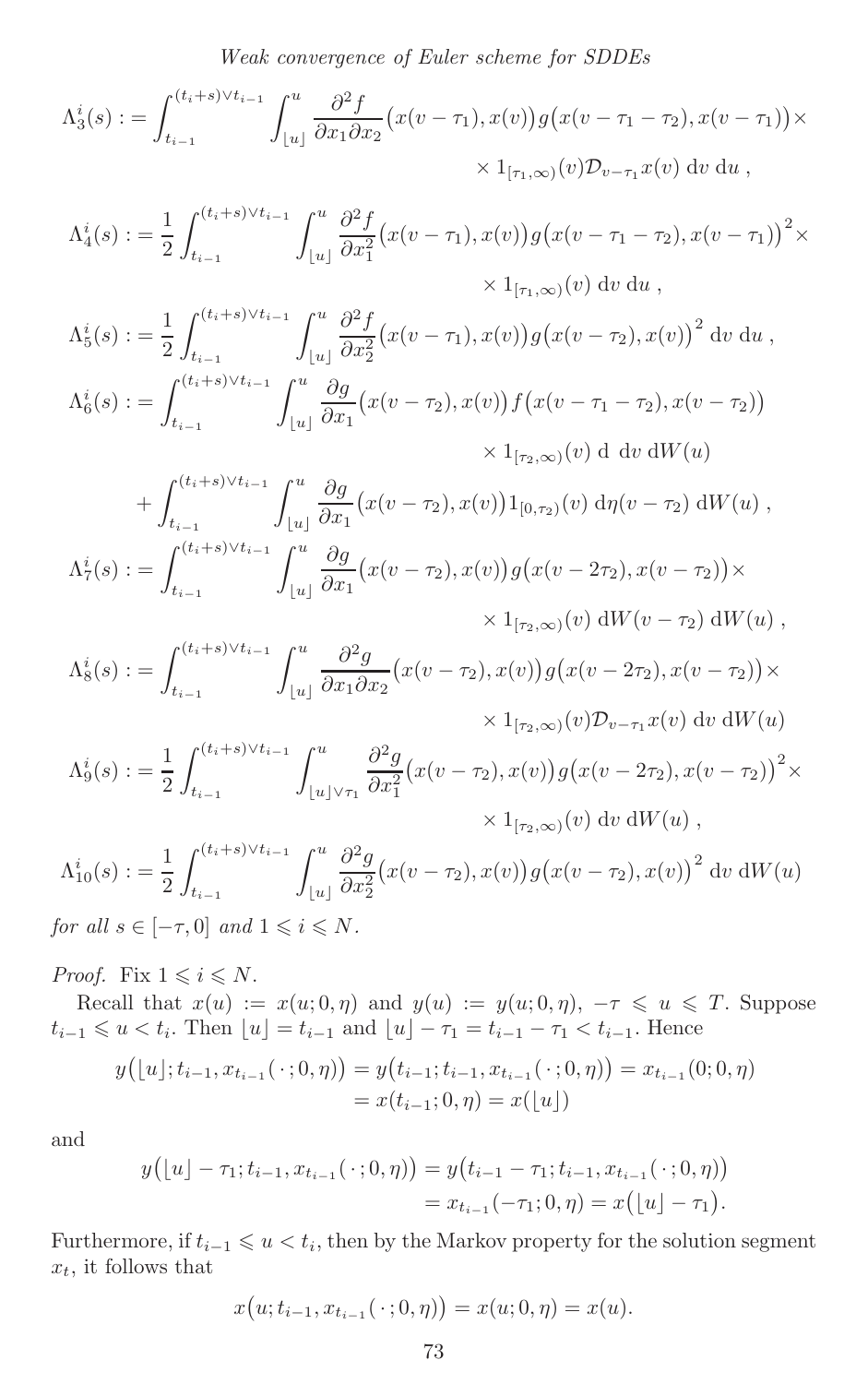$$\Lambda_3^i(s) := \int_{t_{i-1}}^{(t_i+s)\vee t_{i-1}} \int_{\lfloor u \rfloor}^{u} \frac{\partial^2 f}{\partial x_1 \partial x_2}\big(x(v-\tau_1), x(v)\big) g\big(x(v-\tau_1-\tau_2), x(v-\tau_1)\big) \times$$
$$\times 1_{[\tau_1,\infty)}(v) \mathcal{D}_{v-\tau_1} x(v) \; \mathrm{d}v \; \mathrm{d}u \,,$$

$$\Lambda_4^i(s) := \frac{1}{2} \int_{t_{i-1}}^{(t_i+s)\vee t_{i-1}} \int_{\lfloor u \rfloor}^{u} \frac{\partial^2 f}{\partial x_1^2}\big(x(v-\tau_1), x(v)\big) g\big(x(v-\tau_1-\tau_2), x(v-\tau_1)\big)^2 \times$$
$$\times 1_{[\tau_1,\infty)}(v) \; \mathrm{d}v \; \mathrm{d}u \,,$$

$$\Lambda_5^i(s) := \frac{1}{2} \int_{t_{i-1}}^{(t_i+s)\vee t_{i-1}} \int_{\lfloor u \rfloor}^{u} \frac{\partial^2 f}{\partial x_2^2}\big(x(v-\tau_1), x(v)\big) g\big(x(v-\tau_2), x(v)\big)^2 \; \mathrm{d}v \; \mathrm{d}u \,,$$

$$\Lambda_6^i(s) := \int_{t_{i-1}}^{(t_i+s)\vee t_{i-1}} \int_{\lfloor u \rfloor}^{u} \frac{\partial g}{\partial x_1}\big(x(v-\tau_2), x(v)\big) f\big(x(v-\tau_1-\tau_2), x(v-\tau_2)\big)$$
$$\times 1_{[\tau_2,\infty)}(v) \; \mathrm{d} \; \mathrm{d}v \; \mathrm{d}W(u)$$
$$+ \int_{t_{i-1}}^{(t_i+s)\vee t_{i-1}} \int_{\lfloor u \rfloor}^{u} \frac{\partial g}{\partial x_1}\big(x(v-\tau_2), x(v)\big) 1_{[0,\tau_2)}(v) \; \mathrm{d}\eta(v-\tau_2) \; \mathrm{d}W(u) \,,$$

$$\Lambda_7^i(s) := \int_{t_{i-1}}^{(t_i+s)\vee t_{i-1}} \int_{\lfloor u \rfloor}^{u} \frac{\partial g}{\partial x_1}\big(x(v-\tau_2), x(v)\big) g\big(x(v-2\tau_2), x(v-\tau_2)\big) \times$$
$$\times 1_{[\tau_2,\infty)}(v) \; \mathrm{d}W(v-\tau_2) \; \mathrm{d}W(u) \,,$$

$$\Lambda_8^i(s) := \int_{t_{i-1}}^{(t_i+s)\vee t_{i-1}} \int_{\lfloor u \rfloor}^{u} \frac{\partial^2 g}{\partial x_1 \partial x_2}\big(x(v-\tau_2), x(v)\big) g\big(x(v-2\tau_2), x(v-\tau_2)\big) \times$$
$$\times 1_{[\tau_2,\infty)}(v) \mathcal{D}_{v-\tau_1} x(v) \; \mathrm{d}v \; \mathrm{d}W(u)$$

$$\Lambda_9^i(s) := \frac{1}{2} \int_{t_{i-1}}^{(t_i+s)\vee t_{i-1}} \int_{\lfloor u \rfloor \vee \tau_1}^{u} \frac{\partial^2 g}{\partial x_1^2}\big(x(v-\tau_2), x(v)\big) g\big(x(v-2\tau_2), x(v-\tau_2)\big)^2 \times$$
$$\times 1_{[\tau_2,\infty)}(v) \; \mathrm{d}v \; \mathrm{d}W(u) \,,$$

$$\Lambda_{10}^i(s) := \frac{1}{2} \int_{t_{i-1}}^{(t_i+s)\vee t_{i-1}} \int_{\lfloor u \rfloor}^{u} \frac{\partial^2 g}{\partial x_2^2}\big(x(v-\tau_2), x(v)\big) g\big(x(v-\tau_2), x(v)\big)^2 \; \mathrm{d}v \; \mathrm{d}W(u)$$

*for all* $s \in [-\tau, 0]$ *and* $1 \leqslant i \leqslant N$.

*Proof.* Fix $1 \leqslant i \leqslant N$.

Recall that $x(u) := x(u; 0, \eta)$ and $y(u) := y(u; 0, \eta)$, $-\tau \leqslant u \leqslant T$. Suppose $t_{i-1} \leqslant u < t_i$. Then $\lfloor u \rfloor = t_{i-1}$ and $\lfloor u \rfloor - \tau_1 = t_{i-1} - \tau_1 < t_{i-1}$. Hence

$$y\big(\lfloor u \rfloor; t_{i-1}, x_{t_{i-1}}(\,\cdot\,; 0, \eta)\big) = y\big(t_{i-1}; t_{i-1}, x_{t_{i-1}}(\,\cdot\,; 0, \eta)\big) = x_{t_{i-1}}(0; 0, \eta)$$
$$= x(t_{i-1}; 0, \eta) = x(\lfloor u \rfloor)$$

and

$$y\big(\lfloor u \rfloor - \tau_1; t_{i-1}, x_{t_{i-1}}(\,\cdot\,; 0, \eta)\big) = y\big(t_{i-1} - \tau_1; t_{i-1}, x_{t_{i-1}}(\,\cdot\,; 0, \eta)\big)$$
$$= x_{t_{i-1}}(-\tau_1; 0, \eta) = x\big(\lfloor u \rfloor - \tau_1\big).$$

Furthermore, if $t_{i-1} \leqslant u < t_i$, then by the Markov property for the solution segment $x_t$, it follows that

$$x\big(u; t_{i-1}, x_{t_{i-1}}(\,\cdot\,; 0, \eta)\big) = x(u; 0, \eta) = x(u).$$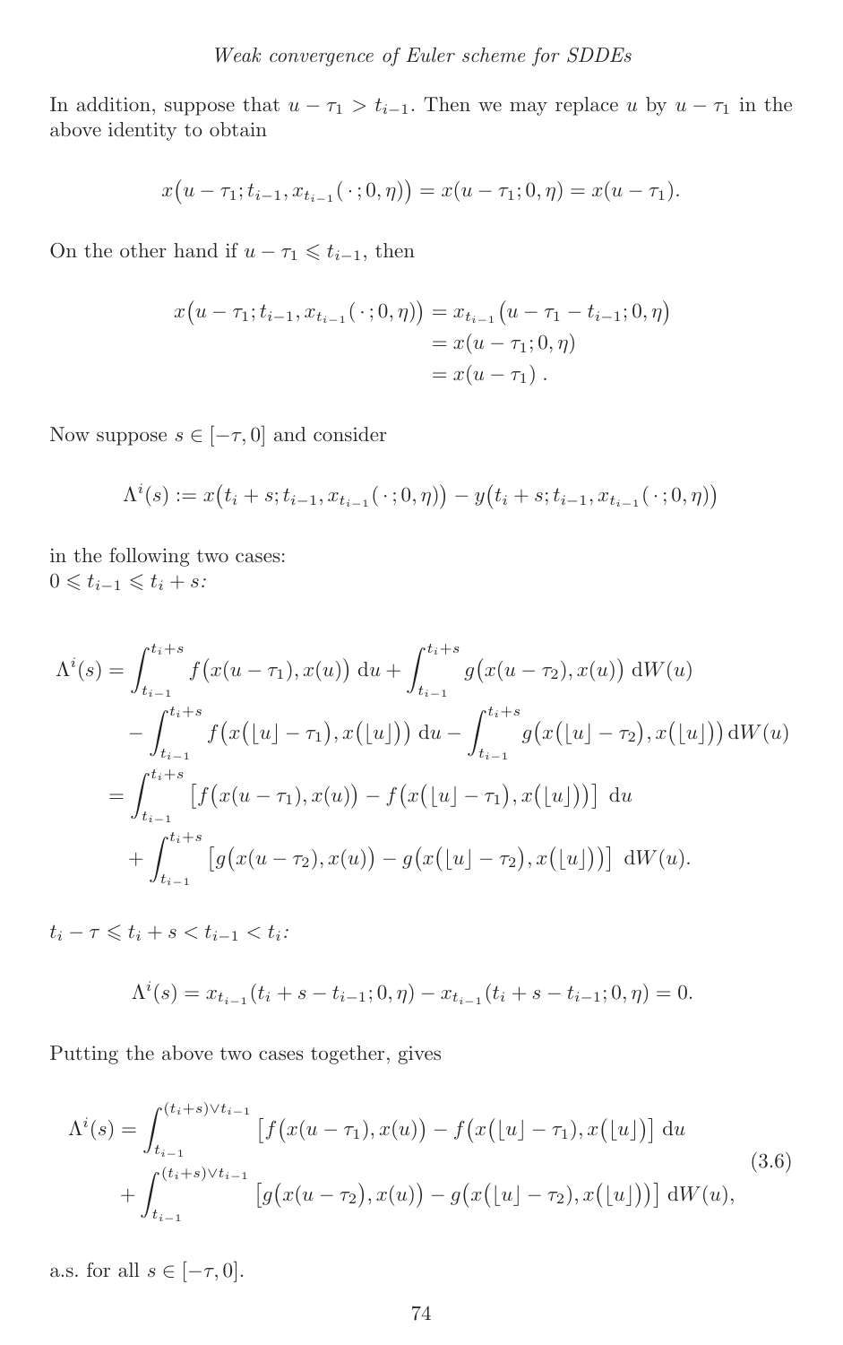In addition, suppose that $u - \tau_1 > t_{i-1}$. Then we may replace $u$ by $u - \tau_1$ in the above identity to obtain

$$x\big(u - \tau_1; t_{i-1}, x_{t_{i-1}}(\,\cdot\,; 0, \eta)\big) = x(u - \tau_1; 0, \eta) = x(u - \tau_1).$$

On the other hand if $u - \tau_1 \leqslant t_{i-1}$, then

$$\begin{aligned} x\big(u - \tau_1; t_{i-1}, x_{t_{i-1}}(\,\cdot\,; 0, \eta)\big) &= x_{t_{i-1}}\big(u - \tau_1 - t_{i-1}; 0, \eta\big) \\ &= x(u - \tau_1; 0, \eta) \\ &= x(u - \tau_1)\,. \end{aligned}$$

Now suppose $s \in [-\tau, 0]$ and consider

$$\Lambda^i(s) := x\big(t_i + s; t_{i-1}, x_{t_{i-1}}(\,\cdot\,; 0, \eta)\big) - y\big(t_i + s; t_{i-1}, x_{t_{i-1}}(\,\cdot\,; 0, \eta)\big)$$

in the following two cases:
$0 \leqslant t_{i-1} \leqslant t_i + s$:

$$\begin{aligned} \Lambda^i(s) &= \int_{t_{i-1}}^{t_i+s} f\big(x(u-\tau_1), x(u)\big)\,\mathrm{d}u + \int_{t_{i-1}}^{t_i+s} g\big(x(u-\tau_2), x(u)\big)\,\mathrm{d}W(u) \\ &\quad - \int_{t_{i-1}}^{t_i+s} f\big(x\big(\lfloor u\rfloor - \tau_1\big), x\big(\lfloor u\rfloor\big)\big)\,\mathrm{d}u - \int_{t_{i-1}}^{t_i+s} g\big(x\big(\lfloor u\rfloor - \tau_2\big), x\big(\lfloor u\rfloor\big)\big)\,\mathrm{d}W(u) \\ &= \int_{t_{i-1}}^{t_i+s} \big[f\big(x(u-\tau_1), x(u)\big) - f\big(x\big(\lfloor u\rfloor - \tau_1\big), x\big(\lfloor u\rfloor\big)\big)\big]\,\mathrm{d}u \\ &\quad + \int_{t_{i-1}}^{t_i+s} \big[g\big(x(u-\tau_2), x(u)\big) - g\big(x\big(\lfloor u\rfloor - \tau_2\big), x\big(\lfloor u\rfloor\big)\big)\big]\,\mathrm{d}W(u). \end{aligned}$$

$t_i - \tau \leqslant t_i + s < t_{i-1} < t_i$:

$$\Lambda^i(s) = x_{t_{i-1}}(t_i + s - t_{i-1}; 0, \eta) - x_{t_{i-1}}(t_i + s - t_{i-1}; 0, \eta) = 0.$$

Putting the above two cases together, gives

$$\begin{aligned} \Lambda^i(s) &= \int_{t_{i-1}}^{(t_i+s)\vee t_{i-1}} \big[f\big(x(u-\tau_1), x(u)\big) - f\big(x\big(\lfloor u\rfloor - \tau_1\big), x\big(\lfloor u\rfloor\big)\big)\big]\,\mathrm{d}u \\ &\quad + \int_{t_{i-1}}^{(t_i+s)\vee t_{i-1}} \big[g\big(x(u-\tau_2), x(u)\big) - g\big(x\big(\lfloor u\rfloor - \tau_2\big), x\big(\lfloor u\rfloor\big)\big)\big]\,\mathrm{d}W(u), \end{aligned} \tag{3.6}$$

a.s. for all $s \in [-\tau, 0]$.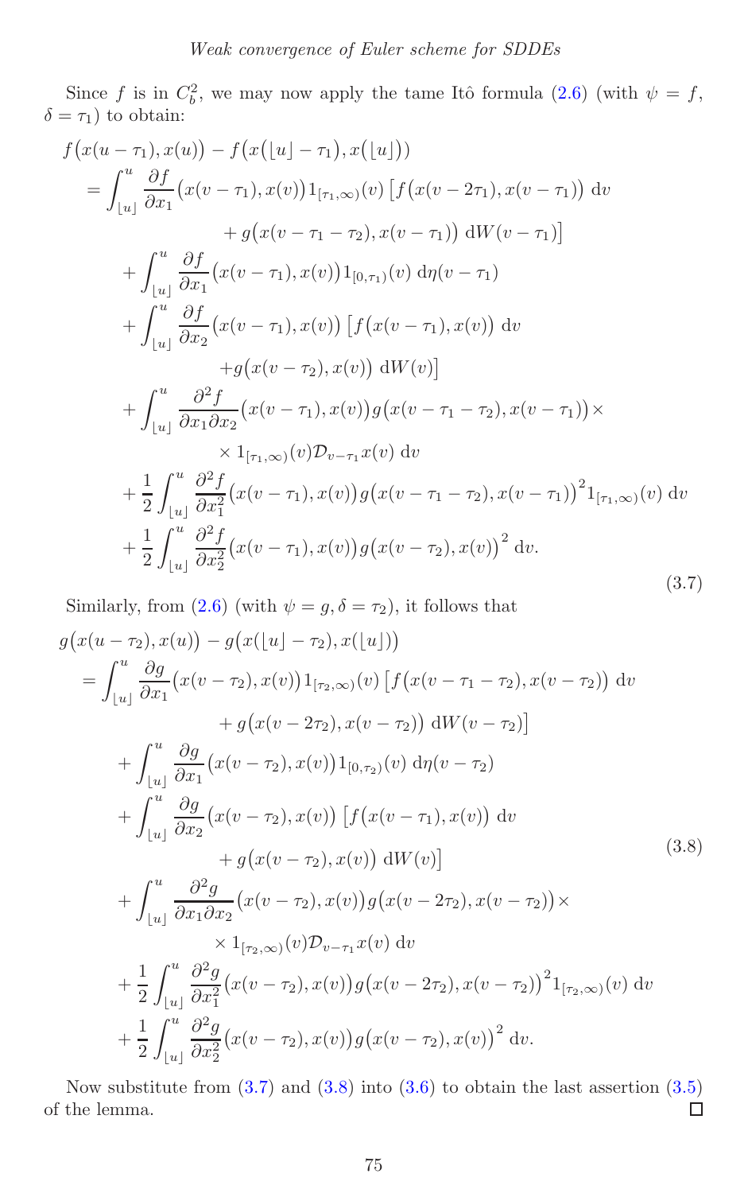Since $f$ is in $C_b^2$, we may now apply the tame Itô formula (2.6) (with $\psi = f$, $\delta = \tau_1$) to obtain:

$$
\begin{aligned}
f&\big(x(u-\tau_1), x(u)\big) - f\big(x(\lfloor u\rfloor - \tau_1), x(\lfloor u\rfloor)\big) \\
&= \int_{\lfloor u\rfloor}^{u} \frac{\partial f}{\partial x_1}\big(x(v-\tau_1), x(v)\big) 1_{[\tau_1,\infty)}(v)\, \big[f\big(x(v-2\tau_1), x(v-\tau_1)\big)\, \mathrm{d}v \\
&\qquad\qquad + g\big(x(v-\tau_1-\tau_2), x(v-\tau_1)\big)\, \mathrm{d}W(v-\tau_1)\big] \\
&\quad + \int_{\lfloor u\rfloor}^{u} \frac{\partial f}{\partial x_1}\big(x(v-\tau_1), x(v)\big) 1_{[0,\tau_1)}(v)\, \mathrm{d}\eta(v-\tau_1) \\
&\quad + \int_{\lfloor u\rfloor}^{u} \frac{\partial f}{\partial x_2}\big(x(v-\tau_1), x(v)\big)\, \big[f\big(x(v-\tau_1), x(v)\big)\, \mathrm{d}v \\
&\qquad\qquad + g\big(x(v-\tau_2), x(v)\big)\, \mathrm{d}W(v)\big] \\
&\quad + \int_{\lfloor u\rfloor}^{u} \frac{\partial^2 f}{\partial x_1 \partial x_2}\big(x(v-\tau_1), x(v)\big) g\big(x(v-\tau_1-\tau_2), x(v-\tau_1)\big) \times \\
&\qquad\qquad \times 1_{[\tau_1,\infty)}(v) \mathcal{D}_{v-\tau_1} x(v)\, \mathrm{d}v \\
&\quad + \frac{1}{2}\int_{\lfloor u\rfloor}^{u} \frac{\partial^2 f}{\partial x_1^2}\big(x(v-\tau_1), x(v)\big) g\big(x(v-\tau_1-\tau_2), x(v-\tau_1)\big)^2 1_{[\tau_1,\infty)}(v)\, \mathrm{d}v \\
&\quad + \frac{1}{2}\int_{\lfloor u\rfloor}^{u} \frac{\partial^2 f}{\partial x_2^2}\big(x(v-\tau_1), x(v)\big) g\big(x(v-\tau_2), x(v)\big)^2\, \mathrm{d}v.
\end{aligned}
\tag{3.7}
$$

Similarly, from (2.6) (with $\psi = g, \delta = \tau_2$), it follows that

$$
\begin{aligned}
g&\big(x(u-\tau_2), x(u)\big) - g\big(x(\lfloor u\rfloor - \tau_2), x(\lfloor u\rfloor)\big) \\
&= \int_{\lfloor u\rfloor}^{u} \frac{\partial g}{\partial x_1}\big(x(v-\tau_2), x(v)\big) 1_{[\tau_2,\infty)}(v)\, \big[f\big(x(v-\tau_1-\tau_2), x(v-\tau_2)\big)\, \mathrm{d}v \\
&\qquad\qquad + g\big(x(v-2\tau_2), x(v-\tau_2)\big)\, \mathrm{d}W(v-\tau_2)\big] \\
&\quad + \int_{\lfloor u\rfloor}^{u} \frac{\partial g}{\partial x_1}\big(x(v-\tau_2), x(v)\big) 1_{[0,\tau_2)}(v)\, \mathrm{d}\eta(v-\tau_2) \\
&\quad + \int_{\lfloor u\rfloor}^{u} \frac{\partial g}{\partial x_2}\big(x(v-\tau_2), x(v)\big)\, \big[f\big(x(v-\tau_1), x(v)\big)\, \mathrm{d}v \\
&\qquad\qquad + g\big(x(v-\tau_2), x(v)\big)\, \mathrm{d}W(v)\big] \\
&\quad + \int_{\lfloor u\rfloor}^{u} \frac{\partial^2 g}{\partial x_1 \partial x_2}\big(x(v-\tau_2), x(v)\big) g\big(x(v-2\tau_2), x(v-\tau_2)\big) \times \\
&\qquad\qquad \times 1_{[\tau_2,\infty)}(v) \mathcal{D}_{v-\tau_1} x(v)\, \mathrm{d}v \\
&\quad + \frac{1}{2}\int_{\lfloor u\rfloor}^{u} \frac{\partial^2 g}{\partial x_1^2}\big(x(v-\tau_2), x(v)\big) g\big(x(v-2\tau_2), x(v-\tau_2)\big)^2 1_{[\tau_2,\infty)}(v)\, \mathrm{d}v \\
&\quad + \frac{1}{2}\int_{\lfloor u\rfloor}^{u} \frac{\partial^2 g}{\partial x_2^2}\big(x(v-\tau_2), x(v)\big) g\big(x(v-\tau_2), x(v)\big)^2\, \mathrm{d}v.
\end{aligned}
\tag{3.8}
$$

Now substitute from (3.7) and (3.8) into (3.6) to obtain the last assertion (3.5) of the lemma. □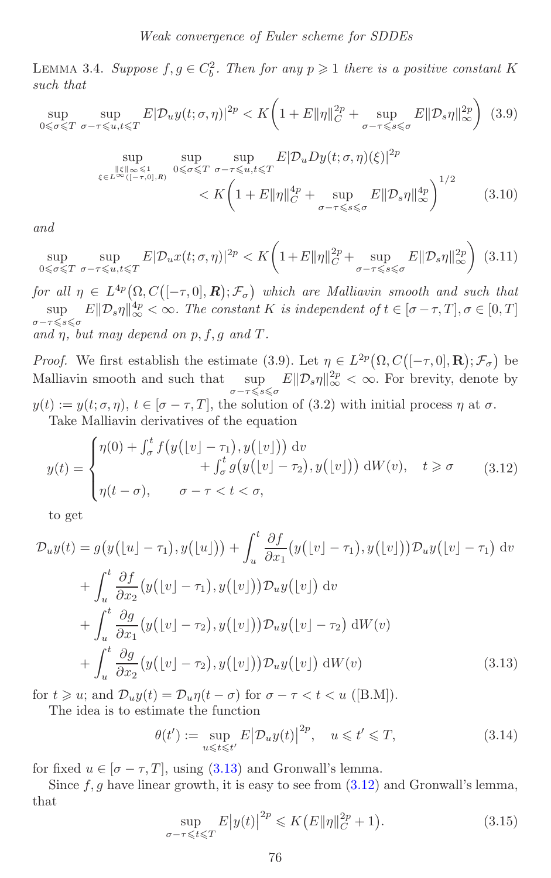LEMMA 3.4. *Suppose $f, g \in C_b^2$. Then for any $p \geqslant 1$ there is a positive constant $K$ such that*

$$\sup_{0\leqslant\sigma\leqslant T}\ \sup_{\sigma-\tau\leqslant u,t\leqslant T} E|\mathcal{D}_u y(t;\sigma,\eta)|^{2p} < K\left(1+E\|\eta\|_C^{2p}+\sup_{\sigma-\tau\leqslant s\leqslant\sigma} E\|\mathcal{D}_s\eta\|_\infty^{2p}\right) \quad (3.9)$$

$$\sup_{\substack{\|\xi\|_\infty\leqslant 1\\ \xi\in L^\infty([-\tau,0],R)}}\ \sup_{0\leqslant\sigma\leqslant T}\ \sup_{\sigma-\tau\leqslant u,t\leqslant T} E|\mathcal{D}_u Dy(t;\sigma,\eta)(\xi)|^{2p} < K\left(1+E\|\eta\|_C^{4p}+\sup_{\sigma-\tau\leqslant s\leqslant\sigma} E\|\mathcal{D}_s\eta\|_\infty^{4p}\right)^{1/2} \quad (3.10)$$

*and*

$$\sup_{0\leqslant\sigma\leqslant T}\ \sup_{\sigma-\tau\leqslant u,t\leqslant T} E|\mathcal{D}_u x(t;\sigma,\eta)|^{2p} < K\left(1+E\|\eta\|_C^{2p}+\sup_{\sigma-\tau\leqslant s\leqslant\sigma} E\|\mathcal{D}_s\eta\|_\infty^{2p}\right) \quad (3.11)$$

*for all $\eta \in L^{4p}\big(\Omega, C([-\tau,0],\boldsymbol{R});\mathcal{F}_\sigma\big)$ which are Malliavin smooth and such that $\sup_{\sigma-\tau\leqslant s\leqslant\sigma} E\|\mathcal{D}_s\eta\|_\infty^{4p}<\infty$. The constant $K$ is independent of $t\in[\sigma-\tau,T], \sigma\in[0,T]$ and $\eta$, but may depend on $p, f, g$ and $T$.*

*Proof.* We first establish the estimate (3.9). Let $\eta \in L^{2p}\big(\Omega, C([-\tau,0],\mathbf{R});\mathcal{F}_\sigma\big)$ be Malliavin smooth and such that $\sup_{\sigma-\tau\leqslant s\leqslant\sigma} E\|\mathcal{D}_s\eta\|_\infty^{2p}<\infty$. For brevity, denote by $y(t) := y(t;\sigma,\eta)$, $t\in[\sigma-\tau,T]$, the solution of (3.2) with initial process $\eta$ at $\sigma$.

Take Malliavin derivatives of the equation

$$y(t)=\begin{cases}\eta(0)+\int_\sigma^t f\big(y(\lfloor v\rfloor-\tau_1),y(\lfloor v\rfloor)\big)\,\mathrm{d}v\\ \qquad\qquad +\int_\sigma^t g\big(y(\lfloor v\rfloor-\tau_2),y(\lfloor v\rfloor)\big)\,\mathrm{d}W(v), \quad t\geqslant\sigma\\ \eta(t-\sigma), \qquad \sigma-\tau<t<\sigma,\end{cases} \quad (3.12)$$

to get

$$\begin{aligned}\mathcal{D}_u y(t) &= g\big(y(\lfloor u\rfloor-\tau_1),y(\lfloor u\rfloor)\big)+\int_u^t \frac{\partial f}{\partial x_1}\big(y(\lfloor v\rfloor-\tau_1),y(\lfloor v\rfloor)\big)\mathcal{D}_u y\big(\lfloor v\rfloor-\tau_1\big)\,\mathrm{d}v\\ &\quad+\int_u^t \frac{\partial f}{\partial x_2}\big(y(\lfloor v\rfloor-\tau_1),y(\lfloor v\rfloor)\big)\mathcal{D}_u y\big(\lfloor v\rfloor\big)\,\mathrm{d}v\\ &\quad+\int_u^t \frac{\partial g}{\partial x_1}\big(y(\lfloor v\rfloor-\tau_2),y(\lfloor v\rfloor)\big)\mathcal{D}_u y\big(\lfloor v\rfloor-\tau_2\big)\,\mathrm{d}W(v)\\ &\quad+\int_u^t \frac{\partial g}{\partial x_2}\big(y(\lfloor v\rfloor-\tau_2),y(\lfloor v\rfloor)\big)\mathcal{D}_u y\big(\lfloor v\rfloor\big)\,\mathrm{d}W(v)\end{aligned} \quad (3.13)$$

for $t\geqslant u$; and $\mathcal{D}_u y(t)=\mathcal{D}_u\eta(t-\sigma)$ for $\sigma-\tau<t<u$ ([B.M]).

The idea is to estimate the function

$$\theta(t') := \sup_{u\leqslant t\leqslant t'} E\big|\mathcal{D}_u y(t)\big|^{2p}, \quad u\leqslant t'\leqslant T, \quad (3.14)$$

for fixed $u\in[\sigma-\tau,T]$, using (3.13) and Gronwall's lemma.

Since $f, g$ have linear growth, it is easy to see from (3.12) and Gronwall's lemma, that

$$\sup_{\sigma-\tau\leqslant t\leqslant T} E\big|y(t)\big|^{2p}\leqslant K\big(E\|\eta\|_C^{2p}+1\big). \quad (3.15)$$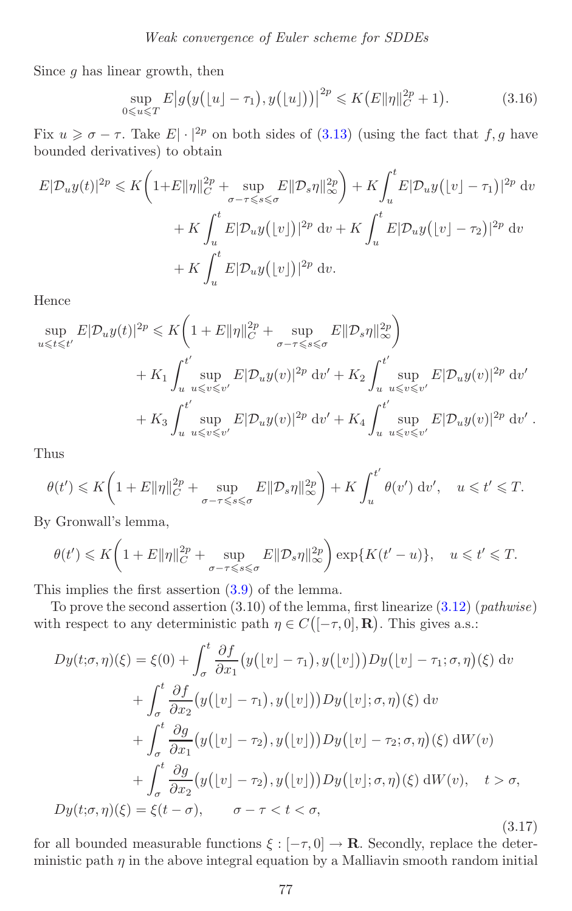Since $g$ has linear growth, then

$$\sup_{0\leqslant u\leqslant T} E\big|g\big(y(\lfloor u\rfloor-\tau_1),y(\lfloor u\rfloor)\big)\big|^{2p}\leqslant K\big(E\|\eta\|_C^{2p}+1\big). \tag{3.16}$$

Fix $u\geqslant \sigma-\tau$. Take $E|\cdot|^{2p}$ on both sides of (3.13) (using the fact that $f,g$ have bounded derivatives) to obtain

$$\begin{aligned}
E|\mathcal{D}_u y(t)|^{2p} &\leqslant K\bigg(1+E\|\eta\|_C^{2p}+\sup_{\sigma-\tau\leqslant s\leqslant\sigma}E\|\mathcal{D}_s\eta\|_\infty^{2p}\bigg)+K\int_u^t E\big|\mathcal{D}_u y\big(\lfloor v\rfloor-\tau_1\big)\big|^{2p}\,\mathrm{d}v\\
&\quad+K\int_u^t E\big|\mathcal{D}_u y\big(\lfloor v\rfloor\big)\big|^{2p}\,\mathrm{d}v+K\int_u^t E\big|\mathcal{D}_u y\big(\lfloor v\rfloor-\tau_2\big)\big|^{2p}\,\mathrm{d}v\\
&\quad+K\int_u^t E\big|\mathcal{D}_u y\big(\lfloor v\rfloor\big)\big|^{2p}\,\mathrm{d}v.
\end{aligned}$$

Hence

$$\begin{aligned}
\sup_{u\leqslant t\leqslant t'}E|\mathcal{D}_u y(t)|^{2p} &\leqslant K\bigg(1+E\|\eta\|_C^{2p}+\sup_{\sigma-\tau\leqslant s\leqslant\sigma}E\|\mathcal{D}_s\eta\|_\infty^{2p}\bigg)\\
&\quad+K_1\int_u^{t'}\sup_{u\leqslant v\leqslant v'}E|\mathcal{D}_u y(v)|^{2p}\,\mathrm{d}v'+K_2\int_u^{t'}\sup_{u\leqslant v\leqslant v'}E|\mathcal{D}_u y(v)|^{2p}\,\mathrm{d}v'\\
&\quad+K_3\int_u^{t'}\sup_{u\leqslant v\leqslant v'}E|\mathcal{D}_u y(v)|^{2p}\,\mathrm{d}v'+K_4\int_u^{t'}\sup_{u\leqslant v\leqslant v'}E|\mathcal{D}_u y(v)|^{2p}\,\mathrm{d}v'\,.
\end{aligned}$$

Thus

$$\theta(t')\leqslant K\bigg(1+E\|\eta\|_C^{2p}+\sup_{\sigma-\tau\leqslant s\leqslant\sigma}E\|\mathcal{D}_s\eta\|_\infty^{2p}\bigg)+K\int_u^{t'}\theta(v')\,\mathrm{d}v',\quad u\leqslant t'\leqslant T.$$

By Gronwall's lemma,

$$\theta(t')\leqslant K\bigg(1+E\|\eta\|_C^{2p}+\sup_{\sigma-\tau\leqslant s\leqslant\sigma}E\|\mathcal{D}_s\eta\|_\infty^{2p}\bigg)\exp\{K(t'-u)\},\quad u\leqslant t'\leqslant T.$$

This implies the first assertion (3.9) of the lemma.

To prove the second assertion (3.10) of the lemma, first linearize (3.12) (*pathwise*) with respect to any deterministic path $\eta\in C\big([-\tau,0],\mathbf{R}\big)$. This gives a.s.:

$$\begin{aligned}
Dy(t;\sigma,\eta)(\xi)&=\xi(0)+\int_\sigma^t\frac{\partial f}{\partial x_1}\big(y\big(\lfloor v\rfloor-\tau_1\big),y\big(\lfloor v\rfloor\big)\big)Dy\big(\lfloor v\rfloor-\tau_1;\sigma,\eta\big)(\xi)\,\mathrm{d}v\\
&\quad+\int_\sigma^t\frac{\partial f}{\partial x_2}\big(y\big(\lfloor v\rfloor-\tau_1\big),y\big(\lfloor v\rfloor\big)\big)Dy\big(\lfloor v\rfloor;\sigma,\eta\big)(\xi)\,\mathrm{d}v\\
&\quad+\int_\sigma^t\frac{\partial g}{\partial x_1}\big(y\big(\lfloor v\rfloor-\tau_2\big),y\big(\lfloor v\rfloor\big)\big)Dy\big(\lfloor v\rfloor-\tau_2;\sigma,\eta\big)(\xi)\,\mathrm{d}W(v)\\
&\quad+\int_\sigma^t\frac{\partial g}{\partial x_2}\big(y\big(\lfloor v\rfloor-\tau_2\big),y\big(\lfloor v\rfloor\big)\big)Dy\big(\lfloor v\rfloor;\sigma,\eta\big)(\xi)\,\mathrm{d}W(v),\quad t>\sigma,\\
Dy(t;\sigma,\eta)(\xi)&=\xi(t-\sigma),\qquad \sigma-\tau<t<\sigma,
\end{aligned}\tag{3.17}$$

for all bounded measurable functions $\xi:[-\tau,0]\to\mathbf{R}$. Secondly, replace the deterministic path $\eta$ in the above integral equation by a Malliavin smooth random initial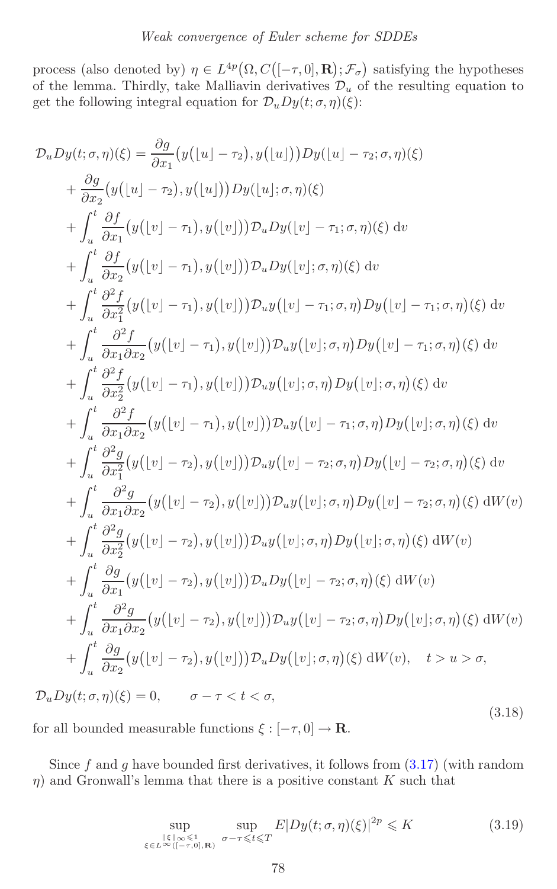process (also denoted by) $\eta \in L^{4p}\big(\Omega, C([-\tau,0],\mathbf{R}); \mathcal{F}_\sigma\big)$ satisfying the hypotheses of the lemma. Thirdly, take Malliavin derivatives $\mathcal{D}_u$ of the resulting equation to get the following integral equation for $\mathcal{D}_u Dy(t;\sigma,\eta)(\xi)$:

$$
\begin{aligned}
\mathcal{D}_u Dy(t;\sigma,\eta)(\xi) &= \frac{\partial g}{\partial x_1}\big(y(\lfloor u\rfloor-\tau_2), y(\lfloor u\rfloor)\big) Dy(\lfloor u\rfloor-\tau_2;\sigma,\eta)(\xi) \\
&+ \frac{\partial g}{\partial x_2}\big(y(\lfloor u\rfloor-\tau_2), y(\lfloor u\rfloor)\big) Dy(\lfloor u\rfloor;\sigma,\eta)(\xi) \\
&+ \int_u^t \frac{\partial f}{\partial x_1}\big(y(\lfloor v\rfloor-\tau_1), y(\lfloor v\rfloor)\big) \mathcal{D}_u Dy(\lfloor v\rfloor-\tau_1;\sigma,\eta)(\xi)\,\mathrm{d}v \\
&+ \int_u^t \frac{\partial f}{\partial x_2}\big(y(\lfloor v\rfloor-\tau_1), y(\lfloor v\rfloor)\big) \mathcal{D}_u Dy(\lfloor v\rfloor;\sigma,\eta)(\xi)\,\mathrm{d}v \\
&+ \int_u^t \frac{\partial^2 f}{\partial x_1^2}\big(y(\lfloor v\rfloor-\tau_1), y(\lfloor v\rfloor)\big) \mathcal{D}_u y\big(\lfloor v\rfloor-\tau_1;\sigma,\eta\big) Dy\big(\lfloor v\rfloor-\tau_1;\sigma,\eta\big)(\xi)\,\mathrm{d}v \\
&+ \int_u^t \frac{\partial^2 f}{\partial x_1\partial x_2}\big(y(\lfloor v\rfloor-\tau_1), y(\lfloor v\rfloor)\big) \mathcal{D}_u y\big(\lfloor v\rfloor;\sigma,\eta\big) Dy\big(\lfloor v\rfloor-\tau_1;\sigma,\eta\big)(\xi)\,\mathrm{d}v \\
&+ \int_u^t \frac{\partial^2 f}{\partial x_2^2}\big(y(\lfloor v\rfloor-\tau_1), y(\lfloor v\rfloor)\big) \mathcal{D}_u y\big(\lfloor v\rfloor;\sigma,\eta\big) Dy\big(\lfloor v\rfloor;\sigma,\eta\big)(\xi)\,\mathrm{d}v \\
&+ \int_u^t \frac{\partial^2 f}{\partial x_1\partial x_2}\big(y(\lfloor v\rfloor-\tau_1), y(\lfloor v\rfloor)\big) \mathcal{D}_u y\big(\lfloor v\rfloor-\tau_1;\sigma,\eta\big) Dy\big(\lfloor v\rfloor;\sigma,\eta\big)(\xi)\,\mathrm{d}v \\
&+ \int_u^t \frac{\partial^2 g}{\partial x_1^2}\big(y(\lfloor v\rfloor-\tau_2), y(\lfloor v\rfloor)\big) \mathcal{D}_u y\big(\lfloor v\rfloor-\tau_2;\sigma,\eta\big) Dy\big(\lfloor v\rfloor-\tau_2;\sigma,\eta\big)(\xi)\,\mathrm{d}v \\
&+ \int_u^t \frac{\partial^2 g}{\partial x_1\partial x_2}\big(y(\lfloor v\rfloor-\tau_2), y(\lfloor v\rfloor)\big) \mathcal{D}_u y\big(\lfloor v\rfloor;\sigma,\eta\big) Dy\big(\lfloor v\rfloor-\tau_2;\sigma,\eta\big)(\xi)\,\mathrm{d}W(v) \\
&+ \int_u^t \frac{\partial^2 g}{\partial x_2^2}\big(y(\lfloor v\rfloor-\tau_2), y(\lfloor v\rfloor)\big) \mathcal{D}_u y\big(\lfloor v\rfloor;\sigma,\eta\big) Dy\big(\lfloor v\rfloor;\sigma,\eta\big)(\xi)\,\mathrm{d}W(v) \\
&+ \int_u^t \frac{\partial g}{\partial x_1}\big(y(\lfloor v\rfloor-\tau_2), y(\lfloor v\rfloor)\big) \mathcal{D}_u Dy\big(\lfloor v\rfloor-\tau_2;\sigma,\eta\big)(\xi)\,\mathrm{d}W(v) \\
&+ \int_u^t \frac{\partial^2 g}{\partial x_1\partial x_2}\big(y(\lfloor v\rfloor-\tau_2), y(\lfloor v\rfloor)\big) \mathcal{D}_u y\big(\lfloor v\rfloor-\tau_2;\sigma,\eta\big) Dy\big(\lfloor v\rfloor;\sigma,\eta\big)(\xi)\,\mathrm{d}W(v) \\
&+ \int_u^t \frac{\partial g}{\partial x_2}\big(y(\lfloor v\rfloor-\tau_2), y(\lfloor v\rfloor)\big) \mathcal{D}_u Dy\big(\lfloor v\rfloor;\sigma,\eta\big)(\xi)\,\mathrm{d}W(v), \quad t > u > \sigma, \\
\mathcal{D}_u Dy(t;\sigma,\eta)(\xi) &= 0, \qquad \sigma-\tau < t < \sigma,
\end{aligned}
\tag{3.18}
$$

for all bounded measurable functions $\xi : [-\tau, 0] \to \mathbf{R}$.

Since $f$ and $g$ have bounded first derivatives, it follows from (3.17) (with random $\eta$) and Gronwall's lemma that there is a positive constant $K$ such that

$$
\sup_{\substack{\|\xi\|_\infty \leqslant 1 \\ \xi \in L^\infty([-\tau,0],\mathbf{R})}} \ \sup_{\sigma-\tau \leqslant t \leqslant T} E\big|Dy(t;\sigma,\eta)(\xi)\big|^{2p} \leqslant K \tag{3.19}
$$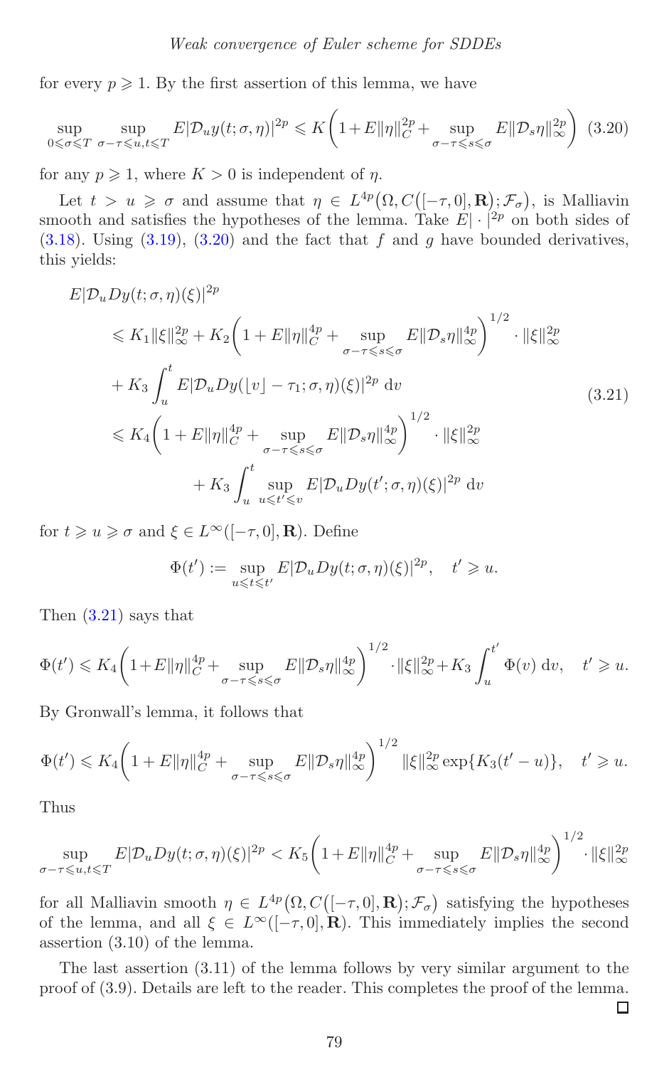for every $p \geqslant 1$. By the first assertion of this lemma, we have

$$\sup_{0\leqslant\sigma\leqslant T}\ \sup_{\sigma-\tau\leqslant u,t\leqslant T} E|\mathcal{D}_u y(t;\sigma,\eta)|^{2p} \leqslant K\left(1+E\|\eta\|_C^{2p} + \sup_{\sigma-\tau\leqslant s\leqslant\sigma} E\|\mathcal{D}_s\eta\|_\infty^{2p}\right) \quad (3.20)$$

for any $p \geqslant 1$, where $K > 0$ is independent of $\eta$.

Let $t > u \geqslant \sigma$ and assume that $\eta \in L^{4p}\big(\Omega, C\big([-\tau,0],\mathbf{R}\big);\mathcal{F}_\sigma\big)$, is Malliavin smooth and satisfies the hypotheses of the lemma. Take $E|\cdot|^{2p}$ on both sides of (3.18). Using (3.19), (3.20) and the fact that $f$ and $g$ have bounded derivatives, this yields:

$$\begin{aligned}
&E|\mathcal{D}_u Dy(t;\sigma,\eta)(\xi)|^{2p} \\
&\quad\leqslant K_1\|\xi\|_\infty^{2p} + K_2\left(1+E\|\eta\|_C^{4p} + \sup_{\sigma-\tau\leqslant s\leqslant\sigma} E\|\mathcal{D}_s\eta\|_\infty^{4p}\right)^{1/2}\cdot\|\xi\|_\infty^{2p} \\
&\qquad + K_3\int_u^t E|\mathcal{D}_u Dy(\lfloor v\rfloor-\tau_1;\sigma,\eta)(\xi)|^{2p}\,\mathrm{d}v \\
&\quad\leqslant K_4\left(1+E\|\eta\|_C^{4p} + \sup_{\sigma-\tau\leqslant s\leqslant\sigma} E\|\mathcal{D}_s\eta\|_\infty^{4p}\right)^{1/2}\cdot\|\xi\|_\infty^{2p} \\
&\qquad\qquad + K_3\int_u^t \sup_{u\leqslant t'\leqslant v} E|\mathcal{D}_u Dy(t';\sigma,\eta)(\xi)|^{2p}\,\mathrm{d}v
\end{aligned} \quad (3.21)$$

for $t \geqslant u \geqslant \sigma$ and $\xi \in L^\infty([-\tau,0],\mathbf{R})$. Define

$$\Phi(t') := \sup_{u\leqslant t\leqslant t'} E|\mathcal{D}_u Dy(t;\sigma,\eta)(\xi)|^{2p}, \quad t' \geqslant u.$$

Then (3.21) says that

$$\Phi(t') \leqslant K_4\left(1+E\|\eta\|_C^{4p} + \sup_{\sigma-\tau\leqslant s\leqslant\sigma} E\|\mathcal{D}_s\eta\|_\infty^{4p}\right)^{1/2}\cdot\|\xi\|_\infty^{2p} + K_3\int_u^{t'}\Phi(v)\,\mathrm{d}v, \quad t' \geqslant u.$$

By Gronwall's lemma, it follows that

$$\Phi(t') \leqslant K_4\left(1+E\|\eta\|_C^{4p} + \sup_{\sigma-\tau\leqslant s\leqslant\sigma} E\|\mathcal{D}_s\eta\|_\infty^{4p}\right)^{1/2}\|\xi\|_\infty^{2p}\exp\{K_3(t'-u)\}, \quad t' \geqslant u.$$

Thus

$$\sup_{\sigma-\tau\leqslant u,t\leqslant T} E|\mathcal{D}_u Dy(t;\sigma,\eta)(\xi)|^{2p} < K_5\left(1+E\|\eta\|_C^{4p} + \sup_{\sigma-\tau\leqslant s\leqslant\sigma} E\|\mathcal{D}_s\eta\|_\infty^{4p}\right)^{1/2}\cdot\|\xi\|_\infty^{2p}$$

for all Malliavin smooth $\eta \in L^{4p}\big(\Omega, C\big([-\tau,0],\mathbf{R}\big);\mathcal{F}_\sigma\big)$ satisfying the hypotheses of the lemma, and all $\xi \in L^\infty([-\tau,0],\mathbf{R})$. This immediately implies the second assertion (3.10) of the lemma.

The last assertion (3.11) of the lemma follows by very similar argument to the proof of (3.9). Details are left to the reader. This completes the proof of the lemma. □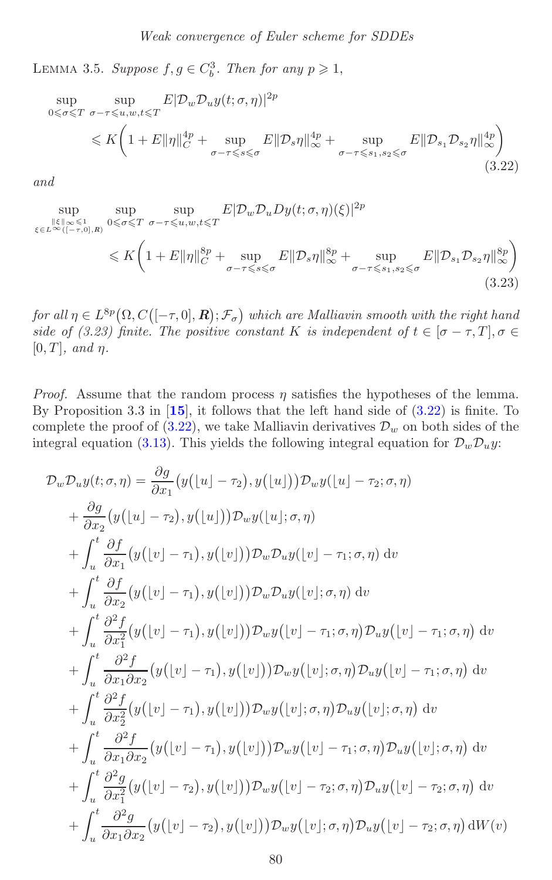LEMMA 3.5. *Suppose $f, g \in C_b^3$. Then for any $p \geqslant 1$,*

$$\sup_{0\leqslant\sigma\leqslant T}\ \sup_{\sigma-\tau\leqslant u,w,t\leqslant T} E|\mathcal{D}_w\mathcal{D}_u y(t;\sigma,\eta)|^{2p} \leqslant K\bigg(1+E\|\eta\|_C^{4p}+\sup_{\sigma-\tau\leqslant s\leqslant\sigma}E\|\mathcal{D}_s\eta\|_\infty^{4p}+\sup_{\sigma-\tau\leqslant s_1,s_2\leqslant\sigma}E\|\mathcal{D}_{s_1}\mathcal{D}_{s_2}\eta\|_\infty^{4p}\bigg) \tag{3.22}$$

*and*

$$\sup_{\substack{\|\xi\|_\infty\leqslant 1\\ \xi\in L^\infty([-\tau,0],\boldsymbol{R})}}\ \sup_{0\leqslant\sigma\leqslant T}\ \sup_{\sigma-\tau\leqslant u,w,t\leqslant T} E|\mathcal{D}_w\mathcal{D}_u Dy(t;\sigma,\eta)(\xi)|^{2p} \leqslant K\bigg(1+E\|\eta\|_C^{8p}+\sup_{\sigma-\tau\leqslant s\leqslant\sigma}E\|\mathcal{D}_s\eta\|_\infty^{8p}+\sup_{\sigma-\tau\leqslant s_1,s_2\leqslant\sigma}E\|\mathcal{D}_{s_1}\mathcal{D}_{s_2}\eta\|_\infty^{8p}\bigg) \tag{3.23}$$

*for all $\eta \in L^{8p}\big(\Omega, C\big([-\tau,0],\boldsymbol{R}\big);\mathcal{F}_\sigma\big)$ which are Malliavin smooth with the right hand side of (3.23) finite. The positive constant $K$ is independent of $t\in[\sigma-\tau,T], \sigma\in[0,T]$, and $\eta$.*

*Proof.* Assume that the random process $\eta$ satisfies the hypotheses of the lemma. By Proposition 3.3 in [15], it follows that the left hand side of (3.22) is finite. To complete the proof of (3.22), we take Malliavin derivatives $\mathcal{D}_w$ on both sides of the integral equation (3.13). This yields the following integral equation for $\mathcal{D}_w\mathcal{D}_u y$:

$$\begin{aligned}
\mathcal{D}_w\mathcal{D}_u y(t;\sigma,\eta) &= \frac{\partial g}{\partial x_1}\big(y(\lfloor u\rfloor-\tau_2),y(\lfloor u\rfloor)\big)\mathcal{D}_w y(\lfloor u\rfloor-\tau_2;\sigma,\eta)\\
&+\frac{\partial g}{\partial x_2}\big(y(\lfloor u\rfloor-\tau_2),y(\lfloor u\rfloor)\big)\mathcal{D}_w y(\lfloor u\rfloor;\sigma,\eta)\\
&+\int_u^t \frac{\partial f}{\partial x_1}\big(y(\lfloor v\rfloor-\tau_1),y(\lfloor v\rfloor)\big)\mathcal{D}_w\mathcal{D}_u y(\lfloor v\rfloor-\tau_1;\sigma,\eta)\,\mathrm{d}v\\
&+\int_u^t \frac{\partial f}{\partial x_2}\big(y(\lfloor v\rfloor-\tau_1),y(\lfloor v\rfloor)\big)\mathcal{D}_w\mathcal{D}_u y(\lfloor v\rfloor;\sigma,\eta)\,\mathrm{d}v\\
&+\int_u^t \frac{\partial^2 f}{\partial x_1^2}\big(y(\lfloor v\rfloor-\tau_1),y(\lfloor v\rfloor)\big)\mathcal{D}_w y\big(\lfloor v\rfloor-\tau_1;\sigma,\eta\big)\mathcal{D}_u y\big(\lfloor v\rfloor-\tau_1;\sigma,\eta\big)\,\mathrm{d}v\\
&+\int_u^t \frac{\partial^2 f}{\partial x_1\partial x_2}\big(y(\lfloor v\rfloor-\tau_1),y(\lfloor v\rfloor)\big)\mathcal{D}_w y\big(\lfloor v\rfloor;\sigma,\eta\big)\mathcal{D}_u y\big(\lfloor v\rfloor-\tau_1;\sigma,\eta\big)\,\mathrm{d}v\\
&+\int_u^t \frac{\partial^2 f}{\partial x_2^2}\big(y(\lfloor v\rfloor-\tau_1),y(\lfloor v\rfloor)\big)\mathcal{D}_w y\big(\lfloor v\rfloor;\sigma,\eta\big)\mathcal{D}_u y\big(\lfloor v\rfloor;\sigma,\eta\big)\,\mathrm{d}v\\
&+\int_u^t \frac{\partial^2 f}{\partial x_1\partial x_2}\big(y(\lfloor v\rfloor-\tau_1),y(\lfloor v\rfloor)\big)\mathcal{D}_w y\big(\lfloor v\rfloor-\tau_1;\sigma,\eta\big)\mathcal{D}_u y\big(\lfloor v\rfloor;\sigma,\eta\big)\,\mathrm{d}v\\
&+\int_u^t \frac{\partial^2 g}{\partial x_1^2}\big(y(\lfloor v\rfloor-\tau_2),y(\lfloor v\rfloor)\big)\mathcal{D}_w y\big(\lfloor v\rfloor-\tau_2;\sigma,\eta\big)\mathcal{D}_u y\big(\lfloor v\rfloor-\tau_2;\sigma,\eta\big)\,\mathrm{d}v\\
&+\int_u^t \frac{\partial^2 g}{\partial x_1\partial x_2}\big(y(\lfloor v\rfloor-\tau_2),y(\lfloor v\rfloor)\big)\mathcal{D}_w y\big(\lfloor v\rfloor;\sigma,\eta\big)\mathcal{D}_u y\big(\lfloor v\rfloor-\tau_2;\sigma,\eta\big)\,\mathrm{d}W(v)
\end{aligned}$$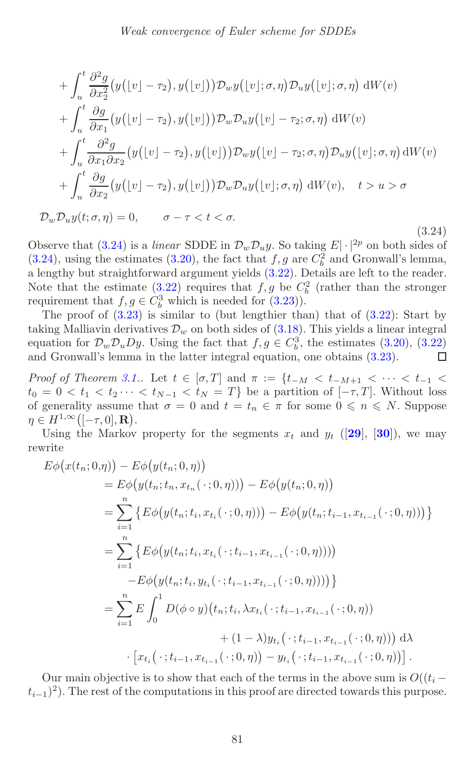$$
\begin{aligned}
&+\int_u^t \frac{\partial^2 g}{\partial x_2^2}\big(y(\lfloor v\rfloor-\tau_2),y(\lfloor v\rfloor)\big)\mathcal{D}_w y\big(\lfloor v\rfloor;\sigma,\eta\big)\mathcal{D}_u y\big(\lfloor v\rfloor;\sigma,\eta\big)\,\mathrm{d}W(v)\\
&+\int_u^t \frac{\partial g}{\partial x_1}\big(y(\lfloor v\rfloor-\tau_2),y(\lfloor v\rfloor)\big)\mathcal{D}_w\mathcal{D}_u y\big(\lfloor v\rfloor-\tau_2;\sigma,\eta\big)\,\mathrm{d}W(v)\\
&+\int_u^t \frac{\partial^2 g}{\partial x_1\partial x_2}\big(y(\lfloor v\rfloor-\tau_2),y(\lfloor v\rfloor)\big)\mathcal{D}_w y\big(\lfloor v\rfloor-\tau_2;\sigma,\eta\big)\mathcal{D}_u y\big(\lfloor v\rfloor;\sigma,\eta\big)\,\mathrm{d}W(v)\\
&+\int_u^t \frac{\partial g}{\partial x_2}\big(y(\lfloor v\rfloor-\tau_2),y(\lfloor v\rfloor)\big)\mathcal{D}_w\mathcal{D}_u y\big(\lfloor v\rfloor;\sigma,\eta\big)\,\mathrm{d}W(v),\quad t>u>\sigma\\
&\mathcal{D}_w\mathcal{D}_u y(t;\sigma,\eta)=0,\qquad \sigma-\tau<t<\sigma.
\end{aligned}
\tag{3.24}
$$

Observe that (3.24) is a *linear* SDDE in $\mathcal{D}_w\mathcal{D}_u y$. So taking $E|\cdot|^{2p}$ on both sides of (3.24), using the estimates (3.20), the fact that $f,g$ are $C_b^2$ and Gronwall's lemma, a lengthy but straightforward argument yields (3.22). Details are left to the reader. Note that the estimate (3.22) requires that $f,g$ be $C_b^2$ (rather than the stronger requirement that $f,g\in C_b^3$ which is needed for (3.23)).

The proof of (3.23) is similar to (but lengthier than) that of (3.22): Start by taking Malliavin derivatives $\mathcal{D}_w$ on both sides of (3.18). This yields a linear integral equation for $\mathcal{D}_w\mathcal{D}_u Dy$. Using the fact that $f,g\in C_b^3$, the estimates (3.20), (3.22) and Gronwall's lemma in the latter integral equation, one obtains (3.23). □

*Proof of Theorem 3.1.*. Let $t\in[\sigma,T]$ and $\pi:=\{t_{-M}<t_{-M+1}<\cdots<t_{-1}<t_0=0<t_1<t_2\cdots<t_{N-1}<t_N=T\}$ be a partition of $[-\tau,T]$. Without loss of generality assume that $\sigma=0$ and $t=t_n\in\pi$ for some $0\leqslant n\leqslant N$. Suppose $\eta\in H^{1,\infty}\big([-\tau,0],\mathbf{R}\big)$.

Using the Markov property for the segments $x_t$ and $y_t$ ([**29**], [**30**]), we may rewrite

$$
\begin{aligned}
E\phi\big(x(t_n;0,&\eta)\big)-E\phi\big(y(t_n;0,\eta)\big)\\
&=E\phi\big(y(t_n;t_n,x_{t_n}(\cdot\,;0,\eta))\big)-E\phi\big(y(t_n;0,\eta)\big)\\
&=\sum_{i=1}^n\big\{E\phi\big(y(t_n;t_i,x_{t_i}(\cdot\,;0,\eta))\big)-E\phi\big(y(t_n;t_{i-1},x_{t_{i-1}}(\cdot\,;0,\eta))\big)\big\}\\
&=\sum_{i=1}^n\big\{E\phi\big(y(t_n;t_i,x_{t_i}(\cdot\,;t_{i-1},x_{t_{i-1}}(\cdot\,;0,\eta)))\big)\\
&\qquad -E\phi\big(y(t_n;t_i,y_{t_i}(\cdot\,;t_{i-1},x_{t_{i-1}}(\cdot\,;0,\eta)))\big)\big\}\\
&=\sum_{i=1}^n E\int_0^1 D(\phi\circ y)\big(t_n;t_i,\lambda x_{t_i}(\cdot\,;t_{i-1},x_{t_{i-1}}(\cdot\,;0,\eta))\\
&\qquad\qquad +(1-\lambda)y_{t_i}\big(\cdot\,;t_{i-1},x_{t_{i-1}}(\cdot\,;0,\eta)\big)\big)\,\mathrm{d}\lambda\\
&\qquad\cdot\big[x_{t_i}\big(\cdot\,;t_{i-1},x_{t_{i-1}}(\cdot\,;0,\eta)\big)-y_{t_i}\big(\cdot\,;t_{i-1},x_{t_{i-1}}(\cdot\,;0,\eta)\big)\big]\,.
\end{aligned}
$$

Our main objective is to show that each of the terms in the above sum is $O((t_i-t_{i-1})^2)$. The rest of the computations in this proof are directed towards this purpose.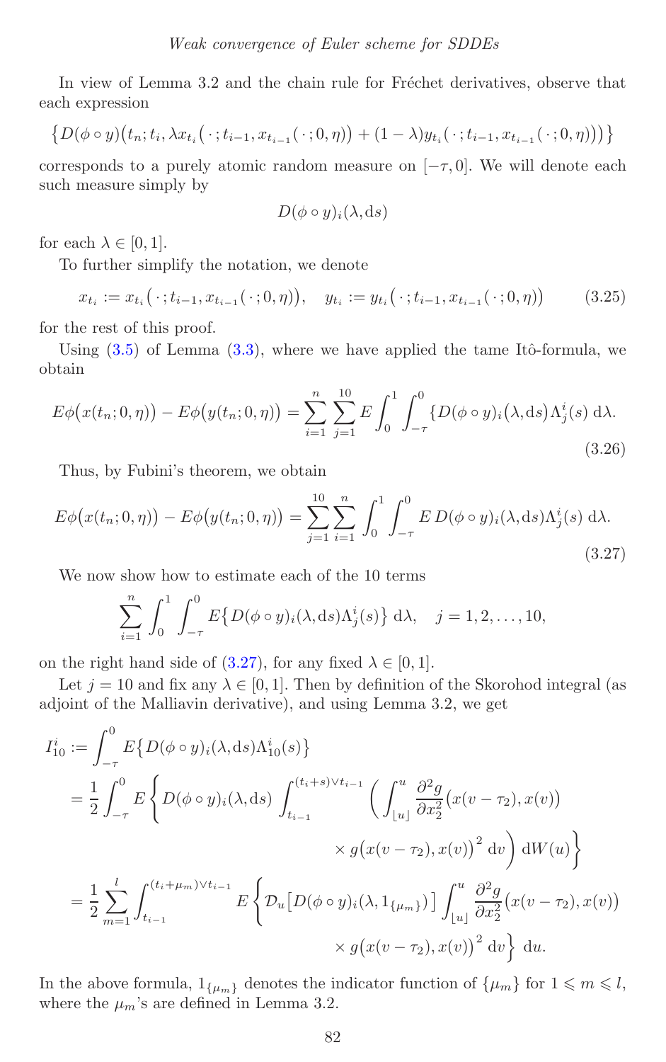In view of Lemma 3.2 and the chain rule for Fréchet derivatives, observe that each expression

$$\big\{D(\phi\circ y)\big(t_n;t_i,\lambda x_{t_i}\big(\cdot\,;t_{i-1},x_{t_{i-1}}(\cdot\,;0,\eta)\big)+(1-\lambda)y_{t_i}\big(\cdot\,;t_{i-1},x_{t_{i-1}}(\cdot\,;0,\eta)\big)\big)\big\}$$

corresponds to a purely atomic random measure on $[-\tau,0]$. We will denote each such measure simply by

$$D(\phi\circ y)_i(\lambda,\mathrm{d}s)$$

for each $\lambda\in[0,1]$.

To further simplify the notation, we denote

$$x_{t_i}:=x_{t_i}\big(\cdot\,;t_{i-1},x_{t_{i-1}}(\cdot\,;0,\eta)\big),\quad y_{t_i}:=y_{t_i}\big(\cdot\,;t_{i-1},x_{t_{i-1}}(\cdot\,;0,\eta)\big)\tag{3.25}$$

for the rest of this proof.

Using (3.5) of Lemma (3.3), where we have applied the tame Itô-formula, we obtain

$$E\phi\big(x(t_n;0,\eta)\big)-E\phi\big(y(t_n;0,\eta)\big)=\sum_{i=1}^{n}\sum_{j=1}^{10}E\int_0^1\int_{-\tau}^0\{D(\phi\circ y)_i\big(\lambda,\mathrm{d}s\big)\Lambda_j^i(s)\,\mathrm{d}\lambda.\tag{3.26}$$

Thus, by Fubini's theorem, we obtain

$$E\phi\big(x(t_n;0,\eta)\big)-E\phi\big(y(t_n;0,\eta)\big)=\sum_{j=1}^{10}\sum_{i=1}^{n}\int_0^1\int_{-\tau}^0 E\,D(\phi\circ y)_i(\lambda,\mathrm{d}s)\Lambda_j^i(s)\,\mathrm{d}\lambda.\tag{3.27}$$

We now show how to estimate each of the 10 terms

$$\sum_{i=1}^{n}\int_0^1\int_{-\tau}^0 E\big\{D(\phi\circ y)_i(\lambda,\mathrm{d}s)\Lambda_j^i(s)\big\}\,\mathrm{d}\lambda,\quad j=1,2,\ldots,10,$$

on the right hand side of (3.27), for any fixed $\lambda\in[0,1]$.

Let $j=10$ and fix any $\lambda\in[0,1]$. Then by definition of the Skorohod integral (as adjoint of the Malliavin derivative), and using Lemma 3.2, we get

$$\begin{aligned}
I_{10}^i&:=\int_{-\tau}^0 E\big\{D(\phi\circ y)_i(\lambda,\mathrm{d}s)\Lambda_{10}^i(s)\big\}\\
&=\frac{1}{2}\int_{-\tau}^0 E\left\{D(\phi\circ y)_i(\lambda,\mathrm{d}s)\int_{t_{i-1}}^{(t_i+s)\vee t_{i-1}}\left(\int_{\lfloor u\rfloor}^{u}\frac{\partial^2 g}{\partial x_2^2}\big(x(v-\tau_2),x(v)\big)\right.\right.\\
&\qquad\qquad\left.\left.\times\, g\big(x(v-\tau_2),x(v)\big)^2\,\mathrm{d}v\right)\mathrm{d}W(u)\right\}\\
&=\frac{1}{2}\sum_{m=1}^{l}\int_{t_{i-1}}^{(t_i+\mu_m)\vee t_{i-1}}E\left\{\mathcal{D}_u\big[D(\phi\circ y)_i(\lambda,1_{\{\mu_m\}})\big]\int_{\lfloor u\rfloor}^{u}\frac{\partial^2 g}{\partial x_2^2}\big(x(v-\tau_2),x(v)\big)\right.\\
&\qquad\qquad\left.\times\, g\big(x(v-\tau_2),x(v)\big)^2\,\mathrm{d}v\right\}\,\mathrm{d}u.
\end{aligned}$$

In the above formula, $1_{\{\mu_m\}}$ denotes the indicator function of $\{\mu_m\}$ for $1\leqslant m\leqslant l$, where the $\mu_m$'s are defined in Lemma 3.2.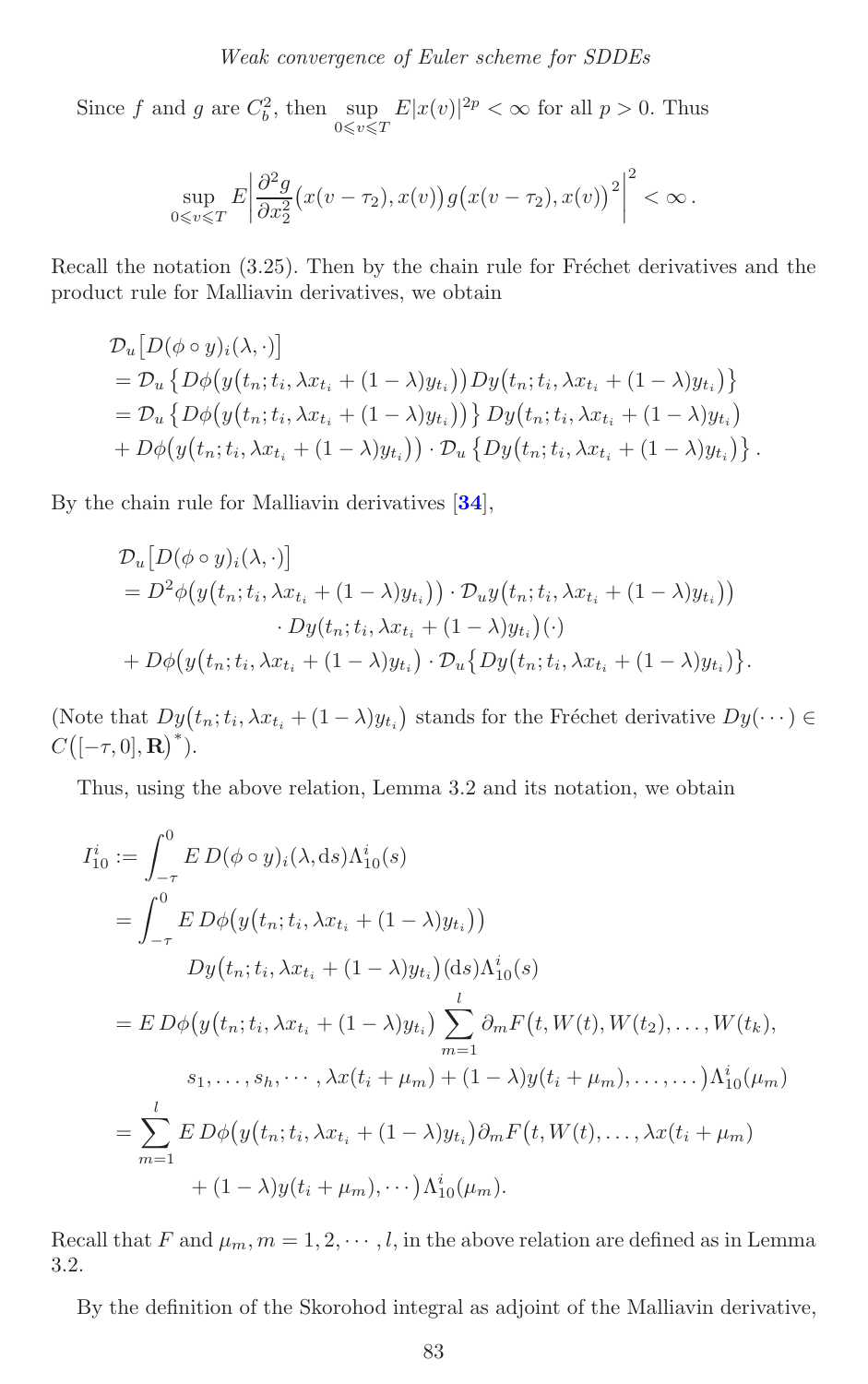Since $f$ and $g$ are $C_b^2$, then $\sup_{0\leqslant v\leqslant T} E|x(v)|^{2p} < \infty$ for all $p > 0$. Thus

$$\sup_{0\leqslant v\leqslant T} E\left|\frac{\partial^2 g}{\partial x_2^2}\big(x(v-\tau_2), x(v)\big) g\big(x(v-\tau_2), x(v)\big)^2\right|^2 < \infty .$$

Recall the notation (3.25). Then by the chain rule for Fréchet derivatives and the product rule for Malliavin derivatives, we obtain

$$\begin{aligned}
&\mathcal{D}_u\big[D(\phi\circ y)_i(\lambda,\cdot)\big] \\
&= \mathcal{D}_u\left\{D\phi\big(y\big(t_n;t_i,\lambda x_{t_i}+(1-\lambda)y_{t_i}\big)\big)Dy\big(t_n;t_i,\lambda x_{t_i}+(1-\lambda)y_{t_i}\big)\right\} \\
&= \mathcal{D}_u\left\{D\phi\big(y\big(t_n;t_i,\lambda x_{t_i}+(1-\lambda)y_{t_i}\big)\big)\right\}Dy\big(t_n;t_i,\lambda x_{t_i}+(1-\lambda)y_{t_i}\big) \\
&+ D\phi\big(y\big(t_n;t_i,\lambda x_{t_i}+(1-\lambda)y_{t_i}\big)\big)\cdot\mathcal{D}_u\left\{Dy\big(t_n;t_i,\lambda x_{t_i}+(1-\lambda)y_{t_i}\big)\right\}.
\end{aligned}$$

By the chain rule for Malliavin derivatives [34],

$$\begin{aligned}
&\mathcal{D}_u\big[D(\phi\circ y)_i(\lambda,\cdot)\big] \\
&= D^2\phi\big(y\big(t_n;t_i,\lambda x_{t_i}+(1-\lambda)y_{t_i}\big)\big)\cdot\mathcal{D}_u y\big(t_n;t_i,\lambda x_{t_i}+(1-\lambda)y_{t_i}\big)\big) \\
&\qquad\cdot Dy\big(t_n;t_i,\lambda x_{t_i}+(1-\lambda)y_{t_i}\big)(\cdot) \\
&+ D\phi\big(y\big(t_n;t_i,\lambda x_{t_i}+(1-\lambda)y_{t_i}\big)\cdot\mathcal{D}_u\big\{Dy\big(t_n;t_i,\lambda x_{t_i}+(1-\lambda)y_{t_i}\big)\big\}.
\end{aligned}$$

(Note that $Dy\big(t_n;t_i,\lambda x_{t_i}+(1-\lambda)y_{t_i}\big)$ stands for the Fréchet derivative $Dy(\cdots)\in C\big([-\tau,0],\mathbf{R}\big)^*$).

Thus, using the above relation, Lemma 3.2 and its notation, we obtain

$$\begin{aligned}
I_{10}^i &:= \int_{-\tau}^0 E\,D(\phi\circ y)_i(\lambda,\mathrm{d}s)\Lambda_{10}^i(s) \\
&= \int_{-\tau}^0 E\,D\phi\big(y\big(t_n;t_i,\lambda x_{t_i}+(1-\lambda)y_{t_i}\big)\big) \\
&\qquad Dy\big(t_n;t_i,\lambda x_{t_i}+(1-\lambda)y_{t_i}\big)(\mathrm{d}s)\Lambda_{10}^i(s) \\
&= E\,D\phi\big(y\big(t_n;t_i,\lambda x_{t_i}+(1-\lambda)y_{t_i}\big)\sum_{m=1}^{l}\partial_m F\big(t,W(t),W(t_2),\ldots,W(t_k), \\
&\qquad s_1,\ldots,s_h,\cdots,\lambda x(t_i+\mu_m)+(1-\lambda)y(t_i+\mu_m),\ldots,\ldots\big)\Lambda_{10}^i(\mu_m) \\
&= \sum_{m=1}^{l} E\,D\phi\big(y\big(t_n;t_i,\lambda x_{t_i}+(1-\lambda)y_{t_i}\big)\partial_m F\big(t,W(t),\ldots,\lambda x(t_i+\mu_m) \\
&\qquad + (1-\lambda)y(t_i+\mu_m),\cdots\big)\Lambda_{10}^i(\mu_m).
\end{aligned}$$

Recall that $F$ and $\mu_m, m=1,2,\cdots,l$, in the above relation are defined as in Lemma 3.2.

By the definition of the Skorohod integral as adjoint of the Malliavin derivative,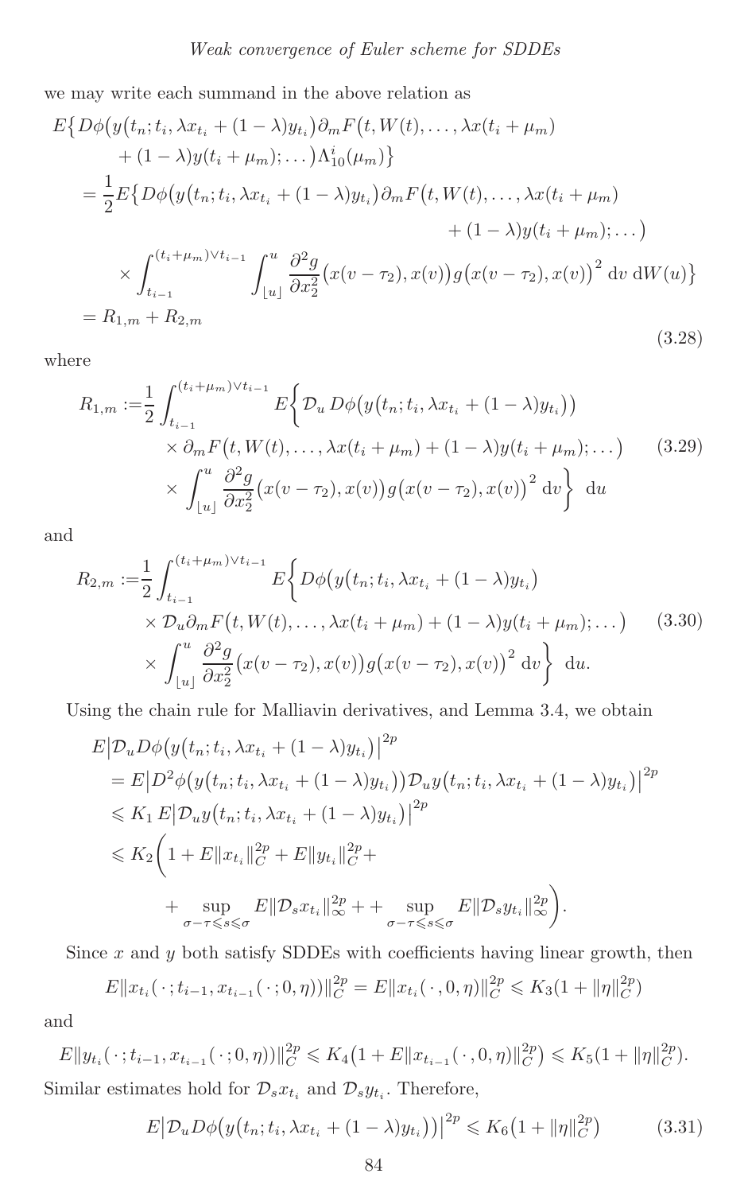we may write each summand in the above relation as

$$
\begin{aligned}
&E\big\{D\phi\big(y\big(t_n;t_i,\lambda x_{t_i}+(1-\lambda)y_{t_i}\big)\partial_m F\big(t,W(t),\ldots,\lambda x(t_i+\mu_m)\\
&\qquad+(1-\lambda)y(t_i+\mu_m);\ldots\big)\Lambda^i_{10}(\mu_m)\big\}\\
&=\frac{1}{2}E\big\{D\phi\big(y\big(t_n;t_i,\lambda x_{t_i}+(1-\lambda)y_{t_i}\big)\partial_m F\big(t,W(t),\ldots,\lambda x(t_i+\mu_m)\\
&\qquad\qquad\qquad\qquad\qquad\qquad\qquad\qquad+(1-\lambda)y(t_i+\mu_m);\ldots\big)\\
&\qquad\times\int_{t_{i-1}}^{(t_i+\mu_m)\vee t_{i-1}}\int_{\lfloor u\rfloor}^{u}\frac{\partial^2 g}{\partial x_2^2}\big(x(v-\tau_2),x(v)\big)g\big(x(v-\tau_2),x(v)\big)^2\,\mathrm{d}v\,\mathrm{d}W(u)\big\}\\
&=R_{1,m}+R_{2,m}
\end{aligned}
\tag{3.28}
$$

where

$$
\begin{aligned}
R_{1,m}:=&\frac{1}{2}\int_{t_{i-1}}^{(t_i+\mu_m)\vee t_{i-1}}E\bigg\{\mathcal{D}_u\,D\phi\big(y\big(t_n;t_i,\lambda x_{t_i}+(1-\lambda)y_{t_i}\big)\big)\\
&\times\partial_m F\big(t,W(t),\ldots,\lambda x(t_i+\mu_m)+(1-\lambda)y(t_i+\mu_m);\ldots\big)\\
&\times\int_{\lfloor u\rfloor}^{u}\frac{\partial^2 g}{\partial x_2^2}\big(x(v-\tau_2),x(v)\big)g\big(x(v-\tau_2),x(v)\big)^2\,\mathrm{d}v\bigg\}\;\mathrm{d}u
\end{aligned}
\tag{3.29}
$$

and

$$
\begin{aligned}
R_{2,m}:=&\frac{1}{2}\int_{t_{i-1}}^{(t_i+\mu_m)\vee t_{i-1}}E\bigg\{D\phi\big(y\big(t_n;t_i,\lambda x_{t_i}+(1-\lambda)y_{t_i}\big)\\
&\times\mathcal{D}_u\partial_m F\big(t,W(t),\ldots,\lambda x(t_i+\mu_m)+(1-\lambda)y(t_i+\mu_m);\ldots\big)\\
&\times\int_{\lfloor u\rfloor}^{u}\frac{\partial^2 g}{\partial x_2^2}\big(x(v-\tau_2),x(v)\big)g\big(x(v-\tau_2),x(v)\big)^2\,\mathrm{d}v\bigg\}\;\mathrm{d}u.
\end{aligned}
\tag{3.30}
$$

Using the chain rule for Malliavin derivatives, and Lemma 3.4, we obtain

$$
\begin{aligned}
&E\big|\mathcal{D}_u D\phi\big(y\big(t_n;t_i,\lambda x_{t_i}+(1-\lambda)y_{t_i}\big)\big|^{2p}\\
&=E\big|D^2\phi\big(y\big(t_n;t_i,\lambda x_{t_i}+(1-\lambda)y_{t_i}\big)\big)\mathcal{D}_u y\big(t_n;t_i,\lambda x_{t_i}+(1-\lambda)y_{t_i}\big)\big|^{2p}\\
&\leqslant K_1\,E\big|\mathcal{D}_u y\big(t_n;t_i,\lambda x_{t_i}+(1-\lambda)y_{t_i}\big)\big|^{2p}\\
&\leqslant K_2\bigg(1+E\|x_{t_i}\|_C^{2p}+E\|y_{t_i}\|_C^{2p}+\\
&\qquad\qquad+\sup_{\sigma-\tau\leqslant s\leqslant\sigma}E\|\mathcal{D}_s x_{t_i}\|_\infty^{2p}++\sup_{\sigma-\tau\leqslant s\leqslant\sigma}E\|\mathcal{D}_s y_{t_i}\|_\infty^{2p}\bigg).
\end{aligned}
$$

Since $x$ and $y$ both satisfy SDDEs with coefficients having linear growth, then

$$
E\|x_{t_i}(\,\cdot\,;t_{i-1},x_{t_{i-1}}(\,\cdot\,;0,\eta))\|_C^{2p}=E\|x_{t_i}(\,\cdot\,,0,\eta)\|_C^{2p}\leqslant K_3(1+\|\eta\|_C^{2p})
$$

and

$$
E\|y_{t_i}(\,\cdot\,;t_{i-1},x_{t_{i-1}}(\,\cdot\,;0,\eta))\|_C^{2p}\leqslant K_4\big(1+E\|x_{t_{i-1}}(\,\cdot\,,0,\eta)\|_C^{2p}\big)\leqslant K_5(1+\|\eta\|_C^{2p}).
$$

Similar estimates hold for $\mathcal{D}_s x_{t_i}$ and $\mathcal{D}_s y_{t_i}$. Therefore,

$$
E\big|\mathcal{D}_u D\phi\big(y\big(t_n;t_i,\lambda x_{t_i}+(1-\lambda)y_{t_i}\big)\big)\big|^{2p}\leqslant K_6\big(1+\|\eta\|_C^{2p}\big)
\tag{3.31}
$$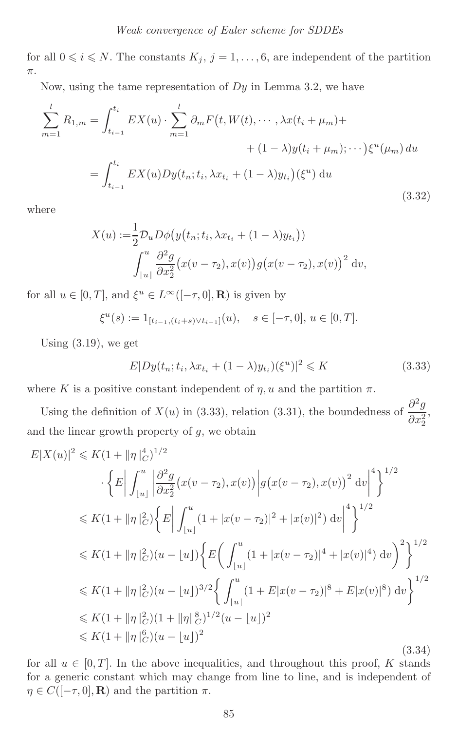for all $0 \leqslant i \leqslant N$. The constants $K_j$, $j = 1, \ldots, 6$, are independent of the partition $\pi$.

Now, using the tame representation of $Dy$ in Lemma 3.2, we have

$$
\begin{aligned}
\sum_{m=1}^{l} R_{1,m} &= \int_{t_{i-1}}^{t_i} EX(u) \cdot \sum_{m=1}^{l} \partial_m F\big(t, W(t), \cdots, \lambda x(t_i + \mu_m) + \\
&\qquad\qquad + (1-\lambda) y(t_i + \mu_m); \cdots\big) \xi^u(\mu_m)\, du \\
&= \int_{t_{i-1}}^{t_i} EX(u) Dy\big(t_n; t_i, \lambda x_{t_i} + (1-\lambda) y_{t_i}\big)(\xi^u)\, \mathrm{d}u
\end{aligned}
\tag{3.32}
$$

where

$$
\begin{aligned}
X(u) :=& \frac{1}{2} \mathcal{D}_u D\phi\big(y\big(t_n; t_i, \lambda x_{t_i} + (1-\lambda) y_{t_i}\big)\big) \\
& \int_{\lfloor u \rfloor}^{u} \frac{\partial^2 g}{\partial x_2^2}\big(x(v - \tau_2), x(v)\big) g\big(x(v-\tau_2), x(v)\big)^2\, \mathrm{d}v,
\end{aligned}
$$

for all $u \in [0, T]$, and $\xi^u \in L^\infty([-\tau, 0], \mathbf{R})$ is given by

$$
\xi^u(s) := 1_{[t_{i-1}, (t_i + s) \vee t_{i-1}]}(u), \quad s \in [-\tau, 0],\, u \in [0, T].
$$

Using (3.19), we get

$$
E|Dy(t_n; t_i, \lambda x_{t_i} + (1-\lambda) y_{t_i})(\xi^u)|^2 \leqslant K \tag{3.33}
$$

where $K$ is a positive constant independent of $\eta, u$ and the partition $\pi$.

Using the definition of $X(u)$ in (3.33), relation (3.31), the boundedness of $\dfrac{\partial^2 g}{\partial x_2^2}$, and the linear growth property of $g$, we obtain

$$
\begin{aligned}
E|X(u)|^2 &\leqslant K(1 + \|\eta\|_C^4)^{1/2} \\
&\qquad \cdot \bigg\{ E\bigg| \int_{\lfloor u \rfloor}^{u} \bigg| \frac{\partial^2 g}{\partial x_2^2}\big(x(v-\tau_2), x(v)\big)\bigg| g\big(x(v-\tau_2), x(v)\big)^2\, \mathrm{d}v \bigg|^4 \bigg\}^{1/2} \\
&\leqslant K(1 + \|\eta\|_C^2) \bigg\{ E\bigg| \int_{\lfloor u \rfloor}^{u} (1 + |x(v-\tau_2)|^2 + |x(v)|^2)\, \mathrm{d}v \bigg|^4 \bigg\}^{1/2} \\
&\leqslant K(1 + \|\eta\|_C^2)(u - \lfloor u \rfloor) \bigg\{ E\bigg( \int_{\lfloor u \rfloor}^{u} (1 + |x(v-\tau_2)|^4 + |x(v)|^4)\, \mathrm{d}v \bigg)^2 \bigg\}^{1/2} \\
&\leqslant K(1 + \|\eta\|_C^2)(u - \lfloor u \rfloor)^{3/2} \bigg\{ \int_{\lfloor u \rfloor}^{u} (1 + E|x(v-\tau_2)|^8 + E|x(v)|^8)\, \mathrm{d}v \bigg\}^{1/2} \\
&\leqslant K(1 + \|\eta\|_C^2)(1 + \|\eta\|_C^8)^{1/2} (u - \lfloor u \rfloor)^2 \\
&\leqslant K(1 + \|\eta\|_C^6)(u - \lfloor u \rfloor)^2
\end{aligned}
\tag{3.34}
$$

for all $u \in [0, T]$. In the above inequalities, and throughout this proof, $K$ stands for a generic constant which may change from line to line, and is independent of $\eta \in C([-\tau, 0], \mathbf{R})$ and the partition $\pi$.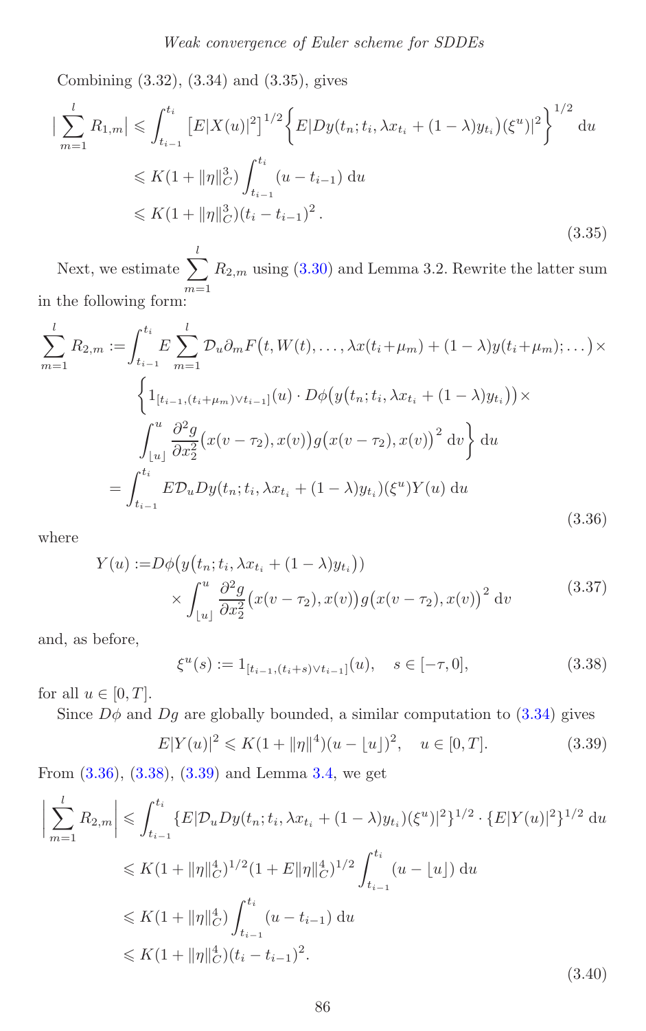Combining (3.32), (3.34) and (3.35), gives

$$
\begin{aligned}
\Big|\sum_{m=1}^{l} R_{1,m}\Big| &\leqslant \int_{t_{i-1}}^{t_i} \big[E|X(u)|^2\big]^{1/2}\Big\{E\big|Dy(t_n;t_i,\lambda x_{t_i}+(1-\lambda)y_{t_i})(\xi^u)\big|^2\Big\}^{1/2}\,\mathrm{d}u \\
&\leqslant K(1+\|\eta\|_C^3)\int_{t_{i-1}}^{t_i}(u-t_{i-1})\,\mathrm{d}u \\
&\leqslant K(1+\|\eta\|_C^3)(t_i-t_{i-1})^2\,.
\end{aligned}
\tag{3.35}
$$

Next, we estimate $\sum_{m=1}^{l} R_{2,m}$ using (3.30) and Lemma 3.2. Rewrite the latter sum in the following form:

$$
\begin{aligned}
\sum_{m=1}^{l} R_{2,m} :=& \int_{t_{i-1}}^{t_i} E\sum_{m=1}^{l}\mathcal{D}_u\partial_m F\big(t,W(t),\ldots,\lambda x(t_i+\mu_m)+(1-\lambda)y(t_i+\mu_m);\ldots\big)\times \\
&\Big\{1_{[t_{i-1},(t_i+\mu_m)\vee t_{i-1}]}(u)\cdot D\phi\big(y\big(t_n;t_i,\lambda x_{t_i}+(1-\lambda)y_{t_i}\big)\big)\times \\
&\int_{\lfloor u\rfloor}^{u}\frac{\partial^2 g}{\partial x_2^2}\big(x(v-\tau_2),x(v)\big)g\big(x(v-\tau_2),x(v)\big)^2\,\mathrm{d}v\Big\}\,\mathrm{d}u \\
=& \int_{t_{i-1}}^{t_i} E\mathcal{D}_u Dy(t_n;t_i,\lambda x_{t_i}+(1-\lambda)y_{t_i})(\xi^u)Y(u)\,\mathrm{d}u
\end{aligned}
\tag{3.36}
$$

where

$$
\begin{aligned}
Y(u) :=& D\phi\big(y\big(t_n;t_i,\lambda x_{t_i}+(1-\lambda)y_{t_i}\big)\big) \\
&\times\int_{\lfloor u\rfloor}^{u}\frac{\partial^2 g}{\partial x_2^2}\big(x(v-\tau_2),x(v)\big)g\big(x(v-\tau_2),x(v)\big)^2\,\mathrm{d}v
\end{aligned}
\tag{3.37}
$$

and, as before,

$$
\xi^u(s) := 1_{[t_{i-1},(t_i+s)\vee t_{i-1}]}(u), \quad s\in[-\tau,0],
\tag{3.38}
$$

for all $u\in[0,T]$.

Since $D\phi$ and $Dg$ are globally bounded, a similar computation to (3.34) gives

$$
E|Y(u)|^2 \leqslant K(1+\|\eta\|^4)(u-\lfloor u\rfloor)^2, \quad u\in[0,T].
\tag{3.39}
$$

From (3.36), (3.38), (3.39) and Lemma 3.4, we get

$$
\begin{aligned}
\Big|\sum_{m=1}^{l} R_{2,m}\Big| &\leqslant \int_{t_{i-1}}^{t_i}\{E|\mathcal{D}_u Dy(t_n;t_i,\lambda x_{t_i}+(1-\lambda)y_{t_i})(\xi^u)|^2\}^{1/2}\cdot\{E|Y(u)|^2\}^{1/2}\,\mathrm{d}u \\
&\leqslant K(1+\|\eta\|_C^4)^{1/2}(1+E\|\eta\|_C^4)^{1/2}\int_{t_{i-1}}^{t_i}(u-\lfloor u\rfloor)\,\mathrm{d}u \\
&\leqslant K(1+\|\eta\|_C^4)\int_{t_{i-1}}^{t_i}(u-t_{i-1})\,\mathrm{d}u \\
&\leqslant K(1+\|\eta\|_C^4)(t_i-t_{i-1})^2.
\end{aligned}
\tag{3.40}
$$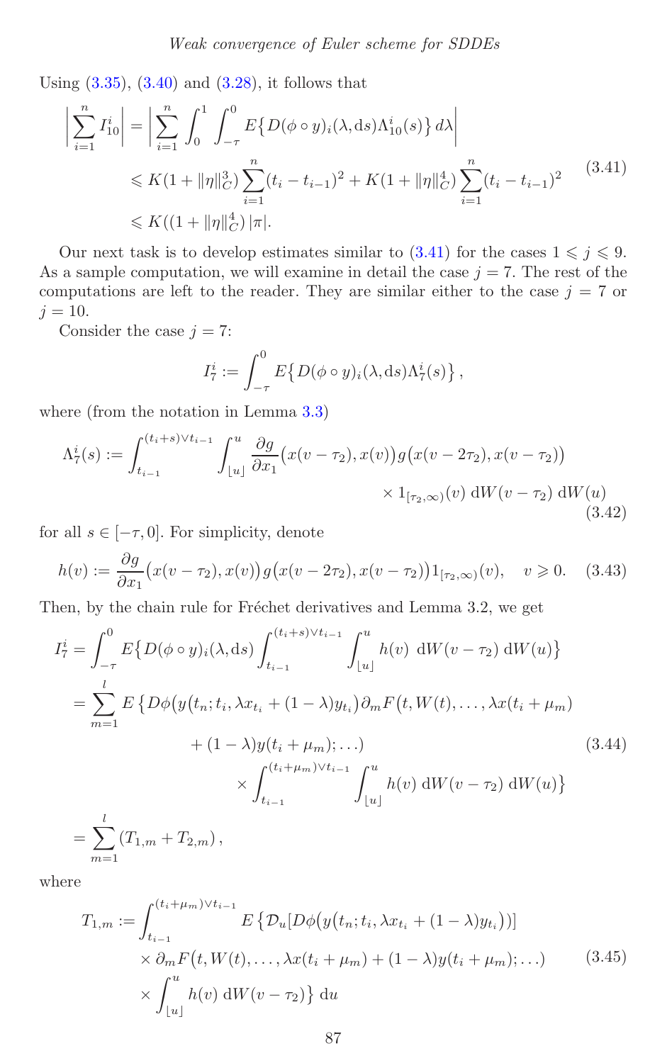Using (3.35), (3.40) and (3.28), it follows that

$$\Big|\sum_{i=1}^n I_{10}^i\Big| = \Big|\sum_{i=1}^n \int_0^1 \int_{-\tau}^0 E\big\{D(\phi\circ y)_i(\lambda,\mathrm{d}s)\Lambda_{10}^i(s)\big\}\,d\lambda\Big|$$
$$\leqslant K(1+\|\eta\|_C^3)\sum_{i=1}^n (t_i-t_{i-1})^2 + K(1+\|\eta\|_C^4)\sum_{i=1}^n (t_i-t_{i-1})^2$$
$$\leqslant K((1+\|\eta\|_C^4)\,|\pi|. \tag{3.41}$$

Our next task is to develop estimates similar to (3.41) for the cases $1\leqslant j\leqslant 9$. As a sample computation, we will examine in detail the case $j=7$. The rest of the computations are left to the reader. They are similar either to the case $j=7$ or $j=10$.

Consider the case $j=7$:

$$I_7^i := \int_{-\tau}^0 E\big\{D(\phi\circ y)_i(\lambda,\mathrm{d}s)\Lambda_7^i(s)\big\},$$

where (from the notation in Lemma 3.3)

$$\Lambda_7^i(s) := \int_{t_{i-1}}^{(t_i+s)\vee t_{i-1}} \int_{\lfloor u\rfloor}^u \frac{\partial g}{\partial x_1}\big(x(v-\tau_2),x(v)\big)\,g\big(x(v-2\tau_2),x(v-\tau_2)\big)$$
$$\times 1_{[\tau_2,\infty)}(v)\ \mathrm{d}W(v-\tau_2)\ \mathrm{d}W(u) \tag{3.42}$$

for all $s\in[-\tau,0]$. For simplicity, denote

$$h(v) := \frac{\partial g}{\partial x_1}\big(x(v-\tau_2),x(v)\big)\,g\big(x(v-2\tau_2),x(v-\tau_2)\big)1_{[\tau_2,\infty)}(v),\quad v\geqslant 0. \tag{3.43}$$

Then, by the chain rule for Fréchet derivatives and Lemma 3.2, we get

$$I_7^i = \int_{-\tau}^0 E\big\{D(\phi\circ y)_i(\lambda,\mathrm{d}s)\int_{t_{i-1}}^{(t_i+s)\vee t_{i-1}}\int_{\lfloor u\rfloor}^u h(v)\ \mathrm{d}W(v-\tau_2)\ \mathrm{d}W(u)\big\}$$
$$= \sum_{m=1}^l E\,\big\{D\phi\big(y\big(t_n;t_i,\lambda x_{t_i}+(1-\lambda)y_{t_i}\big)\partial_m F\big(t,W(t),\ldots,\lambda x(t_i+\mu_m)$$
$$+(1-\lambda)y(t_i+\mu_m);\ldots\big)$$
$$\times\int_{t_{i-1}}^{(t_i+\mu_m)\vee t_{i-1}}\int_{\lfloor u\rfloor}^u h(v)\ \mathrm{d}W(v-\tau_2)\ \mathrm{d}W(u)\big\} \tag{3.44}$$
$$= \sum_{m=1}^l (T_{1,m}+T_{2,m}),$$

where

$$T_{1,m} := \int_{t_{i-1}}^{(t_i+\mu_m)\vee t_{i-1}} E\,\big\{\mathcal{D}_u[D\phi\big(y\big(t_n;t_i,\lambda x_{t_i}+(1-\lambda)y_{t_i}\big)\big)]$$
$$\times\,\partial_m F\big(t,W(t),\ldots,\lambda x(t_i+\mu_m)+(1-\lambda)y(t_i+\mu_m);\ldots\big)$$
$$\times\int_{\lfloor u\rfloor}^u h(v)\ \mathrm{d}W(v-\tau_2)\big\}\ \mathrm{d}u \tag{3.45}$$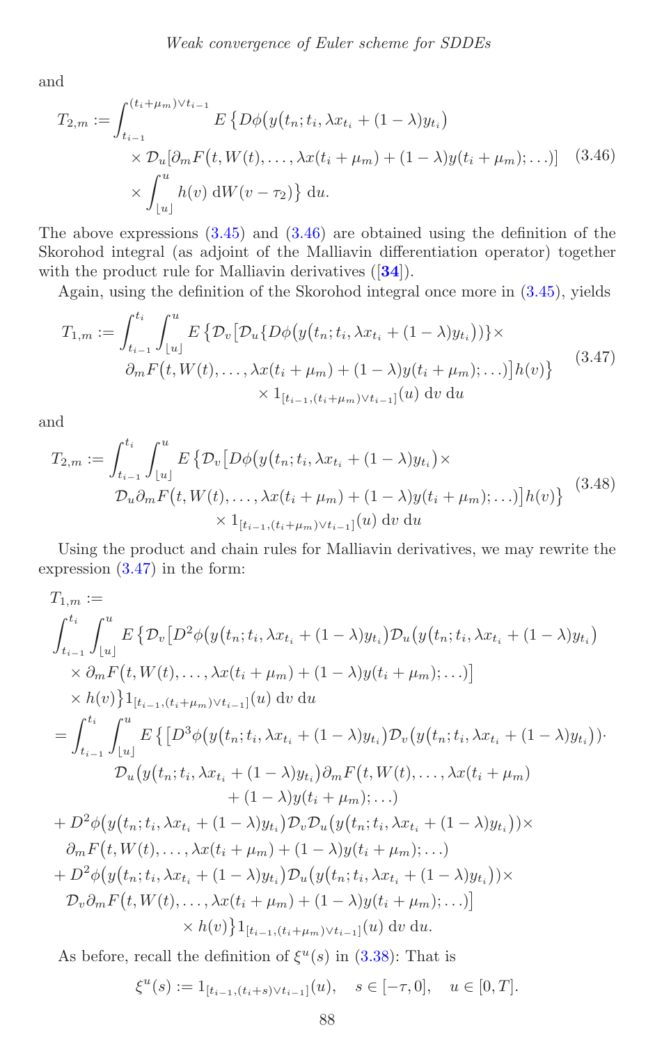and

$$
\begin{aligned}
T_{2,m} := \int_{t_{i-1}}^{(t_i+\mu_m)\vee t_{i-1}} & E\,\big\{ D\phi\big(y(t_n; t_i, \lambda x_{t_i} + (1-\lambda) y_{t_i}\big) \\
& \times \mathcal{D}_u[\partial_m F\big(t, W(t), \ldots, \lambda x(t_i+\mu_m) + (1-\lambda) y(t_i+\mu_m); \ldots)] \\
& \times \int_{\lfloor u \rfloor}^{u} h(v)\, \mathrm{d}W(v-\tau_2)\big\}\, \mathrm{d}u.
\end{aligned} \tag{3.46}
$$

The above expressions (3.45) and (3.46) are obtained using the definition of the Skorohod integral (as adjoint of the Malliavin differentiation operator) together with the product rule for Malliavin derivatives ([**34**]).

Again, using the definition of the Skorohod integral once more in (3.45), yields

$$
\begin{aligned}
T_{1,m} := \int_{t_{i-1}}^{t_i} \int_{\lfloor u \rfloor}^{u} & E\,\big\{ \mathcal{D}_v\big[\mathcal{D}_u\{D\phi\big(y\big(t_n; t_i, \lambda x_{t_i} + (1-\lambda) y_{t_i}\big)\big)\}\times \\
& \partial_m F\big(t, W(t), \ldots, \lambda x(t_i+\mu_m) + (1-\lambda) y(t_i+\mu_m); \ldots)\big] h(v)\big\} \\
& \qquad \times 1_{[t_{i-1},(t_i+\mu_m)\vee t_{i-1}]}(u)\, \mathrm{d}v\, \mathrm{d}u
\end{aligned} \tag{3.47}
$$

and

$$
\begin{aligned}
T_{2,m} := \int_{t_{i-1}}^{t_i} \int_{\lfloor u \rfloor}^{u} & E\,\big\{ \mathcal{D}_v\big[D\phi\big(y\big(t_n; t_i, \lambda x_{t_i} + (1-\lambda) y_{t_i}\big)\times \\
& \mathcal{D}_u \partial_m F\big(t, W(t), \ldots, \lambda x(t_i+\mu_m) + (1-\lambda) y(t_i+\mu_m); \ldots)\big] h(v)\big\} \\
& \qquad \times 1_{[t_{i-1},(t_i+\mu_m)\vee t_{i-1}]}(u)\, \mathrm{d}v\, \mathrm{d}u
\end{aligned} \tag{3.48}
$$

Using the product and chain rules for Malliavin derivatives, we may rewrite the expression (3.47) in the form:

$$
\begin{aligned}
& T_{1,m} := \\
& \int_{t_{i-1}}^{t_i} \int_{\lfloor u \rfloor}^{u} E\,\big\{ \mathcal{D}_v\big[D^2\phi\big(y\big(t_n; t_i, \lambda x_{t_i} + (1-\lambda) y_{t_i}\big)\mathcal{D}_u\big(y\big(t_n; t_i, \lambda x_{t_i} + (1-\lambda) y_{t_i}\big) \\
& \quad \times \partial_m F\big(t, W(t), \ldots, \lambda x(t_i+\mu_m) + (1-\lambda) y(t_i+\mu_m); \ldots)\big] \\
& \quad \times h(v)\big\} 1_{[t_{i-1},(t_i+\mu_m)\vee t_{i-1}]}(u)\, \mathrm{d}v\, \mathrm{d}u \\
& = \int_{t_{i-1}}^{t_i} \int_{\lfloor u \rfloor}^{u} E\,\big\{ \big[D^3\phi\big(y\big(t_n; t_i, \lambda x_{t_i} + (1-\lambda) y_{t_i}\big)\mathcal{D}_v\big(y\big(t_n; t_i, \lambda x_{t_i} + (1-\lambda) y_{t_i}\big)\big)\cdot \\
& \qquad \mathcal{D}_u\big(y\big(t_n; t_i, \lambda x_{t_i} + (1-\lambda) y_{t_i}\big)\partial_m F\big(t, W(t), \ldots, \lambda x(t_i+\mu_m) \\
& \qquad\qquad + (1-\lambda) y(t_i+\mu_m); \ldots) \\
& \quad + D^2\phi\big(y\big(t_n; t_i, \lambda x_{t_i} + (1-\lambda) y_{t_i}\big)\mathcal{D}_v\mathcal{D}_u\big(y\big(t_n; t_i, \lambda x_{t_i} + (1-\lambda) y_{t_i}\big)\big)\times \\
& \qquad \partial_m F\big(t, W(t), \ldots, \lambda x(t_i+\mu_m) + (1-\lambda) y(t_i+\mu_m); \ldots) \\
& \quad + D^2\phi\big(y\big(t_n; t_i, \lambda x_{t_i} + (1-\lambda) y_{t_i}\big)\mathcal{D}_u\big(y\big(t_n; t_i, \lambda x_{t_i} + (1-\lambda) y_{t_i}\big)\big)\times \\
& \qquad \mathcal{D}_v \partial_m F\big(t, W(t), \ldots, \lambda x(t_i+\mu_m) + (1-\lambda) y(t_i+\mu_m); \ldots)\big] \\
& \qquad\qquad \times h(v)\big\} 1_{[t_{i-1},(t_i+\mu_m)\vee t_{i-1}]}(u)\, \mathrm{d}v\, \mathrm{d}u.
\end{aligned}
$$

As before, recall the definition of $\xi^u(s)$ in (3.38): That is

$$
\xi^u(s) := 1_{[t_{i-1},(t_i+s)\vee t_{i-1}]}(u), \quad s \in [-\tau, 0], \quad u \in [0, T].
$$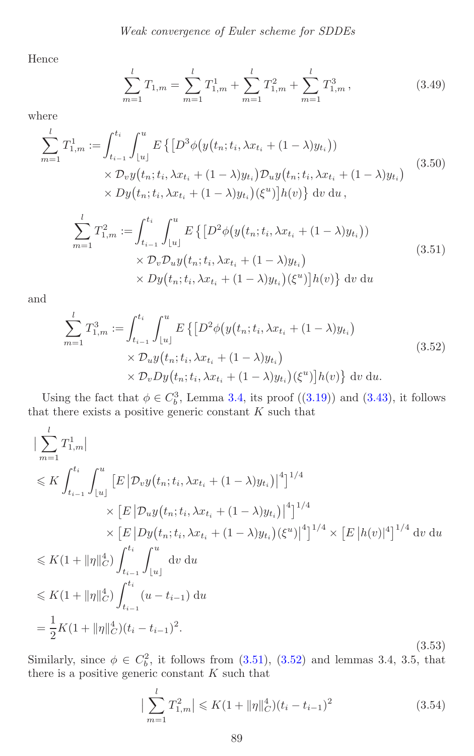Hence

$$\sum_{m=1}^{l} T_{1,m} = \sum_{m=1}^{l} T_{1,m}^{1} + \sum_{m=1}^{l} T_{1,m}^{2} + \sum_{m=1}^{l} T_{1,m}^{3}\,, \tag{3.49}$$

where

$$\begin{aligned}\sum_{m=1}^{l} T_{1,m}^{1} := \int_{t_{i-1}}^{t_i}\int_{\lfloor u\rfloor}^{u} E\big\{\big[&D^3\phi\big(y\big(t_n;t_i,\lambda x_{t_i}+(1-\lambda)y_{t_i}\big)\big)\\ &\times \mathcal{D}_v y\big(t_n;t_i,\lambda x_{t_i}+(1-\lambda)y_{t_i}\big)\mathcal{D}_u y\big(t_n;t_i,\lambda x_{t_i}+(1-\lambda)y_{t_i}\big)\\ &\times Dy\big(t_n;t_i,\lambda x_{t_i}+(1-\lambda)y_{t_i}\big)(\xi^u)\big]h(v)\big\}\,\mathrm{d}v\,\mathrm{d}u\,,\end{aligned} \tag{3.50}$$

$$\begin{aligned}\sum_{m=1}^{l} T_{1,m}^{2} := \int_{t_{i-1}}^{t_i}\int_{\lfloor u\rfloor}^{u} E\big\{\big[&D^2\phi\big(y\big(t_n;t_i,\lambda x_{t_i}+(1-\lambda)y_{t_i}\big)\big)\\ &\times \mathcal{D}_v\mathcal{D}_u y\big(t_n;t_i,\lambda x_{t_i}+(1-\lambda)y_{t_i}\big)\\ &\times Dy\big(t_n;t_i,\lambda x_{t_i}+(1-\lambda)y_{t_i}\big)(\xi^u)\big]h(v)\big\}\,\mathrm{d}v\,\mathrm{d}u\end{aligned} \tag{3.51}$$

and

$$\begin{aligned}\sum_{m=1}^{l} T_{1,m}^{3} := \int_{t_{i-1}}^{t_i}\int_{\lfloor u\rfloor}^{u} E\big\{\big[&D^2\phi\big(y\big(t_n;t_i,\lambda x_{t_i}+(1-\lambda)y_{t_i}\big)\\ &\times \mathcal{D}_u y\big(t_n;t_i,\lambda x_{t_i}+(1-\lambda)y_{t_i}\big)\\ &\times \mathcal{D}_v Dy\big(t_n;t_i,\lambda x_{t_i}+(1-\lambda)y_{t_i}\big)(\xi^u)\big]h(v)\big\}\,\mathrm{d}v\,\mathrm{d}u.\end{aligned} \tag{3.52}$$

Using the fact that $\phi \in C_b^3$, Lemma 3.4, its proof ((3.19)) and (3.43), it follows that there exists a positive generic constant $K$ such that

$$\begin{aligned}&\Big|\sum_{m=1}^{l} T_{1,m}^{1}\Big|\\ &\leqslant K\int_{t_{i-1}}^{t_i}\int_{\lfloor u\rfloor}^{u}\big[E\big|\mathcal{D}_v y\big(t_n;t_i,\lambda x_{t_i}+(1-\lambda)y_{t_i}\big)\big|^4\big]^{1/4}\\ &\qquad\qquad\times\big[E\big|\mathcal{D}_u y\big(t_n;t_i,\lambda x_{t_i}+(1-\lambda)y_{t_i}\big)\big|^4\big]^{1/4}\\ &\qquad\qquad\times\big[E\big|Dy\big(t_n;t_i,\lambda x_{t_i}+(1-\lambda)y_{t_i}\big)(\xi^u)\big|^4\big]^{1/4}\times\big[E\,|h(v)|^4\big]^{1/4}\,\mathrm{d}v\,\mathrm{d}u\\ &\leqslant K(1+\|\eta\|_C^4)\int_{t_{i-1}}^{t_i}\int_{\lfloor u\rfloor}^{u}\mathrm{d}v\,\mathrm{d}u\\ &\leqslant K(1+\|\eta\|_C^4)\int_{t_{i-1}}^{t_i}(u-t_{i-1})\,\mathrm{d}u\\ &=\frac{1}{2}K(1+\|\eta\|_C^4)(t_i-t_{i-1})^2.\end{aligned} \tag{3.53}$$

Similarly, since $\phi \in C_b^2$, it follows from (3.51), (3.52) and lemmas 3.4, 3.5, that there is a positive generic constant $K$ such that

$$\Big|\sum_{m=1}^{l} T_{1,m}^{2}\Big| \leqslant K(1+\|\eta\|_C^4)(t_i-t_{i-1})^2 \tag{3.54}$$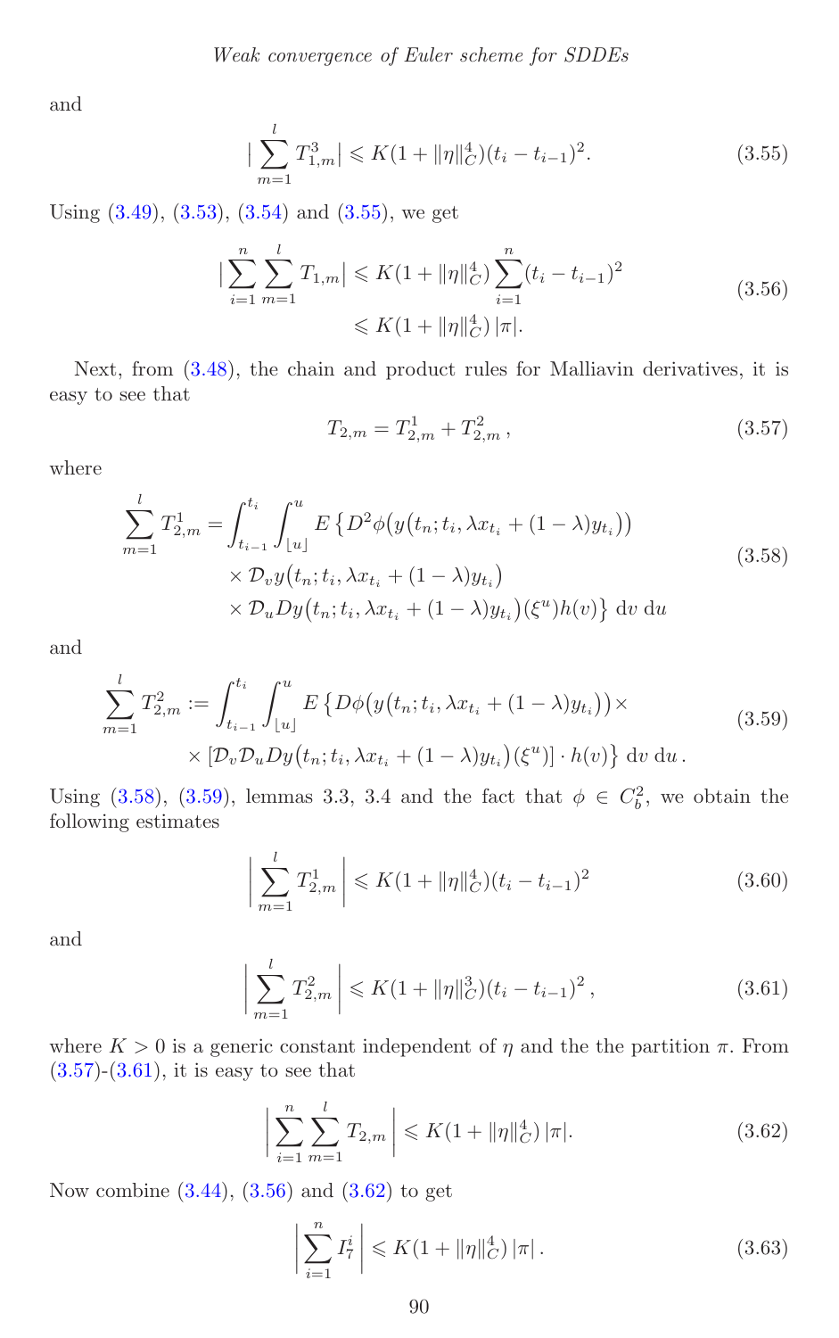and

$$\Big|\sum_{m=1}^{l} T_{1,m}^{3}\Big| \leqslant K(1+\|\eta\|_C^4)(t_i - t_{i-1})^2. \tag{3.55}$$

Using (3.49), (3.53), (3.54) and (3.55), we get

$$\begin{aligned}\Big|\sum_{i=1}^{n}\sum_{m=1}^{l} T_{1,m}\Big| &\leqslant K(1+\|\eta\|_C^4)\sum_{i=1}^{n}(t_i - t_{i-1})^2 \\ &\leqslant K(1+\|\eta\|_C^4)\,|\pi|.\end{aligned} \tag{3.56}$$

Next, from (3.48), the chain and product rules for Malliavin derivatives, it is easy to see that

$$T_{2,m} = T_{2,m}^{1} + T_{2,m}^{2}\,, \tag{3.57}$$

where

$$\begin{aligned}\sum_{m=1}^{l} T_{2,m}^{1} = \int_{t_{i-1}}^{t_i}\int_{\lfloor u\rfloor}^{u} E\,\big\{& D^2\phi\big(y\big(t_n;t_i,\lambda x_{t_i}+(1-\lambda)y_{t_i}\big)\big) \\ &\times \mathcal{D}_v y\big(t_n;t_i,\lambda x_{t_i}+(1-\lambda)y_{t_i}\big) \\ &\times \mathcal{D}_u Dy\big(t_n;t_i,\lambda x_{t_i}+(1-\lambda)y_{t_i}\big)(\xi^u)h(v)\big\}\,dv\,du\end{aligned} \tag{3.58}$$

and

$$\begin{aligned}\sum_{m=1}^{l} T_{2,m}^{2} := \int_{t_{i-1}}^{t_i}\int_{\lfloor u\rfloor}^{u} E\,\big\{& D\phi\big(y\big(t_n;t_i,\lambda x_{t_i}+(1-\lambda)y_{t_i}\big)\big)\times \\ &\times [\mathcal{D}_v\mathcal{D}_u Dy\big(t_n;t_i,\lambda x_{t_i}+(1-\lambda)y_{t_i}\big)(\xi^u)]\cdot h(v)\big\}\,dv\,du\,.\end{aligned} \tag{3.59}$$

Using (3.58), (3.59), lemmas 3.3, 3.4 and the fact that $\phi\in C_b^2$, we obtain the following estimates

$$\left|\sum_{m=1}^{l} T_{2,m}^{1}\right| \leqslant K(1+\|\eta\|_C^4)(t_i - t_{i-1})^2 \tag{3.60}$$

and

$$\left|\sum_{m=1}^{l} T_{2,m}^{2}\right| \leqslant K(1+\|\eta\|_C^3)(t_i - t_{i-1})^2\,, \tag{3.61}$$

where $K>0$ is a generic constant independent of $\eta$ and the the partition $\pi$. From (3.57)-(3.61), it is easy to see that

$$\left|\sum_{i=1}^{n}\sum_{m=1}^{l} T_{2,m}\right| \leqslant K(1+\|\eta\|_C^4)\,|\pi|. \tag{3.62}$$

Now combine (3.44), (3.56) and (3.62) to get

$$\left|\sum_{i=1}^{n} I_7^i\right| \leqslant K(1+\|\eta\|_C^4)\,|\pi|\,. \tag{3.63}$$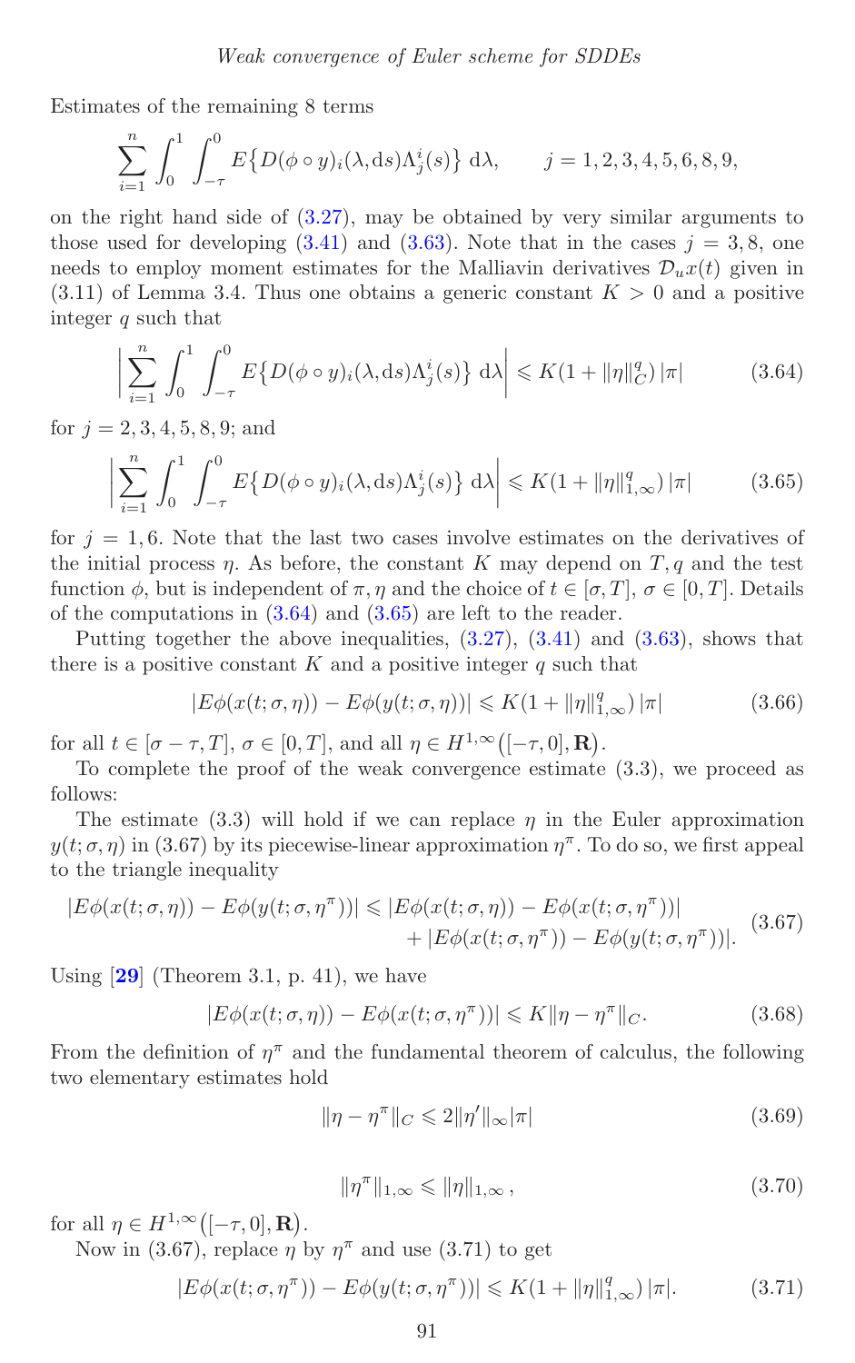Estimates of the remaining 8 terms

$$\sum_{i=1}^{n} \int_0^1 \int_{-\tau}^0 E\big\{D(\phi\circ y)_i(\lambda, \mathrm{d}s)\Lambda_j^i(s)\big\}\, \mathrm{d}\lambda, \qquad j = 1,2,3,4,5,6,8,9,$$

on the right hand side of (3.27), may be obtained by very similar arguments to those used for developing (3.41) and (3.63). Note that in the cases $j = 3, 8$, one needs to employ moment estimates for the Malliavin derivatives $\mathcal{D}_u x(t)$ given in (3.11) of Lemma 3.4. Thus one obtains a generic constant $K > 0$ and a positive integer $q$ such that

$$\left|\sum_{i=1}^{n} \int_0^1 \int_{-\tau}^0 E\big\{D(\phi\circ y)_i(\lambda, \mathrm{d}s)\Lambda_j^i(s)\big\}\, \mathrm{d}\lambda\right| \leqslant K(1 + \|\eta\|_C^q)\,|\pi| \tag{3.64}$$

for $j = 2, 3, 4, 5, 8, 9$; and

$$\left|\sum_{i=1}^{n} \int_0^1 \int_{-\tau}^0 E\big\{D(\phi\circ y)_i(\lambda, \mathrm{d}s)\Lambda_j^i(s)\big\}\, \mathrm{d}\lambda\right| \leqslant K(1 + \|\eta\|_{1,\infty}^q)\,|\pi| \tag{3.65}$$

for $j = 1, 6$. Note that the last two cases involve estimates on the derivatives of the initial process $\eta$. As before, the constant $K$ may depend on $T, q$ and the test function $\phi$, but is independent of $\pi, \eta$ and the choice of $t \in [\sigma, T]$, $\sigma \in [0, T]$. Details of the computations in (3.64) and (3.65) are left to the reader.

Putting together the above inequalities, (3.27), (3.41) and (3.63), shows that there is a positive constant $K$ and a positive integer $q$ such that

$$|E\phi(x(t;\sigma,\eta)) - E\phi(y(t;\sigma,\eta))| \leqslant K(1 + \|\eta\|_{1,\infty}^q)\,|\pi| \tag{3.66}$$

for all $t \in [\sigma - \tau, T]$, $\sigma \in [0, T]$, and all $\eta \in H^{1,\infty}\big([-\tau, 0], \mathbf{R}\big)$.

To complete the proof of the weak convergence estimate (3.3), we proceed as follows:

The estimate (3.3) will hold if we can replace $\eta$ in the Euler approximation $y(t;\sigma,\eta)$ in (3.67) by its piecewise-linear approximation $\eta^\pi$. To do so, we first appeal to the triangle inequality

$$\begin{aligned}|E\phi(x(t;\sigma,\eta)) - E\phi(y(t;\sigma,\eta^\pi))| \leqslant{}& |E\phi(x(t;\sigma,\eta)) - E\phi(x(t;\sigma,\eta^\pi))| \\ &+ |E\phi(x(t;\sigma,\eta^\pi)) - E\phi(y(t;\sigma,\eta^\pi))|.\end{aligned} \tag{3.67}$$

Using [29] (Theorem 3.1, p. 41), we have

$$|E\phi(x(t;\sigma,\eta)) - E\phi(x(t;\sigma,\eta^\pi))| \leqslant K\|\eta - \eta^\pi\|_C. \tag{3.68}$$

From the definition of $\eta^\pi$ and the fundamental theorem of calculus, the following two elementary estimates hold

$$\|\eta - \eta^\pi\|_C \leqslant 2\|\eta'\|_\infty |\pi| \tag{3.69}$$

$$\|\eta^\pi\|_{1,\infty} \leqslant \|\eta\|_{1,\infty}\,, \tag{3.70}$$

for all $\eta \in H^{1,\infty}\big([-\tau, 0], \mathbf{R}\big)$.

Now in (3.67), replace $\eta$ by $\eta^\pi$ and use (3.71) to get

$$|E\phi(x(t;\sigma,\eta^\pi)) - E\phi(y(t;\sigma,\eta^\pi))| \leqslant K(1 + \|\eta\|_{1,\infty}^q)\,|\pi|. \tag{3.71}$$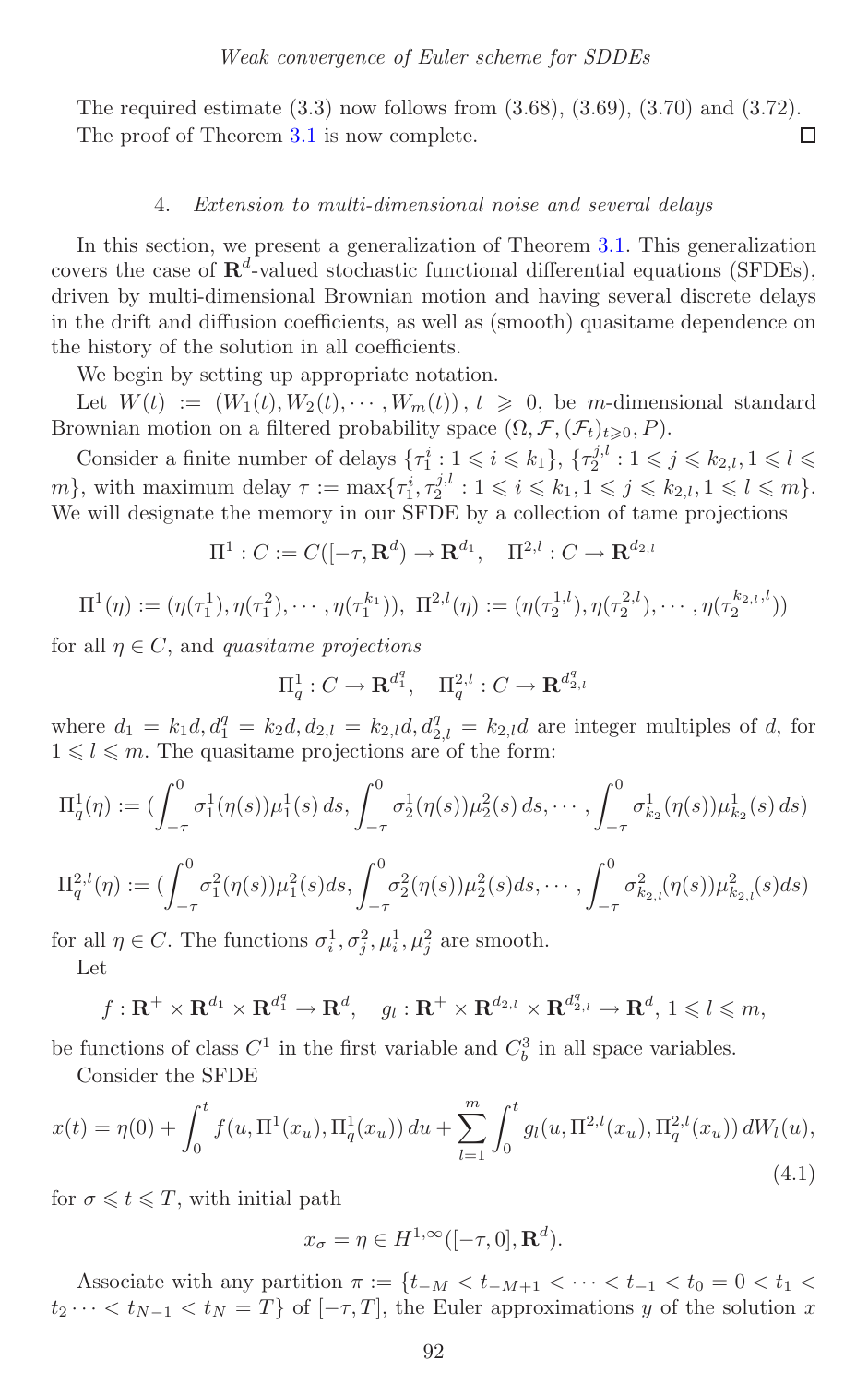The required estimate (3.3) now follows from (3.68), (3.69), (3.70) and (3.72). The proof of Theorem 3.1 is now complete. □

## 4. *Extension to multi-dimensional noise and several delays*

In this section, we present a generalization of Theorem 3.1. This generalization covers the case of $\mathbf{R}^d$-valued stochastic functional differential equations (SFDEs), driven by multi-dimensional Brownian motion and having several discrete delays in the drift and diffusion coefficients, as well as (smooth) quasitame dependence on the history of the solution in all coefficients.

We begin by setting up appropriate notation.

Let $W(t) := (W_1(t), W_2(t), \cdots, W_m(t))$, $t \geqslant 0$, be $m$-dimensional standard Brownian motion on a filtered probability space $(\Omega, \mathcal{F}, (\mathcal{F}_t)_{t\geqslant 0}, P)$.

Consider a finite number of delays $\{\tau_1^i : 1 \leqslant i \leqslant k_1\}$, $\{\tau_2^{j,l} : 1 \leqslant j \leqslant k_{2,l}, 1 \leqslant l \leqslant m\}$, with maximum delay $\tau := \max\{\tau_1^i, \tau_2^{j,l} : 1 \leqslant i \leqslant k_1, 1 \leqslant j \leqslant k_{2,l}, 1 \leqslant l \leqslant m\}$. We will designate the memory in our SFDE by a collection of tame projections

$$\Pi^1 : C := C([-\tau, \mathbf{R}^d) \to \mathbf{R}^{d_1}, \quad \Pi^{2,l} : C \to \mathbf{R}^{d_{2,l}}$$

$$\Pi^1(\eta) := (\eta(\tau_1^1), \eta(\tau_1^2), \cdots, \eta(\tau_1^{k_1})),\ \Pi^{2,l}(\eta) := (\eta(\tau_2^{1,l}), \eta(\tau_2^{2,l}), \cdots, \eta(\tau_2^{k_{2,l},l}))$$

for all $\eta \in C$, and *quasitame projections*

$$\Pi_q^1 : C \to \mathbf{R}^{d_1^q}, \quad \Pi_q^{2,l} : C \to \mathbf{R}^{d_{2,l}^q}$$

where $d_1 = k_1 d, d_1^q = k_2 d, d_{2,l} = k_{2,l} d, d_{2,l}^q = k_{2,l} d$ are integer multiples of $d$, for $1 \leqslant l \leqslant m$. The quasitame projections are of the form:

$$\Pi_q^1(\eta) := \Big(\int_{-\tau}^0 \sigma_1^1(\eta(s))\mu_1^1(s)\,ds, \int_{-\tau}^0 \sigma_2^1(\eta(s))\mu_1^2(s)\,ds, \cdots, \int_{-\tau}^0 \sigma_{k_2}^1(\eta(s))\mu_{k_2}^1(s)\,ds\Big)$$

$$\Pi_q^{2,l}(\eta) := \Big(\int_{-\tau}^0 \sigma_1^2(\eta(s))\mu_1^2(s)ds, \int_{-\tau}^0 \sigma_2^2(\eta(s))\mu_2^2(s)ds, \cdots, \int_{-\tau}^0 \sigma_{k_{2,l}}^2(\eta(s))\mu_{k_{2,l}}^2(s)ds\Big)$$

for all $\eta \in C$. The functions $\sigma_i^1, \sigma_j^2, \mu_i^1, \mu_j^2$ are smooth.

Let

$$f : \mathbf{R}^+ \times \mathbf{R}^{d_1} \times \mathbf{R}^{d_1^q} \to \mathbf{R}^d, \quad g_l : \mathbf{R}^+ \times \mathbf{R}^{d_{2,l}} \times \mathbf{R}^{d_{2,l}^q} \to \mathbf{R}^d,\ 1 \leqslant l \leqslant m,$$

be functions of class $C^1$ in the first variable and $C_b^3$ in all space variables.

Consider the SFDE

$$x(t) = \eta(0) + \int_0^t f(u, \Pi^1(x_u), \Pi_q^1(x_u))\,du + \sum_{l=1}^m \int_0^t g_l(u, \Pi^{2,l}(x_u), \Pi_q^{2,l}(x_u))\,dW_l(u), \tag{4.1}$$

for $\sigma \leqslant t \leqslant T$, with initial path

$$x_\sigma = \eta \in H^{1,\infty}([-\tau, 0], \mathbf{R}^d).$$

Associate with any partition $\pi := \{t_{-M} < t_{-M+1} < \cdots < t_{-1} < t_0 = 0 < t_1 < t_2 \cdots < t_{N-1} < t_N = T\}$ of $[-\tau, T]$, the Euler approximations $y$ of the solution $x$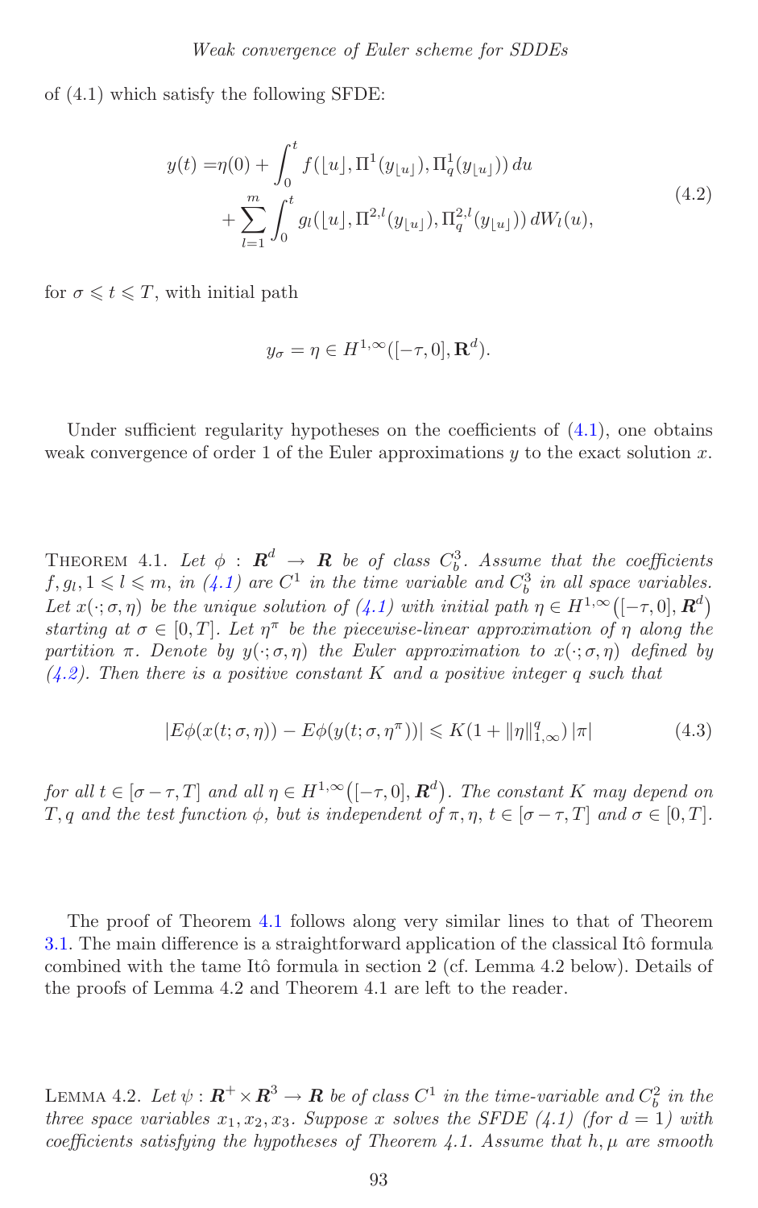of (4.1) which satisfy the following SFDE:

$$
\begin{aligned}
y(t) =& \eta(0) + \int_0^t f(\lfloor u \rfloor, \Pi^1(y_{\lfloor u \rfloor}), \Pi_q^1(y_{\lfloor u \rfloor}))\, du \\
&+ \sum_{l=1}^m \int_0^t g_l(\lfloor u \rfloor, \Pi^{2,l}(y_{\lfloor u \rfloor}), \Pi_q^{2,l}(y_{\lfloor u \rfloor}))\, dW_l(u),
\end{aligned}
\tag{4.2}
$$

for $\sigma \leqslant t \leqslant T$, with initial path

$$
y_\sigma = \eta \in H^{1,\infty}([-\tau, 0], \mathbf{R}^d).
$$

Under sufficient regularity hypotheses on the coefficients of (4.1), one obtains weak convergence of order 1 of the Euler approximations $y$ to the exact solution $x$.

Theorem 4.1. *Let $\phi : \boldsymbol{R}^d \to \boldsymbol{R}$ be of class $C_b^3$. Assume that the coefficients $f, g_l, 1 \leqslant l \leqslant m$, in (4.1) are $C^1$ in the time variable and $C_b^3$ in all space variables. Let $x(\cdot; \sigma, \eta)$ be the unique solution of (4.1) with initial path $\eta \in H^{1,\infty}([-\tau, 0], \boldsymbol{R}^d)$ starting at $\sigma \in [0, T]$. Let $\eta^\pi$ be the piecewise-linear approximation of $\eta$ along the partition $\pi$. Denote by $y(\cdot; \sigma, \eta)$ the Euler approximation to $x(\cdot; \sigma, \eta)$ defined by (4.2). Then there is a positive constant $K$ and a positive integer $q$ such that*

$$
|E\phi(x(t; \sigma, \eta)) - E\phi(y(t; \sigma, \eta^\pi))| \leqslant K(1 + \|\eta\|_{1,\infty}^q)\, |\pi|
\tag{4.3}
$$

*for all $t \in [\sigma - \tau, T]$ and all $\eta \in H^{1,\infty}([-\tau, 0], \boldsymbol{R}^d)$. The constant $K$ may depend on $T, q$ and the test function $\phi$, but is independent of $\pi, \eta$, $t \in [\sigma - \tau, T]$ and $\sigma \in [0, T]$.*

The proof of Theorem 4.1 follows along very similar lines to that of Theorem 3.1. The main difference is a straightforward application of the classical Itô formula combined with the tame Itô formula in section 2 (cf. Lemma 4.2 below). Details of the proofs of Lemma 4.2 and Theorem 4.1 are left to the reader.

Lemma 4.2. *Let $\psi : \boldsymbol{R}^+ \times \boldsymbol{R}^3 \to \boldsymbol{R}$ be of class $C^1$ in the time-variable and $C_b^2$ in the three space variables $x_1, x_2, x_3$. Suppose $x$ solves the SFDE (4.1) (for $d = 1$) with coefficients satisfying the hypotheses of Theorem 4.1. Assume that $h, \mu$ are smooth*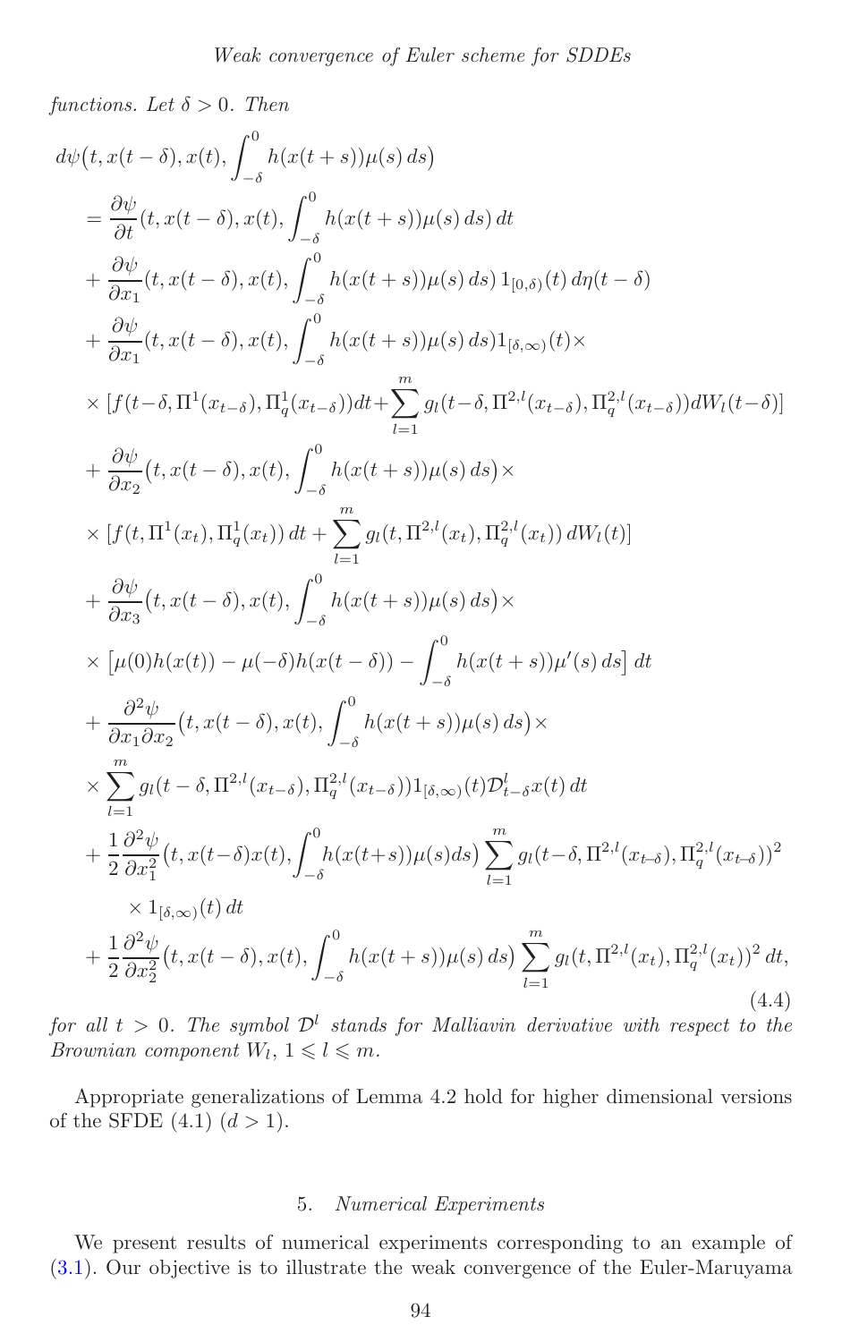*functions. Let $\delta > 0$. Then*

$$
\begin{aligned}
& d\psi\big(t, x(t-\delta), x(t), \int_{-\delta}^{0} h(x(t+s))\mu(s)\,ds\big) \\
&= \frac{\partial \psi}{\partial t}(t, x(t-\delta), x(t), \int_{-\delta}^{0} h(x(t+s))\mu(s)\,ds)\,dt \\
&+ \frac{\partial \psi}{\partial x_1}(t, x(t-\delta), x(t), \int_{-\delta}^{0} h(x(t+s))\mu(s)\,ds)\,1_{[0,\delta)}(t)\,d\eta(t-\delta) \\
&+ \frac{\partial \psi}{\partial x_1}(t, x(t-\delta), x(t), \int_{-\delta}^{0} h(x(t+s))\mu(s)\,ds) 1_{[\delta,\infty)}(t) \times \\
&\times [f(t-\delta, \Pi^1(x_{t-\delta}), \Pi^1_q(x_{t-\delta}))dt + \sum_{l=1}^{m} g_l(t-\delta, \Pi^{2,l}(x_{t-\delta}), \Pi^{2,l}_q(x_{t-\delta}))dW_l(t-\delta)] \\
&+ \frac{\partial \psi}{\partial x_2}\big(t, x(t-\delta), x(t), \int_{-\delta}^{0} h(x(t+s))\mu(s)\,ds\big) \times \\
&\times [f(t, \Pi^1(x_t), \Pi^1_q(x_t))\,dt + \sum_{l=1}^{m} g_l(t, \Pi^{2,l}(x_t), \Pi^{2,l}_q(x_t))\,dW_l(t)] \\
&+ \frac{\partial \psi}{\partial x_3}\big(t, x(t-\delta), x(t), \int_{-\delta}^{0} h(x(t+s))\mu(s)\,ds\big) \times \\
&\times \big[\mu(0)h(x(t)) - \mu(-\delta)h(x(t-\delta)) - \int_{-\delta}^{0} h(x(t+s))\mu'(s)\,ds\big]\,dt \\
&+ \frac{\partial^2 \psi}{\partial x_1 \partial x_2}\big(t, x(t-\delta), x(t), \int_{-\delta}^{0} h(x(t+s))\mu(s)\,ds\big) \times \\
&\times \sum_{l=1}^{m} g_l(t-\delta, \Pi^{2,l}(x_{t-\delta}), \Pi^{2,l}_q(x_{t-\delta})) 1_{[\delta,\infty)}(t) \mathcal{D}^l_{t-\delta} x(t)\,dt \\
&+ \frac{1}{2}\frac{\partial^2 \psi}{\partial x_1^2}\big(t, x(t-\delta) x(t), \int_{-\delta}^{0} h(x(t+s))\mu(s) ds\big) \sum_{l=1}^{m} g_l(t-\delta, \Pi^{2,l}(x_{t-\delta}), \Pi^{2,l}_q(x_{t-\delta}))^2 \\
&\qquad \times 1_{[\delta,\infty)}(t)\,dt \\
&+ \frac{1}{2}\frac{\partial^2 \psi}{\partial x_2^2}\big(t, x(t-\delta), x(t), \int_{-\delta}^{0} h(x(t+s))\mu(s)\,ds\big) \sum_{l=1}^{m} g_l(t, \Pi^{2,l}(x_t), \Pi^{2,l}_q(x_t))^2\,dt,
\end{aligned}
\tag{4.4}
$$

*for all $t > 0$. The symbol $\mathcal{D}^l$ stands for Malliavin derivative with respect to the Brownian component $W_l$, $1 \leqslant l \leqslant m$.*

Appropriate generalizations of Lemma 4.2 hold for higher dimensional versions of the SFDE (4.1) ($d > 1$).

## 5. *Numerical Experiments*

We present results of numerical experiments corresponding to an example of (3.1). Our objective is to illustrate the weak convergence of the Euler-Maruyama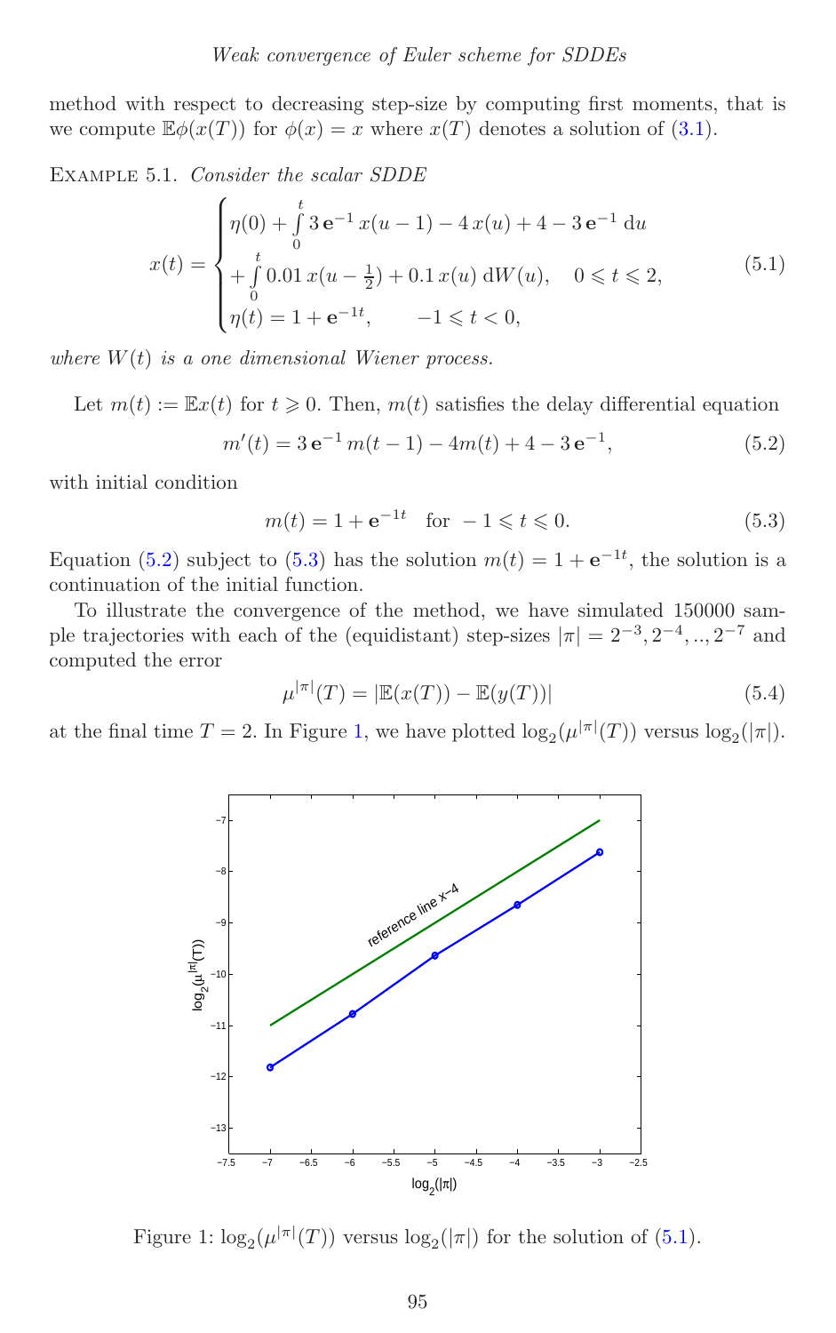method with respect to decreasing step-size by computing first moments, that is we compute $\mathbb{E}\phi(x(T))$ for $\phi(x) = x$ where $x(T)$ denotes a solution of (3.1).

Example 5.1. *Consider the scalar SDDE*

$$x(t) = \begin{cases} \eta(0) + \int_0^t 3\,\mathbf{e}^{-1}\,x(u-1) - 4\,x(u) + 4 - 3\,\mathbf{e}^{-1}\,\mathrm{d}u \\ + \int_0^t 0.01\,x(u-\tfrac{1}{2}) + 0.1\,x(u)\,\mathrm{d}W(u), \quad 0 \leqslant t \leqslant 2, \\ \eta(t) = 1 + \mathbf{e}^{-1t}, \qquad -1 \leqslant t < 0, \end{cases} \tag{5.1}$$

*where $W(t)$ is a one dimensional Wiener process.*

Let $m(t) := \mathbb{E}x(t)$ for $t \geqslant 0$. Then, $m(t)$ satisfies the delay differential equation

$$m'(t) = 3\,\mathbf{e}^{-1}\,m(t-1) - 4m(t) + 4 - 3\,\mathbf{e}^{-1}, \tag{5.2}$$

with initial condition

$$m(t) = 1 + \mathbf{e}^{-1t} \quad \text{for } -1 \leqslant t \leqslant 0. \tag{5.3}$$

Equation (5.2) subject to (5.3) has the solution $m(t) = 1 + \mathbf{e}^{-1t}$, the solution is a continuation of the initial function.

To illustrate the convergence of the method, we have simulated 150000 sample trajectories with each of the (equidistant) step-sizes $|\pi| = 2^{-3}, 2^{-4}, .., 2^{-7}$ and computed the error

$$\mu^{|\pi|}(T) = |\mathbb{E}(x(T)) - \mathbb{E}(y(T))| \tag{5.4}$$

at the final time $T = 2$. In Figure 1, we have plotted $\log_2(\mu^{|\pi|}(T))$ versus $\log_2(|\pi|)$.

Figure 1: $\log_2(\mu^{|\pi|}(T))$ versus $\log_2(|\pi|)$ for the solution of (5.1).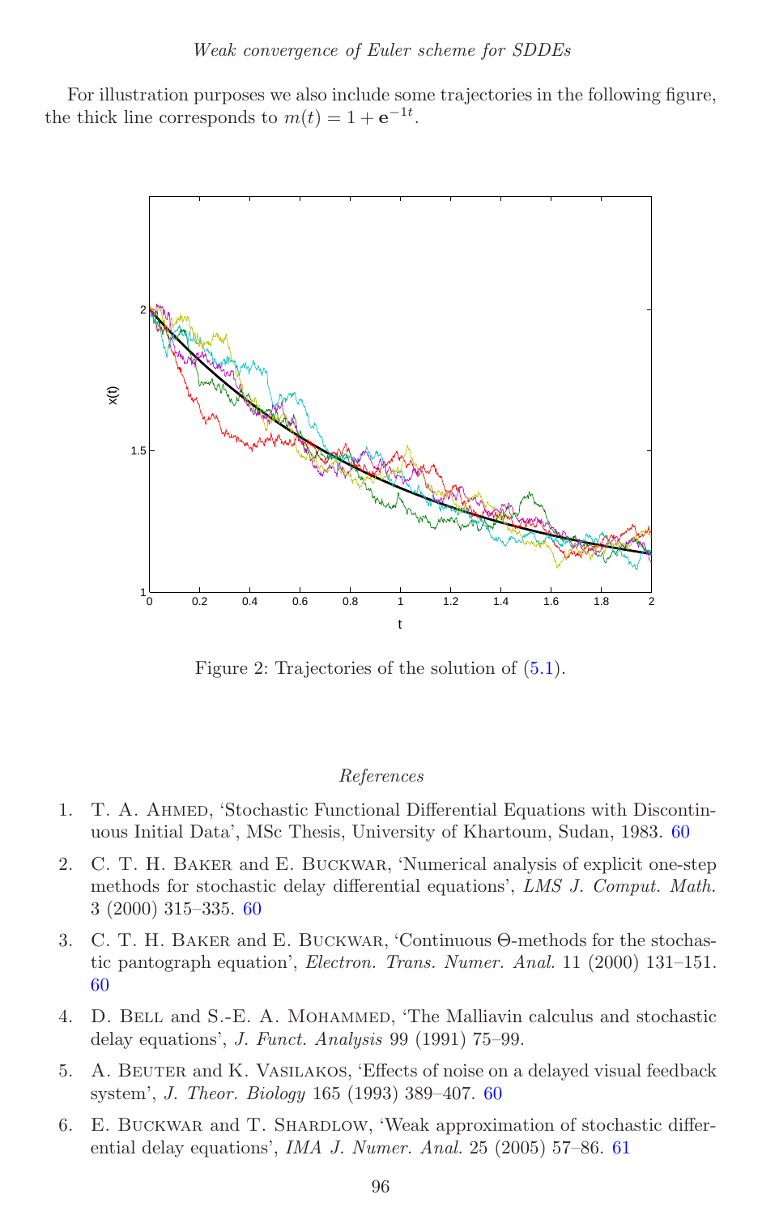For illustration purposes we also include some trajectories in the following figure, the thick line corresponds to $m(t) = 1 + \mathbf{e}^{-1t}$.

Figure 2: Trajectories of the solution of (5.1).

## *References*

1. T. A. Ahmed, 'Stochastic Functional Differential Equations with Discontinuous Initial Data', MSc Thesis, University of Khartoum, Sudan, 1983. 60

2. C. T. H. Baker and E. Buckwar, 'Numerical analysis of explicit one-step methods for stochastic delay differential equations', *LMS J. Comput. Math.* 3 (2000) 315–335. 60

3. C. T. H. Baker and E. Buckwar, 'Continuous Θ-methods for the stochastic pantograph equation', *Electron. Trans. Numer. Anal.* 11 (2000) 131–151. 60

4. D. Bell and S.-E. A. Mohammed, 'The Malliavin calculus and stochastic delay equations', *J. Funct. Analysis* 99 (1991) 75–99.

5. A. Beuter and K. Vasilakos, 'Effects of noise on a delayed visual feedback system', *J. Theor. Biology* 165 (1993) 389–407. 60

6. E. Buckwar and T. Shardlow, 'Weak approximation of stochastic differential delay equations', *IMA J. Numer. Anal.* 25 (2005) 57–86. 61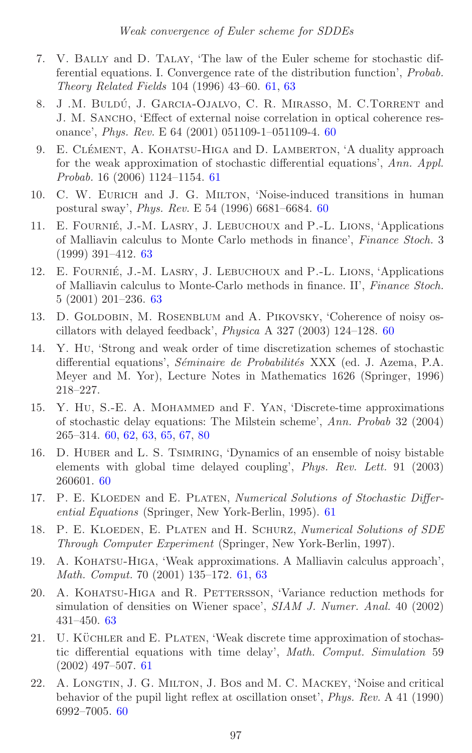7. V. Bally and D. Talay, 'The law of the Euler scheme for stochastic differential equations. I. Convergence rate of the distribution function', *Probab. Theory Related Fields* 104 (1996) 43–60. 61, 63
8. J .M. Buldú, J. Garcia-Ojalvo, C. R. Mirasso, M. C.Torrent and J. M. Sancho, 'Effect of external noise correlation in optical coherence resonance', *Phys. Rev.* E 64 (2001) 051109-1–051109-4. 60
9. E. Clément, A. Kohatsu-Higa and D. Lamberton, 'A duality approach for the weak approximation of stochastic differential equations', *Ann. Appl. Probab.* 16 (2006) 1124–1154. 61
10. C. W. Eurich and J. G. Milton, 'Noise-induced transitions in human postural sway', *Phys. Rev.* E 54 (1996) 6681–6684. 60
11. E. Fournié, J.-M. Lasry, J. Lebuchoux and P.-L. Lions, 'Applications of Malliavin calculus to Monte Carlo methods in finance', *Finance Stoch.* 3 (1999) 391–412. 63
12. E. Fournié, J.-M. Lasry, J. Lebuchoux and P.-L. Lions, 'Applications of Malliavin calculus to Monte-Carlo methods in finance. II', *Finance Stoch.* 5 (2001) 201–236. 63
13. D. Goldobin, M. Rosenblum and A. Pikovsky, 'Coherence of noisy oscillators with delayed feedback', *Physica* A 327 (2003) 124–128. 60
14. Y. Hu, 'Strong and weak order of time discretization schemes of stochastic differential equations', *Séminaire de Probabilités* XXX (ed. J. Azema, P.A. Meyer and M. Yor), Lecture Notes in Mathematics 1626 (Springer, 1996) 218–227.
15. Y. Hu, S.-E. A. Mohammed and F. Yan, 'Discrete-time approximations of stochastic delay equations: The Milstein scheme', *Ann. Probab* 32 (2004) 265–314. 60, 62, 63, 65, 67, 80
16. D. Huber and L. S. Tsimring, 'Dynamics of an ensemble of noisy bistable elements with global time delayed coupling', *Phys. Rev. Lett.* 91 (2003) 260601. 60
17. P. E. Kloeden and E. Platen, *Numerical Solutions of Stochastic Differential Equations* (Springer, New York-Berlin, 1995). 61
18. P. E. Kloeden, E. Platen and H. Schurz, *Numerical Solutions of SDE Through Computer Experiment* (Springer, New York-Berlin, 1997).
19. A. Kohatsu-Higa, 'Weak approximations. A Malliavin calculus approach', *Math. Comput.* 70 (2001) 135–172. 61, 63
20. A. Kohatsu-Higa and R. Pettersson, 'Variance reduction methods for simulation of densities on Wiener space', *SIAM J. Numer. Anal.* 40 (2002) 431–450. 63
21. U. Küchler and E. Platen, 'Weak discrete time approximation of stochastic differential equations with time delay', *Math. Comput. Simulation* 59 (2002) 497–507. 61
22. A. Longtin, J. G. Milton, J. Bos and M. C. Mackey, 'Noise and critical behavior of the pupil light reflex at oscillation onset', *Phys. Rev.* A 41 (1990) 6992–7005. 60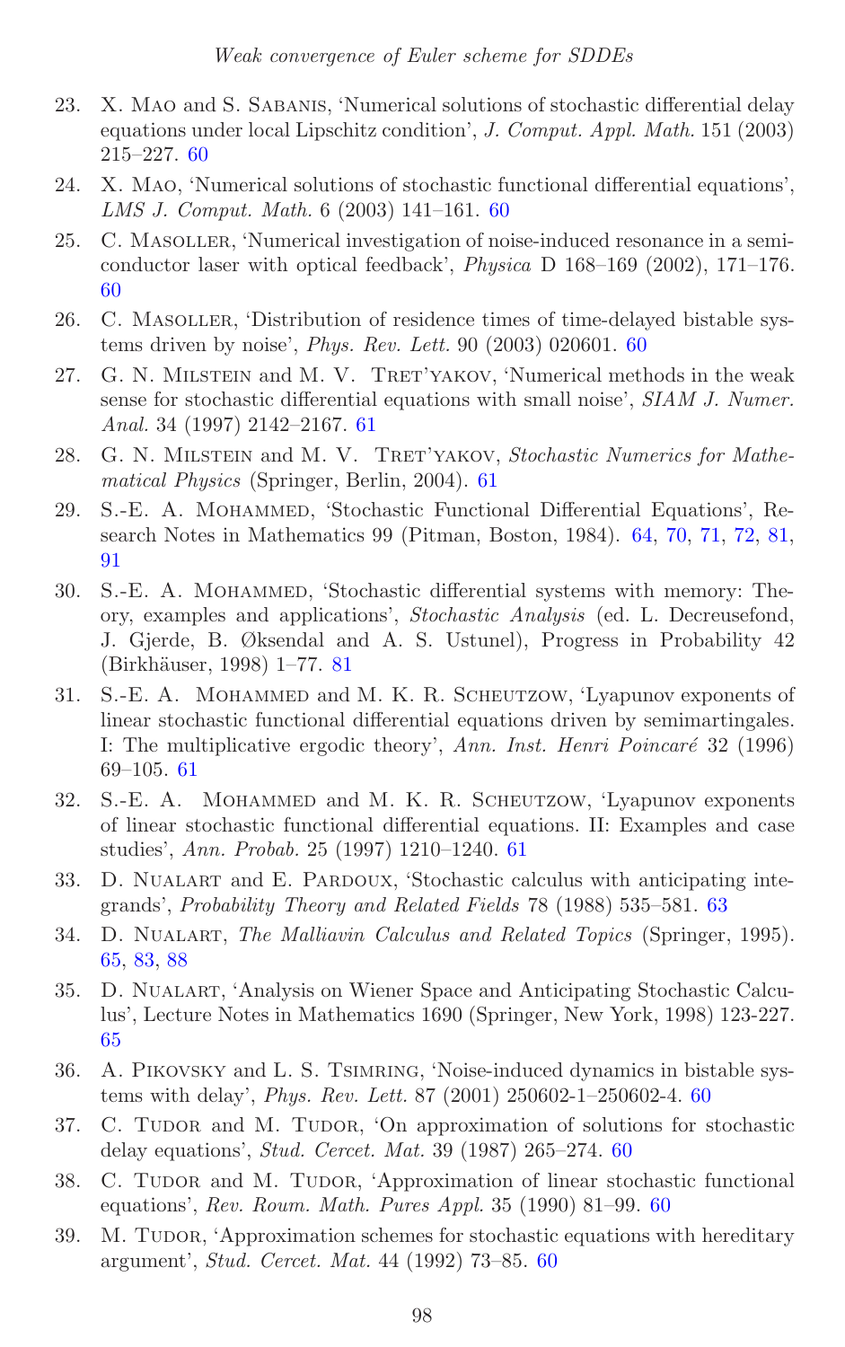23. X. Mao and S. Sabanis, 'Numerical solutions of stochastic differential delay equations under local Lipschitz condition', *J. Comput. Appl. Math.* 151 (2003) 215–227. 60

24. X. Mao, 'Numerical solutions of stochastic functional differential equations', *LMS J. Comput. Math.* 6 (2003) 141–161. 60

25. C. Masoller, 'Numerical investigation of noise-induced resonance in a semiconductor laser with optical feedback', *Physica* D 168–169 (2002), 171–176. 60

26. C. Masoller, 'Distribution of residence times of time-delayed bistable systems driven by noise', *Phys. Rev. Lett.* 90 (2003) 020601. 60

27. G. N. Milstein and M. V. Tret'yakov, 'Numerical methods in the weak sense for stochastic differential equations with small noise', *SIAM J. Numer. Anal.* 34 (1997) 2142–2167. 61

28. G. N. Milstein and M. V. Tret'yakov, *Stochastic Numerics for Mathematical Physics* (Springer, Berlin, 2004). 61

29. S.-E. A. Mohammed, 'Stochastic Functional Differential Equations', Research Notes in Mathematics 99 (Pitman, Boston, 1984). 64, 70, 71, 72, 81, 91

30. S.-E. A. Mohammed, 'Stochastic differential systems with memory: Theory, examples and applications', *Stochastic Analysis* (ed. L. Decreusefond, J. Gjerde, B. Øksendal and A. S. Ustunel), Progress in Probability 42 (Birkhäuser, 1998) 1–77. 81

31. S.-E. A. Mohammed and M. K. R. Scheutzow, 'Lyapunov exponents of linear stochastic functional differential equations driven by semimartingales. I: The multiplicative ergodic theory', *Ann. Inst. Henri Poincaré* 32 (1996) 69–105. 61

32. S.-E. A. Mohammed and M. K. R. Scheutzow, 'Lyapunov exponents of linear stochastic functional differential equations. II: Examples and case studies', *Ann. Probab.* 25 (1997) 1210–1240. 61

33. D. Nualart and E. Pardoux, 'Stochastic calculus with anticipating integrands', *Probability Theory and Related Fields* 78 (1988) 535–581. 63

34. D. Nualart, *The Malliavin Calculus and Related Topics* (Springer, 1995). 65, 83, 88

35. D. Nualart, 'Analysis on Wiener Space and Anticipating Stochastic Calculus', Lecture Notes in Mathematics 1690 (Springer, New York, 1998) 123-227. 65

36. A. Pikovsky and L. S. Tsimring, 'Noise-induced dynamics in bistable systems with delay', *Phys. Rev. Lett.* 87 (2001) 250602-1–250602-4. 60

37. C. Tudor and M. Tudor, 'On approximation of solutions for stochastic delay equations', *Stud. Cercet. Mat.* 39 (1987) 265–274. 60

38. C. Tudor and M. Tudor, 'Approximation of linear stochastic functional equations', *Rev. Roum. Math. Pures Appl.* 35 (1990) 81–99. 60

39. M. Tudor, 'Approximation schemes for stochastic equations with hereditary argument', *Stud. Cercet. Mat.* 44 (1992) 73–85. 60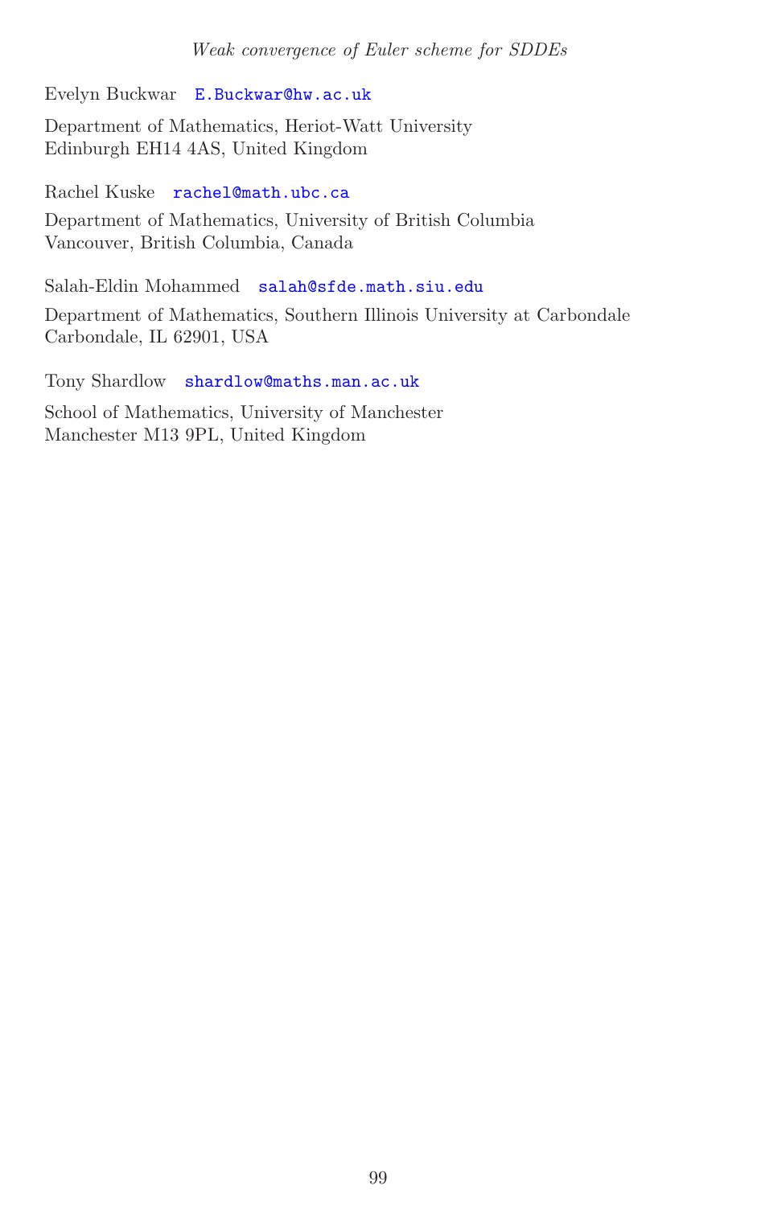Evelyn Buckwar E.Buckwar@hw.ac.uk

Department of Mathematics, Heriot-Watt University
Edinburgh EH14 4AS, United Kingdom

Rachel Kuske rachel@math.ubc.ca

Department of Mathematics, University of British Columbia
Vancouver, British Columbia, Canada

Salah-Eldin Mohammed salah@sfde.math.siu.edu

Department of Mathematics, Southern Illinois University at Carbondale
Carbondale, IL 62901, USA

Tony Shardlow shardlow@maths.man.ac.uk

School of Mathematics, University of Manchester
Manchester M13 9PL, United Kingdom